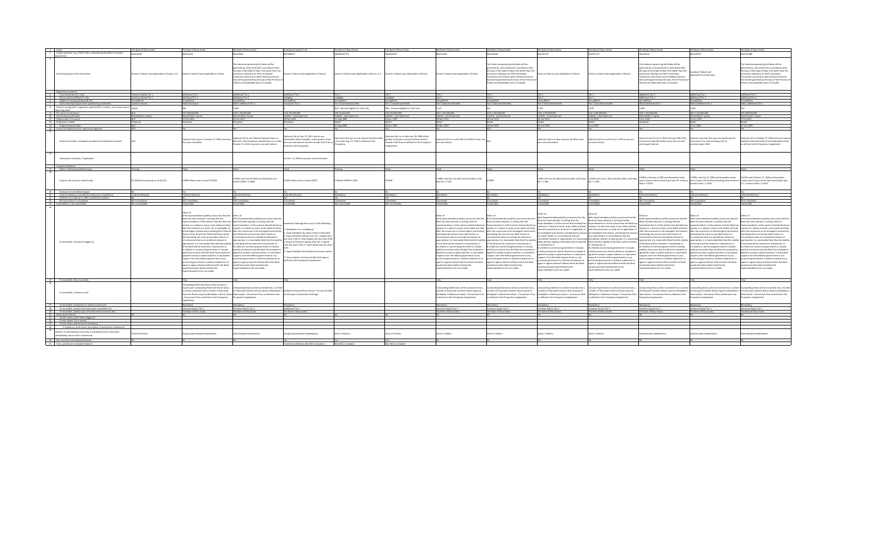| | | | | | | | | | | | | | | |
|---|---|---|---|---|---|---|---|---|---|---|---|---|---|---|
| 1 | Issuer | The Bank of Nova Scotia | The Bank of Nova Scotia | The Bank of Nova Scotia | Scotiabank Capital Trust | The Bank of Nova Scotia | The Bank of Nova Scotia | The Bank of Nova Scotia | The Bank of Nova Scotia | The Bank of Nova Scotia | The Bank of Nova Scotia | The Bank of Nova Scotia | The Bank of Nova Scotia | The Bank of Nova Scotia |
| 2 | Unique identifier (e.g. CUSIP, ISIN or Bloomberg identifier for private placement) | 064149107 | | | | | | | | | | | | |
| 3 | Governing law(s) of the instrument | Ontario, Federal Laws Applicable in Ontario, U.S. | Ontario, Federal Laws Applicable in Ontario | The indentures governing the Notes will be governed by, and construed in accordance with, the laws of the State of New York (other than the provisions relating to an NVCC Automatic Conversion and certain other limited provisions that will be governed by the laws of the Province of Ontario and applicable laws of Canada) | Ontario, Federal Laws Applicable in Ontario | Ontario, Federal Laws Applicable in Ontario, U.S. | Ontario, Federal Laws Applicable in Ontario | Ontario, Federal Laws Applicable in Ontario | The indentures governing the Notes will be governed by, and construed in accordance with, the laws of the State of New York (other than the provisions relating to an NVCC Automatic Conversion and certain other limited provisions that will be governed by the laws of the Province of Ontario and applicable laws of Canada) | Ontario, Federal Laws Applicable in Ontario | Ontario, Federal Laws Applicable in Ontario | The indentures governing the Notes will be governed by, and construed in accordance with, the laws of the State of New York (other than the provisions relating to an NVCC Automatic Conversion and certain other limited provisions that will be governed by the laws of the Province of Ontario and applicable laws of Canada) | Canadian Federal and applicable Provincial laws | The indentures governing the Notes will be governed by, and construed in accordance with, the laws of the State of New York (other than the provisions relating to an NVCC Automatic Conversion and certain other limited provisions that will be governed by the laws of the Province of Ontario and applicable laws of Canada) |
| | Regulatory treatment | | | | | | | | | | | | | |
| 4 | Transitional Basel III rules | Common Equity Tier 1 | Additional Tier 1 | Additional Tier 1 | Additional Tier 1 | Tier 2 | Tier 2 | Tier 2 | Tier 2 | Tier 2 | Tier 2 | Additional Tier 1 | Additional Tier 1 | Additional Tier 1 |
| 5 | Post-transitional Basel III rules | Common Equity Tier 1 | Additional Tier 1 | Additional Tier 1 | Ineligible | Ineligible | Ineligible | Tier 2 | Tier 2 | Tier 2 | Tier 2 | Additional Tier 1 | Additional Tier 1 | Additional Tier 1 |
| 6 | Eligible at solo/group/group&solo | Group&Solo | Group&Solo | Group&Solo | Group&Solo | Group&Solo | Group&Solo | Group&Solo | Group&Solo | Group&Solo | Group&Solo | Group&Solo | Group&Solo | Group&Solo |
| 7 | Instrument type (types to be specified by jurisdiction) | Common shares | Preferred shares | Other Additional Tier 1 | Innovative Tier 1 | Tier 2 Subordinated debt | Tier 2 Subordinated debt | Tier 2 Subordinated debt | Tier 2 Subordinated debt | Tier 2 Subordinated debt | Tier 2 Subordinated debt | Other Additional Tier 1 | Other Additional Tier 1 | Other Additional Tier 1 |
| 8 | Amount recognised in regulatory capital (CAD in millions, as of most recent reporting date) | | | | | N/A - Amount eligible for TLAC only | N/A - Amount eligible for TLAC only | | | | | | | |
| 9 | Par value of instrument | N/A | | USD 1,250,000,000 | | | CAD 250,000,000 | | USD 1,250,000,000 | | CAD 1,500,000,000 | USD 1,250,000,000 | | |
| 10 | Accounting classification | Shareholders' equity | Shareholders' equity | Shareholders' equity | Liability - amortized cost | Liability - amortized cost | Liability - amortized cost | Liability - amortized cost | Liability - amortized cost | Liability - amortized cost | Liability - amortized cost | Shareholders' equity | Shareholders' equity | Shareholders' equity |
| 11 | Original date of issuance | N/A | | 12-Oct-2017 | | 21-Aug-1985 | | 30-Mar-2017 | 16-Dec-2015 | 18-Jan-2019 | 3-Jul-2019 | 4-Jun-2020 | 27-Jul-2021 | 27-Oct-2021 |
| 12 | Perpetual or dated | Perpetual | Perpetual | Perpetual | Perpetual | Dated | Dated | Dated | Dated | Dated | Dated | Perpetual | Dated | Dated |
| 13 | Original maturity date | N/A | | | | 21-Aug-2085 | | 30-Mar-2027 | 16-Dec-2025 | 18-Jan-2029 | 3-Jul-2029 | | 27-Jul-2081 | 27-Oct-2081 |
| 14 | Issuer call subject to prior supervisory approval | N/A | Yes | Yes | Yes | Yes | Yes | Yes | No | Yes | Yes | Yes | Yes | Yes |
| 15 | Optional call date, contingent call dates and redemption amount | N/A | Optional Call at par on January 27, 2024 and every five years thereafter | Optional Call on any Interest Payment Date, as defined in the Prospectus Supplement, on or after October 12, 2022 at par plus accrued interest | Optional Call on Dec. 31, 2011 and on any distribution date thereafter, at the greater of par plus accrued interest and the Canada Yield Price as defined in the Prospectus | Optional Call at par on any Interest Payment Date on or after Aug. 21, 1990, as defined in the Prospectus | Optional Call on or after Jun. 30, 2000 at the greater of par plus accrued interest and the Canada Yield Price as defined in the Prospectus Supplement | Optional Call on or after March 30, 2022 at par plus accrued interest | N/A | Optional call on or after January 18, 2024 at par plus accrued interest | Optional call on or after July 3, 2024 at par plus accrued interest | Optional call on June 4, 2025 and each five (5)-year anniversary date thereafter at par plus accrued and unpaid interest | Optional call every five years during the period from June 27 to and including July 27, commencing in 2026 | Optional Call on October 27, 2026 and each Interest Payment Date thereafter at the Redemption Price, as defined in the Prospectus Supplement |
| 16 | Subsequent call dates, if applicable | | | | On Dec. 31, 2056 at par plus accrued interest | | | | | | | | | |
| | Coupons / dividends | | | | | | | | | | | | | |
| 17 | Fixed or floating dividend/coupon | Floating | Fixed | Fixed | Fixed | Floating | Fixed | Fixed | Fixed | Fixed | Fixed | Fixed | Fixed | Fixed |
| 18 | Coupon rate and any related index | $1.00/share (quarterly as of Q1/22) | 4.850% (Reset rate on Jan/27/2024) | 4.650% until Oct/12/2022 and thereafter at 3 month LIBOR + 2.648% | 5.650% (Reset rate on Jun/30/2037) | 6-Month LIBOR+0.125% | 8.900% | 2.580% until Mar 30, 2022 and thereafter at 90 days BA +1.19% | 4.500% | 3.890% until Jan 18, 2024 and thereafter at 90 days BA + 1.08% | 2.836% until July 3, 2024 and thereafter at 90 days BA + 1.18% | 4.900% until June 4, 2025 and thereafter resets every 5 years at then prevailing 5-year US Treasury Rate + 4.551% | 3.700% until July 27, 2026 and thereafter resets every 5 years at the then prevailing Government of Canada Yield + 2.761% | 4.000% until October 27, 2026 and thereafter resets every 5 years at the then prevailing 5 year U.S. Treasury Rate + 3.617% |
| 19 | Existence of a dividend stopper | No | Yes | Yes | Yes | No | No | No | No | No | No | Yes | Yes | Yes |
| 20 | Fully discretionary, partially discretionary or mandatory | Fully discretionary | Fully discretionary | Fully discretionary | Fully discretionary | Mandatory | Mandatory | Mandatory | Mandatory | Mandatory | Mandatory | Fully discretionary | Fully discretionary | Fully discretionary |
| 21 | Existence of step up or other incentive to redeem | No | No | No | Yes | No | No | No | No | No | No | No | No | No |
| 22 | Noncumulative or cumulative | Non-cumulative | Non-cumulative | Non-cumulative | Cumulative | Cumulative | Cumulative | Cumulative | Cumulative | Cumulative | Cumulative | Non-cumulative | Non-cumulative | Non-cumulative |
| 23 | Convertible or non-convertible | Non convertible | Convertible | Convertible | Convertible | Non convertible | Non convertible | Convertible | Convertible | Convertible | Convertible | Convertible | Convertible | Convertible |
| 24 | If convertible, conversion trigger (s) | | Either of: ● the Superintendent publicly announces that the Bank has been advised, in writing, that the Superintendent is of the opinion that the Bank has ceased, or is about to cease, to be viable and that, after the conversion or write-off, as applicable, of all contingent instruments (including the Preferred Shares Series 40 and the Preferred Shares Series 41) and taking into account any other factors or circumstances that are considered relevant or appropriate, it is reasonably likely that the viability of the Bank will be restored or maintained; or ● a federal or provincial government in Canada publicly announces that the Bank has accepted or agreed to accept a capital injection, or equivalent support, from the federal government or any provincial government or political subdivision or agent or agency thereof without which the Bank would have been determined by the Superintendent to be non-viable | Either of: ● the Superintendent publicly announces that the Bank has been advised, in writing, that the Superintendent is of the opinion that the Bank has ceased, or is about to cease, to be viable and that, after the conversion of all contingent instruments and taking into account any other factors or circumstances that are considered relevant or appropriate, it is reasonably likely that the viability of the Bank will be restored or maintained; or ● a federal or provincial government in Canada publicly announces that the Bank has accepted or agreed to accept a capital injection, or equivalent support, from the federal government or any provincial government or political subdivision or agent or agency thereof without which the Bank would have been determined by the Superintendent to be non-viable | Automatic Exchange due to any of the following: 1. Application for a winding up 2. Superintendent has taken control of the Bank 3. Superintendent advises that Tier 1 Capital ratio less than 5.0% or Total Capital ratio less than 8.0% 4. Board of Directors advises that Tier 1 Capital ratio less than 5.0% or Total Capital ratio less than 8.0% 5. Superintendent directs Bank to increase capital ** Also contains voluntary Holder Exchange as defined in the Prospectus Supplement | | | Either of: ● the Superintendent publicly announces that the Bank has been advised, in writing, that the Superintendent is of the opinion that the Bank has ceased, or is about to cease, to be viable and that, after the conversion or write-off, as applicable, of all contingent instruments and taking into account any other factors or circumstances that are considered relevant or appropriate, it is reasonably likely that the viability of the Bank will be restored or maintained; or ● a federal or provincial government in Canada publicly announces that the Bank has accepted or agreed to accept a capital injection, or equivalent support, from the federal government or any provincial government or political subdivision or agent or agency thereof without which the Bank would have been determined by the Superintendent to be non-viable | Either of: ● the Superintendent publicly announces that the Bank has been advised, in writing, that the Superintendent is of the opinion that the Bank has ceased, or is about to cease, to be viable and that, after the conversion or write-off, as applicable, of all contingent instruments and taking into account any other factors or circumstances that are considered relevant or appropriate, it is reasonably likely that the viability of the Bank will be restored or maintained; or ● a federal or provincial government in Canada publicly announces that the Bank has accepted or agreed to accept a capital injection, or equivalent support, from the federal government or any provincial government or political subdivision or agent or agency thereof without which the Bank would have been determined by the Superintendent to be non-viable | Either of: ● the Superintendent publicly announces that the Bank has been advised, in writing, that the Superintendent is of the opinion that the Bank has ceased, or is about to cease, to be viable and that, after the conversion or write-off, as applicable, of all contingent instruments and taking into account any other factors or circumstances that are considered relevant or appropriate, it is reasonably likely that the viability of the Bank will be restored or maintained; or ● a federal or provincial government in Canada publicly announces that the Bank has accepted or agreed to accept a capital injection, or equivalent support, from the federal government or any provincial government or political subdivision or agent or agency thereof without which the Bank would have been determined by the Superintendent to be non-viable | Either of: ● the Superintendent publicly announces that the Bank has been advised, in writing, that the Superintendent is of the opinion that the Bank has ceased, or is about to cease, to be viable and that, after the conversion or write-off, as applicable, of all contingent instruments and taking into account any other factors or circumstances that are considered relevant or appropriate, it is reasonably likely that the viability of the Bank will be restored or maintained; or ● a federal or provincial government in Canada publicly announces that the Bank has accepted or agreed to accept a capital injection, or equivalent support, from the federal government or any provincial government or political subdivision or agent or agency thereof without which the Bank would have been determined by the Superintendent to be non-viable | Either of: ● the Superintendent publicly announces that the Bank has been advised, in writing, that the Superintendent is of the opinion that the Bank has ceased, or is about to cease, to be viable and that, after the conversion or write-off, as applicable, of all contingent instruments and taking into account any other factors or circumstances that are considered relevant or appropriate, it is reasonably likely that the viability of the Bank will be restored or maintained; or ● a federal or provincial government in Canada publicly announces that the Bank has accepted or agreed to accept a capital injection, or equivalent support, from the federal government or any provincial government or political subdivision or agent or agency thereof without which the Bank would have been determined by the Superintendent to be non-viable | Either of: ● the Superintendent publicly announces that the Bank has been advised, in writing, that the Superintendent is of the opinion that the Bank has ceased, or is about to cease, to be viable and that, after the conversion or write-off, as applicable, of all contingent instruments and taking into account any other factors or circumstances that are considered relevant or appropriate, it is reasonably likely that the viability of the Bank will be restored or maintained; or ● a federal or provincial government in Canada publicly announces that the Bank has accepted or agreed to accept a capital injection, or equivalent support, from the federal government or any provincial government or political subdivision or agent or agency thereof without which the Bank would have been determined by the Superintendent to be non-viable | Either of: ● the Superintendent publicly announces that the Bank has been advised, in writing, that the Superintendent is of the opinion that the Bank has ceased, or is about to cease, to be viable and that, after the conversion or write-off, as applicable, of all contingent instruments and taking into account any other factors or circumstances that are considered relevant or appropriate, it is reasonably likely that the viability of the Bank will be restored or maintained; or ● a federal or provincial government in Canada publicly announces that the Bank has accepted or agreed to accept a capital injection, or equivalent support, from the federal government or any provincial government or political subdivision or agent or agency thereof without which the Bank would have been determined by the Superintendent to be non-viable | Either of: ● the Superintendent publicly announces that the Bank has been advised, in writing, that the Superintendent is of the opinion that the Bank has ceased, or is about to cease, to be viable and that, after the conversion or write-off, as applicable, of all contingent instruments and taking into account any other factors or circumstances that are considered relevant or appropriate, it is reasonably likely that the viability of the Bank will be restored or maintained; or ● a federal or provincial government in Canada publicly announces that the Bank has accepted or agreed to accept a capital injection, or equivalent support, from the federal government or any provincial government or political subdivision or agent or agency thereof without which the Bank would have been determined by the Superintendent to be non-viable | Either of: ● the Superintendent publicly announces that the Bank has been advised, in writing, that the Superintendent is of the opinion that the Bank has ceased, or is about to cease, to be viable and that, after the conversion or write-off, as applicable, of all contingent instruments and taking into account any other factors or circumstances that are considered relevant or appropriate, it is reasonably likely that the viability of the Bank will be restored or maintained; or ● a federal or provincial government in Canada publicly announces that the Bank has accepted or agreed to accept a capital injection, or equivalent support, from the federal government or any provincial government or political subdivision or agent or agency thereof without which the Bank would have been determined by the Superintendent to be non-viable |
| 25 | If convertible, fully or partially | | Fully | Fully | Fully | | | Fully | Fully | Fully | Fully | Fully | Fully | Fully |
| 26 | If convertible, conversion rate | | Outstanding Preferred Shares Series 40 and, if issued, each outstanding Preferred Share Series 41 will be converted into a number of fully paid Common Shares equal to (Multiplier x Share Value) ÷ Conversion Price as defined in the Prospectus Supplement | Outstanding Notes will be converted into a number of fully paid Common Shares equal to (Multiplier x Note Value) ÷ Conversion Price as defined in the Prospectus Supplement | 40 Bank Preferred Shares Series for each $1,000 of principal in Automatic Exchange | | | Outstanding Debentures will be converted into a number of fully paid Common Shares equal to (Multiplier x Debenture Value) ÷ Conversion Price as defined in the Prospectus Supplement | Outstanding Debentures will be converted into a number of fully paid Common Shares equal to (Multiplier x Debenture Value) ÷ Conversion Price as defined in the Prospectus Supplement | Outstanding Debentures will be converted into a number of fully paid Common Shares equal to (Multiplier x Debenture Value) ÷ Conversion Price as defined in the Prospectus Supplement | Outstanding Debentures will be converted into a number of fully paid Common Shares equal to (Multiplier x Debenture Value) ÷ Conversion Price as defined in the Prospectus Supplement | Outstanding Notes will be converted into a number of fully paid Common Shares equal to (Multiplier x Note Value) ÷ Conversion Price as defined in the Prospectus Supplement | Outstanding Notes will be converted into a number of fully paid Common Shares equal to (Multiplier x Note Value) ÷ Conversion Price as defined in the Prospectus Supplement | Outstanding Notes will be converted into a number of fully paid Common Shares equal to (Multiplier x Note Value) ÷ Conversion Price as defined in the Prospectus Supplement |
| 27 | If convertible, mandatory or optional conversion | | Mandatory | Mandatory | Mandatory | | | Mandatory | Mandatory | Mandatory | Mandatory | Mandatory | Mandatory | Mandatory |
| 28 | If convertible, specify instrument type convertible into | | Common Equity Tier 1 | Common Equity Tier 1 | Additional Tier 1 | | | Common Equity Tier 1 | Common Equity Tier 1 | Common Equity Tier 1 | Common Equity Tier 1 | Common Equity Tier 1 | Common Equity Tier 1 | Common Equity Tier 1 |
| 29 | If convertible, specify issuer of instrument it converts into | | The Bank of Nova Scotia | The Bank of Nova Scotia | The Bank of Nova Scotia | | | The Bank of Nova Scotia | The Bank of Nova Scotia | The Bank of Nova Scotia | The Bank of Nova Scotia | The Bank of Nova Scotia | The Bank of Nova Scotia | The Bank of Nova Scotia |
| 30 | Write-down feature | No | No | No | No | No | No | No | No | No | No | No | No | No |
| 31 | If write-down, write-down trigger(s) | | | | | | | | | | | | | |
| 32 | If write-down, full or partial | | | | | | | | | | | | | |
| 33 | If write-down, permanent or temporary | | | | | | | | | | | | | |
| 34 | If temporary write-down, description of write-up mechanism | | | | | | | | | | | | | |
| 35 | Position in subordination hierarchy in liquidation (specify instrument type immediately senior to instrument) | Preferred Shares | Deeply Subordinated Indebtedness | Subordinated Indebtedness | Deeply Subordinated Indebtedness | Senior Creditors | Senior Creditors | Senior Creditors | Senior Creditors | Senior Creditors | Senior Creditors | Subordinated Indebtedness | Subordinated Indebtedness | Subordinated Indebtedness |
| 36 | Non-compliant transitioned features | No | No | No | Yes | Yes | Yes | No | No | No | No | No | No | No |
| 37 | If yes, specify non-compliant features | | | | Incentive to Redeem, Not NVCC Compliant | Not NVCC Compliant | Not NVCC Compliant | | | | | | | |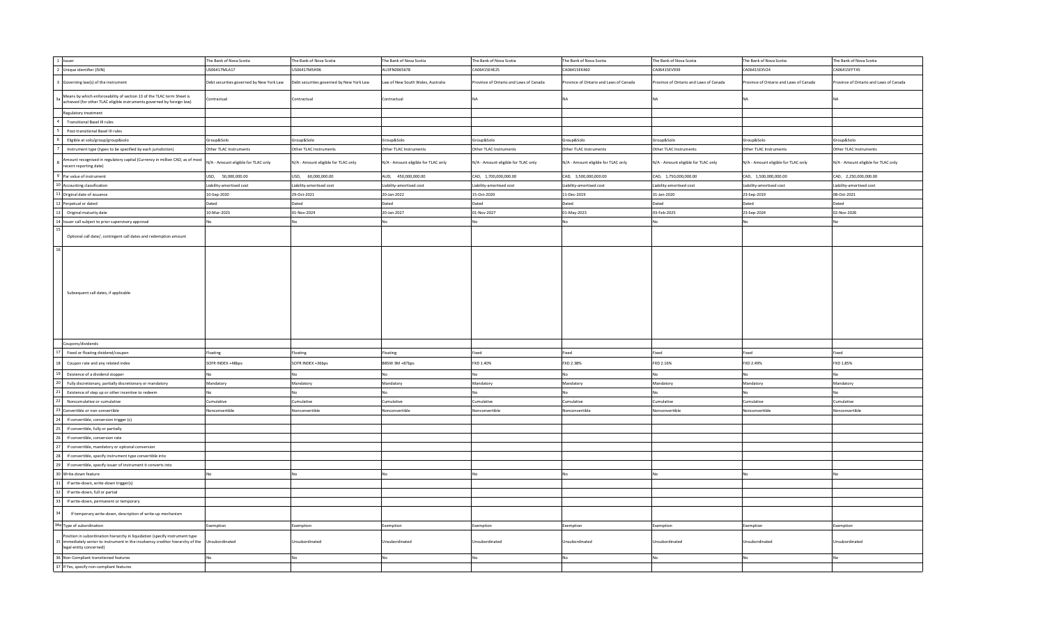| | | | | | | | | | |
|---|---|---|---|---|---|---|---|---|---|
| 1 | Issuer | The Bank of Nova Scotia | The Bank of Nova Scotia | The Bank of Nova Scotia | The Bank of Nova Scotia | The Bank of Nova Scotia | The Bank of Nova Scotia | The Bank of Nova Scotia | The Bank of Nova Scotia |
| 2 | Unique identifier (ISIN) | US06417MLA17 | US06417MSH96 | AU3FN0065678 | CA06415E4E25 | CA06415EX460 | CA06415EV939 | CA06415EXV24 | CA06415FFT45 |
| 3 | Governing law(s) of the instrument | Debt securities governed by New York Law | Debt securities governed by New York Law | Law of New South Wales, Australia | Province of Ontario and Laws of Canada | Province of Ontario and Laws of Canada | Province of Ontario and Laws of Canada | Province of Ontario and Laws of Canada | Province of Ontario and Laws of Canada |
| 3a | Means by which enforceability of section 13 of the TLAC term Sheet is achieved (for other TLAC eligible instruments governed by foreign law) | Contractual | Contractual | Contractual | NA | NA | NA | NA | NA |
| | Regulatory treatment | | | | | | | | |
| 4 | Transitional Basel III rules | | | | | | | | |
| 5 | Post-transitional Basel III rules | | | | | | | | |
| 6 | Eligible at solo/group/group&solo | Group&Solo | Group&Solo | Group&Solo | Group&Solo | Group&Solo | Group&Solo | Group&Solo | Group&Solo |
| 7 | Instrument type (types to be specified by each jurisdiction) | Other TLAC Instruments | Other TLAC Instruments | Other TLAC Instruments | Other TLAC Instruments | Other TLAC Instruments | Other TLAC Instruments | Other TLAC Instruments | Other TLAC Instruments |
| 8 | Amount recognised in regulatory capital (Currency in million CAD, as of most recent reporting date) | N/A - Amount eligible for TLAC only | N/A - Amount eligible for TLAC only | N/A - Amount eligible for TLAC only | N/A - Amount eligible for TLAC only | N/A - Amount eligible for TLAC only | N/A - Amount eligible for TLAC only | N/A - Amount eligible for TLAC only | N/A - Amount eligible for TLAC only |
| 9 | Par value of instrument | USD, 50,000,000.00 | USD, 60,000,000.00 | AUD, 450,000,000.00 | CAD, 1,700,000,000.00 | CAD, 3,500,000,000.00 | CAD, 1,750,000,000.00 | CAD, 1,500,000,000.00 | CAD, 2,250,000,000.00 |
| 10 | Accounting classification | Liability-amortised cost | Liability-amortised cost | Liability-amortised cost | Liability-amortised cost | Liability-amortised cost | Liability-amortised cost | Liability-amortised cost | Liability-amortised cost |
| 11 | Original date of issuance | 10-Sep-2020 | 29-Oct-2021 | 20-Jan-2022 | 15-Oct-2020 | 11-Dec-2019 | 31-Jan-2020 | 23-Sep-2019 | 08-Oct-2021 |
| 12 | Perpetual or dated | Dated | Dated | Dated | Dated | Dated | Dated | Dated | Dated |
| 13 | Original maturity date | 10-Mar-2023 | 01-Nov-2024 | 20-Jan-2027 | 01-Nov-2027 | 01-May-2023 | 03-Feb-2025 | 23-Sep-2024 | 02-Nov-2026 |
| 14 | Issuer call subject to prior supervisory approval | No | No | No | No | No | No | No | No |
| 15 | Optional call date/, contingent call dates and redemption amount | | | | | | | | |
| 16 | Subsequent call dates, if applicable | | | | | | | | |
| | Coupons/dividends | | | | | | | | |
| 17 | Fixed or floating dividend/coupon | Floating | Floating | Floating | Fixed | Fixed | Fixed | Fixed | Fixed |
| 18 | Coupon rate and any related index | SOFR INDEX +48bps | SOFR INDEX +36bps | BBSW 3M +87bps | FXD 1.40% | FXD 2.38% | FXD 2.16% | FXD 2.49% | FXD 1.85% |
| 19 | Existence of a dividend stopper | No | No | No | No | No | No | No | No |
| 20 | Fully discretionary, partially discretionary or mandatory | Mandatory | Mandatory | Mandatory | Mandatory | Mandatory | Mandatory | Mandatory | Mandatory |
| 21 | Existence of step up or other incentive to redeem | No | No | No | No | No | No | No | No |
| 22 | Noncumulative or cumulative | Cumulative | Cumulative | Cumulative | Cumulative | Cumulative | Cumulative | Cumulative | Cumulative |
| 23 | Convertible or non-convertible | Nonconvertible | Nonconvertible | Nonconvertible | Nonconvertible | Nonconvertible | Nonconvertible | Nonconvertible | Nonconvertible |
| 24 | If convertible, conversion trigger (s) | | | | | | | | |
| 25 | If convertible, fully or partially | | | | | | | | |
| 26 | If convertible, conversion rate | | | | | | | | |
| 27 | If convertible, mandatory or optional conversion | | | | | | | | |
| 28 | If convertible, specify instrument type convertible into | | | | | | | | |
| 29 | If convertible, specify issuer of instrument it converts into | | | | | | | | |
| 30 | Write-down feature | No | No | No | No | No | No | No | No |
| 31 | If write-down, write-down trigger(s) | | | | | | | | |
| 32 | If write-down, full or partial | | | | | | | | |
| 33 | If write-down, permanent or temporary | | | | | | | | |
| 34 | If temporary write-down, description of write-up mechanism | | | | | | | | |
| 34a | Type of subordination | Exemption | Exemption | Exemption | Exemption | Exemption | Exemption | Exemption | Exemption |
| 35 | Position in subordination hierarchy in liquidation (specify instrument type immediately senior to instrument in the insolvency creditor hierarchy of the legal entity concerned) | Unsubordinated | Unsubordinated | Unsubordinated | Unsubordinated | Unsubordinated | Unsubordinated | Unsubordinated | Unsubordinated |
| 36 | Non-Compliant transitioned features | No | No | No | No | No | No | No | No |
| 37 | If Yes, specify non-compliant features | | | | | | | | |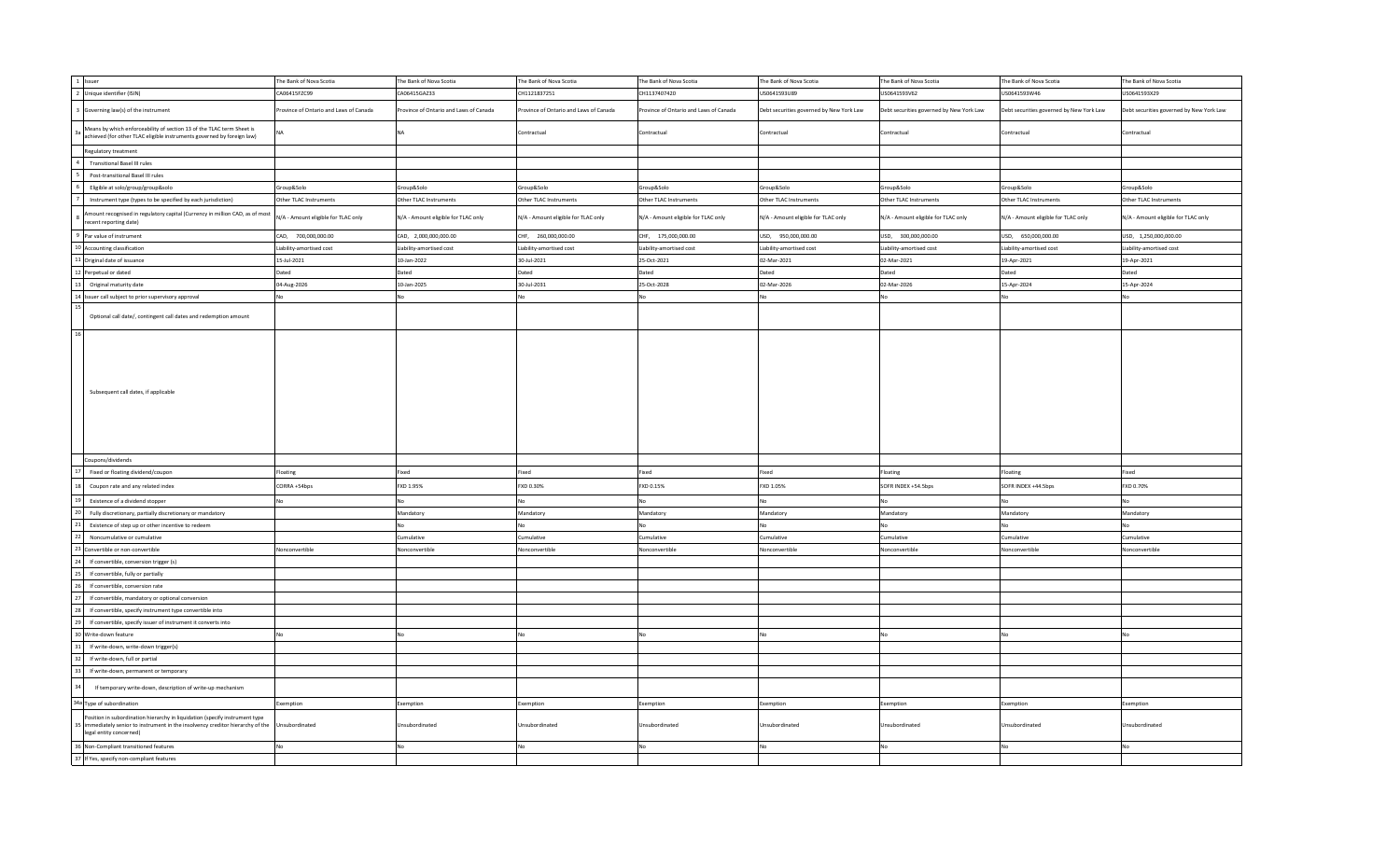| | | | | | | | | | |
|---|---|---|---|---|---|---|---|---|---|
| 1 | Issuer | The Bank of Nova Scotia | The Bank of Nova Scotia | The Bank of Nova Scotia | The Bank of Nova Scotia | The Bank of Nova Scotia | The Bank of Nova Scotia | The Bank of Nova Scotia | The Bank of Nova Scotia |
| 2 | Unique identifier (ISIN) | CA06415FZC99 | CA06415GAZ33 | CH1121837251 | CH1137407420 | US0641593U89 | US0641593V62 | US0641593W46 | US0641593X29 |
| 3 | Governing law(s) of the instrument | Province of Ontario and Laws of Canada | Province of Ontario and Laws of Canada | Province of Ontario and Laws of Canada | Province of Ontario and Laws of Canada | Debt securities governed by New York Law | Debt securities governed by New York Law | Debt securities governed by New York Law | Debt securities governed by New York Law |
| 3a | Means by which enforceability of section 13 of the TLAC term Sheet is achieved (for other TLAC eligible instruments governed by foreign law) | NA | NA | Contractual | Contractual | Contractual | Contractual | Contractual | Contractual |
| | Regulatory treatment | | | | | | | | |
| 4 | Transitional Basel III rules | | | | | | | | |
| 5 | Post-transitional Basel III rules | | | | | | | | |
| 6 | Eligible at solo/group/group&solo | Group&Solo | Group&Solo | Group&Solo | Group&Solo | Group&Solo | Group&Solo | Group&Solo | Group&Solo |
| 7 | Instrument type (types to be specified by each jurisdiction) | Other TLAC Instruments | Other TLAC Instruments | Other TLAC Instruments | Other TLAC Instruments | Other TLAC Instruments | Other TLAC Instruments | Other TLAC Instruments | Other TLAC Instruments |
| 8 | Amount recognised in regulatory capital (Currency in million CAD, as of most recent reporting date) | N/A - Amount eligible for TLAC only | N/A - Amount eligible for TLAC only | N/A - Amount eligible for TLAC only | N/A - Amount eligible for TLAC only | N/A - Amount eligible for TLAC only | N/A - Amount eligible for TLAC only | N/A - Amount eligible for TLAC only | N/A - Amount eligible for TLAC only |
| 9 | Par value of instrument | CAD, 700,000,000.00 | CAD, 2,000,000,000.00 | CHF, 260,000,000.00 | CHF, 175,000,000.00 | USD, 950,000,000.00 | USD, 300,000,000.00 | USD, 650,000,000.00 | USD, 1,250,000,000.00 |
| 10 | Accounting classification | Liability-amortised cost | Liability-amortised cost | Liability-amortised cost | Liability-amortised cost | Liability-amortised cost | Liability-amortised cost | Liability-amortised cost | Liability-amortised cost |
| 11 | Original date of issuance | 15-Jul-2021 | 10-Jan-2022 | 30-Jul-2021 | 25-Oct-2021 | 02-Mar-2021 | 02-Mar-2021 | 19-Apr-2021 | 19-Apr-2021 |
| 12 | Perpetual or dated | Dated | Dated | Dated | Dated | Dated | Dated | Dated | Dated |
| 13 | Original maturity date | 04-Aug-2026 | 10-Jan-2025 | 30-Jul-2031 | 25-Oct-2028 | 02-Mar-2026 | 02-Mar-2026 | 15-Apr-2024 | 15-Apr-2024 |
| 14 | Issuer call subject to prior supervisory approval | No | No | No | No | No | No | No | No |
| 15 | Optional call date/, contingent call dates and redemption amount | | | | | | | | |
| 16 | Subsequent call dates, if applicable | | | | | | | | |
| | Coupons/dividends | | | | | | | | |
| 17 | Fixed or floating dividend/coupon | Floating | Fixed | Fixed | Fixed | Fixed | Floating | Floating | Fixed |
| 18 | Coupon rate and any related index | CORRA +54bps | FXD 1.95% | FXD 0.30% | FXD 0.15% | FXD 1.05% | SOFR INDEX +54.5bps | SOFR INDEX +44.5bps | FXD 0.70% |
| 19 | Existence of a dividend stopper | No | No | No | No | No | No | No | No |
| 20 | Fully discretionary, partially discretionary or mandatory | | Mandatory | Mandatory | Mandatory | Mandatory | Mandatory | Mandatory | Mandatory |
| 21 | Existence of step up or other incentive to redeem | | No | No | No | No | No | No | No |
| 22 | Noncumulative or cumulative | | Cumulative | Cumulative | Cumulative | Cumulative | Cumulative | Cumulative | Cumulative |
| 23 | Convertible or non-convertible | Nonconvertible | Nonconvertible | Nonconvertible | Nonconvertible | Nonconvertible | Nonconvertible | Nonconvertible | Nonconvertible |
| 24 | If convertible, conversion trigger (s) | | | | | | | | |
| 25 | If convertible, fully or partially | | | | | | | | |
| 26 | If convertible, conversion rate | | | | | | | | |
| 27 | If convertible, mandatory or optional conversion | | | | | | | | |
| 28 | If convertible, specify instrument type convertible into | | | | | | | | |
| 29 | If convertible, specify issuer of instrument it converts into | | | | | | | | |
| 30 | Write-down feature | No | No | No | No | No | No | No | No |
| 31 | If write-down, write-down trigger(s) | | | | | | | | |
| 32 | If write-down, full or partial | | | | | | | | |
| 33 | If write-down, permanent or temporary | | | | | | | | |
| 34 | If temporary write-down, description of write-up mechanism | | | | | | | | |
| 34a | Type of subordination | Exemption | Exemption | Exemption | Exemption | Exemption | Exemption | Exemption | Exemption |
| 35 | Position in subordination hierarchy in liquidation (specify instrument type immediately senior to instrument in the insolvency creditor hierarchy of the legal entity concerned) | Unsubordinated | Unsubordinated | Unsubordinated | Unsubordinated | Unsubordinated | Unsubordinated | Unsubordinated | Unsubordinated |
| 36 | Non-Compliant transitioned features | No | No | No | No | No | No | No | No |
| 37 | If Yes, specify non-compliant features | | | | | | | | |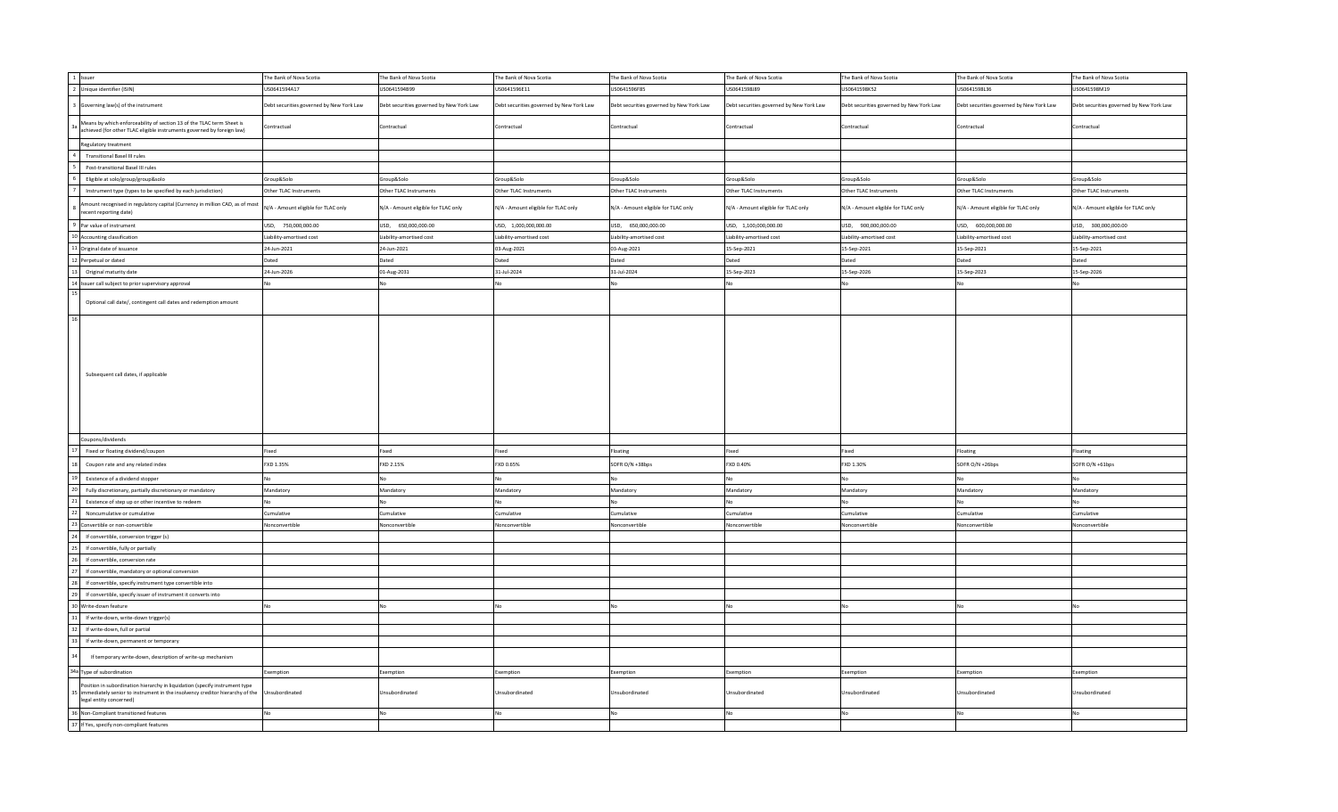| 1 | Issuer | The Bank of Nova Scotia | The Bank of Nova Scotia | The Bank of Nova Scotia | The Bank of Nova Scotia | The Bank of Nova Scotia | The Bank of Nova Scotia | The Bank of Nova Scotia | The Bank of Nova Scotia |
|---|---|---|---|---|---|---|---|---|---|
| 2 | Unique identifier (ISIN) | US0641594A17 | US064159AB99 | US064159E11 | US064159GF85 | US064159B89 | US064159K52 | US064159BL36 | US064159BM19 |
| 3 | Governing law(s) of the instrument | Debt securities governed by New York Law | Debt securities governed by New York Law | Debt securities governed by New York Law | Debt securities governed by New York Law | Debt securities governed by New York Law | Debt securities governed by New York Law | Debt securities governed by New York Law | Debt securities governed by New York Law |
| 3a | Means by which enforceability of section 13 of the TLAC term Sheet is achieved (for other TLAC eligible instruments governed by foreign law) | Contractual | Contractual | Contractual | Contractual | Contractual | Contractual | Contractual | Contractual |
| | Regulatory treatment | | | | | | | | |
| 4 | Transitional Basel III rules | | | | | | | | |
| 5 | Post-transitional Basel III rules | | | | | | | | |
| 6 | Eligible at solo/group/group&solo | Group&Solo | Group&Solo | Group&Solo | Group&Solo | Group&Solo | Group&Solo | Group&Solo | Group&Solo |
| 7 | Instrument type (types to be specified by each jurisdiction) | Other TLAC Instruments | Other TLAC Instruments | Other TLAC Instruments | Other TLAC Instruments | Other TLAC Instruments | Other TLAC Instruments | Other TLAC Instruments | Other TLAC Instruments |
| 8 | Amount recognised in regulatory capital (Currency in million CAD, as of most recent reporting date) | N/A - Amount eligible for TLAC only | N/A - Amount eligible for TLAC only | N/A - Amount eligible for TLAC only | N/A - Amount eligible for TLAC only | N/A - Amount eligible for TLAC only | N/A - Amount eligible for TLAC only | N/A - Amount eligible for TLAC only | N/A - Amount eligible for TLAC only |
| 9 | Par value of instrument | USD, 750,000,000.00 | USD, 650,000,000.00 | USD, 1,000,000,000.00 | USD, 650,000,000.00 | USD, 1,100,000,000.00 | USD, 900,000,000.00 | USD, 600,000,000.00 | USD, 300,000,000.00 |
| 10 | Accounting classification | Liability-amortised cost | Liability-amortised cost | Liability-amortised cost | Liability-amortised cost | Liability-amortised cost | Liability-amortised cost | Liability-amortised cost | Liability-amortised cost |
| 11 | Original date of issuance | 24-Jun-2021 | 24-Jun-2021 | 03-Aug-2021 | 03-Aug-2021 | 15-Sep-2021 | 15-Sep-2021 | 15-Sep-2021 | 15-Sep-2021 |
| 12 | Perpetual or dated | Dated | Dated | Dated | Dated | Dated | Dated | Dated | Dated |
| 13 | Original maturity date | 24-Jun-2026 | 01-Aug-2031 | 31-Jul-2024 | 31-Jul-2024 | 15-Sep-2023 | 15-Sep-2026 | 15-Sep-2023 | 15-Sep-2026 |
| 14 | Issuer call subject to prior supervisory approval | No | No | No | No | No | No | No | No |
| 15 | Optional call date/, contingent call dates and redemption amount | | | | | | | | |
| 16 | Subsequent call dates, if applicable | | | | | | | | |
| | Coupons/dividends | | | | | | | | |
| 17 | Fixed or floating dividend/coupon | Fixed | Fixed | Fixed | Floating | Fixed | Fixed | Floating | Floating |
| 18 | Coupon rate and any related index | FXD 1.35% | FXD 2.15% | FXD 0.65% | SOFR O/N +38bps | FXD 0.40% | FXD 1.30% | SOFR O/N +26bps | SOFR O/N +61bps |
| 19 | Existence of a dividend stopper | No | No | No | No | No | No | No | No |
| 20 | Fully discretionary, partially discretionary or mandatory | Mandatory | Mandatory | Mandatory | Mandatory | Mandatory | Mandatory | Mandatory | Mandatory |
| 21 | Existence of step up or other incentive to redeem | No | No | No | No | No | No | No | No |
| 22 | Noncumulative or cumulative | Cumulative | Cumulative | Cumulative | Cumulative | Cumulative | Cumulative | Cumulative | Cumulative |
| 23 | Convertible or non-convertible | Nonconvertible | Nonconvertible | Nonconvertible | Nonconvertible | Nonconvertible | Nonconvertible | Nonconvertible | Nonconvertible |
| 24 | If convertible, conversion trigger (s) | | | | | | | | |
| 25 | If convertible, fully or partially | | | | | | | | |
| 26 | If convertible, conversion rate | | | | | | | | |
| 27 | If convertible, mandatory or optional conversion | | | | | | | | |
| 28 | If convertible, specify instrument type convertible into | | | | | | | | |
| 29 | If convertible, specify issuer of instrument it converts into | | | | | | | | |
| 30 | Write-down feature | No | No | No | No | No | No | No | No |
| 31 | If write-down, write-down trigger(s) | | | | | | | | |
| 32 | If write-down, full or partial | | | | | | | | |
| 33 | If write-down, permanent or temporary | | | | | | | | |
| 34 | If temporary write-down, description of write-up mechanism | | | | | | | | |
| 34a | Type of subordination | Exemption | Exemption | Exemption | Exemption | Exemption | Exemption | Exemption | Exemption |
| 35 | Position in subordination hierarchy in liquidation (specify instrument type immediately senior to instrument in the insolvency creditor hierarchy of the legal entity concerned) | Unsubordinated | Unsubordinated | Unsubordinated | Unsubordinated | Unsubordinated | Unsubordinated | Unsubordinated | Unsubordinated |
| 36 | Non-Compliant transitioned features | No | No | No | No | No | No | No | No |
| 37 | If Yes, specify non-compliant features | | | | | | | | |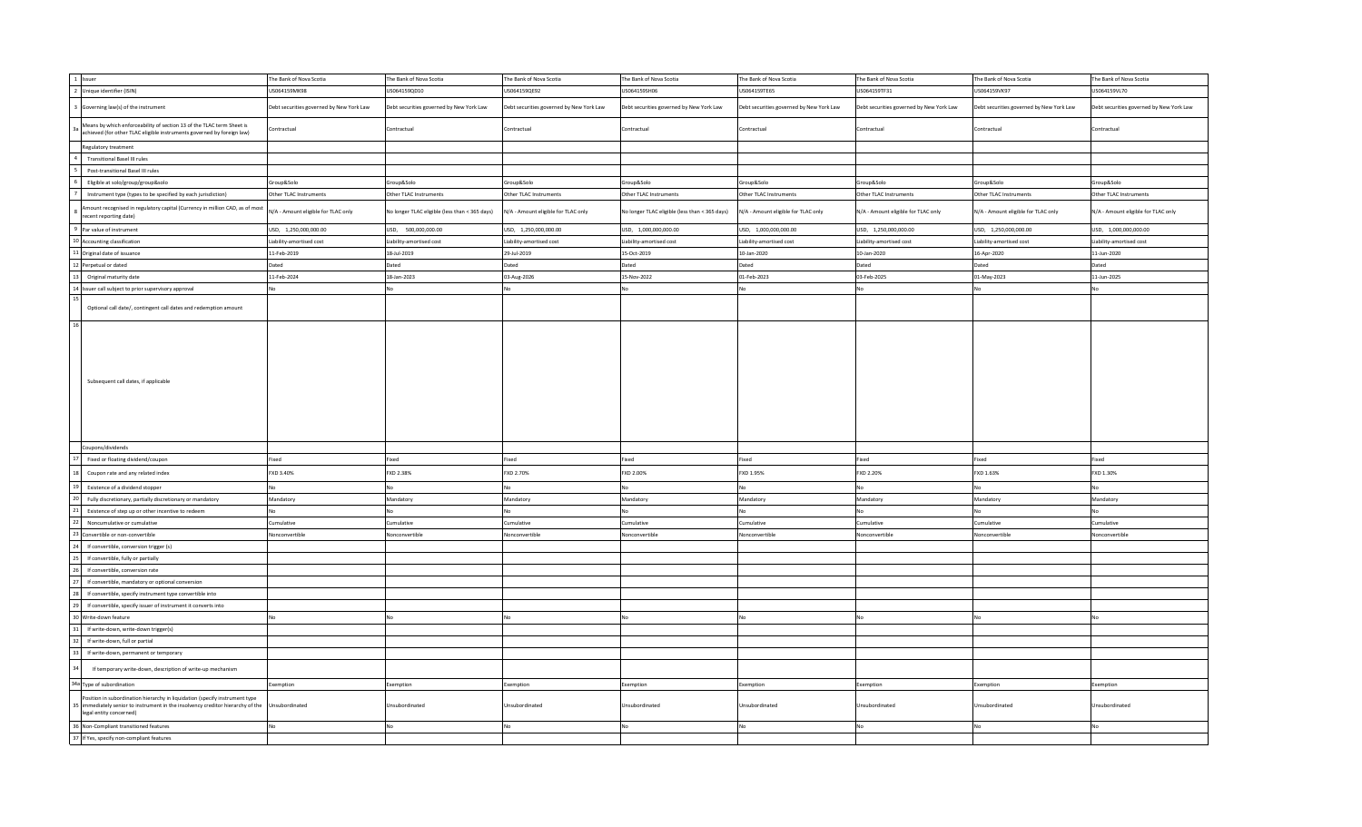| 1 | Issuer | The Bank of Nova Scotia | The Bank of Nova Scotia | The Bank of Nova Scotia | The Bank of Nova Scotia | The Bank of Nova Scotia | The Bank of Nova Scotia | The Bank of Nova Scotia | The Bank of Nova Scotia |
|---|---|---|---|---|---|---|---|---|---|
| 2 | Unique identifier (ISIN) | US064159MK98 | US064159QD10 | US064159QE92 | US064159SH06 | US064159TE65 | US064159TF31 | US064159VK97 | US064159VL70 |
| 3 | Governing law(s) of the instrument | Debt securities governed by New York Law | Debt securities governed by New York Law | Debt securities governed by New York Law | Debt securities governed by New York Law | Debt securities governed by New York Law | Debt securities governed by New York Law | Debt securities governed by New York Law | Debt securities governed by New York Law |
| 3a | Means by which enforceability of section 13 of the TLAC term Sheet is achieved (for other TLAC eligible instruments governed by foreign law) | Contractual | Contractual | Contractual | Contractual | Contractual | Contractual | Contractual | Contractual |
| | Regulatory treatment | | | | | | | | |
| 4 | Transitional Basel III rules | | | | | | | | |
| 5 | Post-transitional Basel III rules | | | | | | | | |
| 6 | Eligible at solo/group/group&solo | Group&Solo | Group&Solo | Group&Solo | Group&Solo | Group&Solo | Group&Solo | Group&Solo | Group&Solo |
| 7 | Instrument type (types to be specified by each jurisdiction) | Other TLAC Instruments | Other TLAC Instruments | Other TLAC Instruments | Other TLAC Instruments | Other TLAC Instruments | Other TLAC Instruments | Other TLAC Instruments | Other TLAC Instruments |
| 8 | Amount recognised in regulatory capital (Currency in million CAD, as of most recent reporting date) | N/A - Amount eligible for TLAC only | No longer TLAC eligible (less than < 365 days) | N/A - Amount eligible for TLAC only | No longer TLAC eligible (less than < 365 days) | N/A - Amount eligible for TLAC only | N/A - Amount eligible for TLAC only | N/A - Amount eligible for TLAC only | N/A - Amount eligible for TLAC only |
| 9 | Par value of instrument | USD, 1,250,000,000.00 | USD, 500,000,000.00 | USD, 1,250,000,000.00 | USD, 1,000,000,000.00 | USD, 1,000,000,000.00 | USD, 1,250,000,000.00 | USD, 1,250,000,000.00 | USD, 1,000,000,000.00 |
| 10 | Accounting classification | Liability-amortised cost | Liability-amortised cost | Liability-amortised cost | Liability-amortised cost | Liability-amortised cost | Liability-amortised cost | Liability-amortised cost | Liability-amortised cost |
| 11 | Original date of issuance | 11-Feb-2019 | 18-Jul-2019 | 29-Jul-2019 | 15-Oct-2019 | 10-Jan-2020 | 10-Jan-2020 | 16-Apr-2020 | 11-Jun-2020 |
| 12 | Perpetual or dated | Dated | Dated | Dated | Dated | Dated | Dated | Dated | Dated |
| 13 | Original maturity date | 11-Feb-2024 | 18-Jan-2023 | 03-Aug-2026 | 15-Nov-2022 | 01-Feb-2023 | 03-Feb-2025 | 01-May-2023 | 11-Jun-2025 |
| 14 | Issuer call subject to prior supervisory approval | No | No | No | No | No | No | No | No |
| 15 | Optional call date/, contingent call dates and redemption amount | | | | | | | | |
| 16 | Subsequent call dates, if applicable | | | | | | | | |
| | Coupons/dividends | | | | | | | | |
| 17 | Fixed or floating dividend/coupon | Fixed | Fixed | Fixed | Fixed | Fixed | Fixed | Fixed | Fixed |
| 18 | Coupon rate and any related index | FXD 3.40% | FXD 2.38% | FXD 2.70% | FXD 2.00% | FXD 1.95% | FXD 2.20% | FXD 1.63% | FXD 1.30% |
| 19 | Existence of a dividend stopper | No | No | No | No | No | No | No | No |
| 20 | Fully discretionary, partially discretionary or mandatory | Mandatory | Mandatory | Mandatory | Mandatory | Mandatory | Mandatory | Mandatory | Mandatory |
| 21 | Existence of step up or other incentive to redeem | No | No | No | No | No | No | No | No |
| 22 | Noncumulative or cumulative | Cumulative | Cumulative | Cumulative | Cumulative | Cumulative | Cumulative | Cumulative | Cumulative |
| 23 | Convertible or non-convertible | Nonconvertible | Nonconvertible | Nonconvertible | Nonconvertible | Nonconvertible | Nonconvertible | Nonconvertible | Nonconvertible |
| 24 | If convertible, conversion trigger (s) | | | | | | | | |
| 25 | If convertible, fully or partially | | | | | | | | |
| 26 | If convertible, conversion rate | | | | | | | | |
| 27 | If convertible, mandatory or optional conversion | | | | | | | | |
| 28 | If convertible, specify instrument type convertible into | | | | | | | | |
| 29 | If convertible, specify issuer of instrument it converts into | | | | | | | | |
| 30 | Write-down feature | No | No | No | No | No | No | No | No |
| 31 | If write-down, write-down trigger(s) | | | | | | | | |
| 32 | If write-down, full or partial | | | | | | | | |
| 33 | If write-down, permanent or temporary | | | | | | | | |
| 34 | If temporary write-down, description of write-up mechanism | | | | | | | | |
| 34a | Type of subordination | Exemption | Exemption | Exemption | Exemption | Exemption | Exemption | Exemption | Exemption |
| 35 | Position in subordination hierarchy in liquidation (specify instrument type immediately senior to instrument in the insolvency creditor hierarchy of the legal entity concerned) | Unsubordinated | Unsubordinated | Unsubordinated | Unsubordinated | Unsubordinated | Unsubordinated | Unsubordinated | Unsubordinated |
| 36 | Non-Compliant transitioned features | No | No | No | No | No | No | No | No |
| 37 | If Yes, specify non-compliant features | | | | | | | | |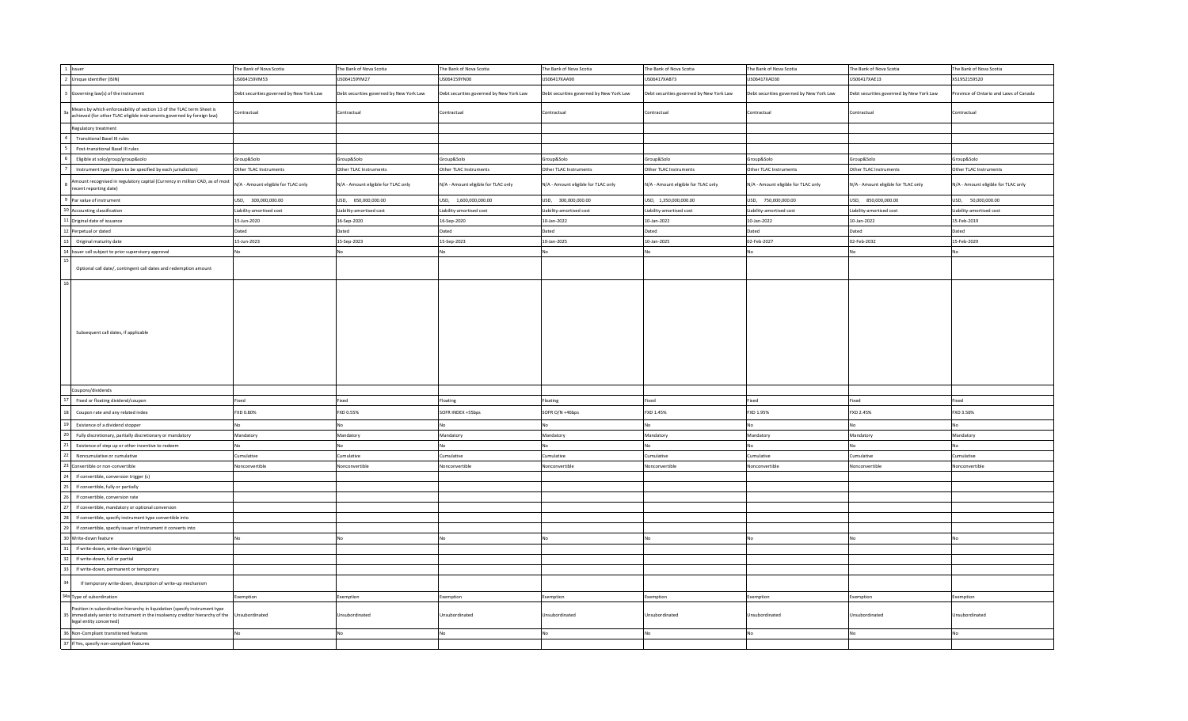| | | | | | | | | | |
|---|---|---|---|---|---|---|---|---|---|
| 1 | Issuer | The Bank of Nova Scotia | The Bank of Nova Scotia | The Bank of Nova Scotia | The Bank of Nova Scotia | The Bank of Nova Scotia | The Bank of Nova Scotia | The Bank of Nova Scotia | The Bank of Nova Scotia |
| 2 | Unique identifier (ISIN) | US064159VM53 | US064159YM27 | US064159YN00 | US06417XAA90 | US06417XAB73 | US06417XAD30 | US06417XAE13 | XS1952159520 |
| 3 | Governing law(s) of the instrument | Debt securities governed by New York Law | Debt securities governed by New York Law | Debt securities governed by New York Law | Debt securities governed by New York Law | Debt securities governed by New York Law | Debt securities governed by New York Law | Debt securities governed by New York Law | Province of Ontario and Laws of Canada |
| 3a | Means by which enforceability of section 13 of the TLAC term Sheet is achieved (for other TLAC eligible instruments governed by foreign law) | Contractual | Contractual | Contractual | Contractual | Contractual | Contractual | Contractual | Contractual |
| | Regulatory treatment | | | | | | | | |
| 4 | Transitional Basel III rules | | | | | | | | |
| 5 | Post-transitional Basel III rules | | | | | | | | |
| 6 | Eligible at solo/group/group&solo | Group&Solo | Group&Solo | Group&Solo | Group&Solo | Group&Solo | Group&Solo | Group&Solo | Group&Solo |
| 7 | Instrument type (types to be specified by each jurisdiction) | Other TLAC Instruments | Other TLAC Instruments | Other TLAC Instruments | Other TLAC Instruments | Other TLAC Instruments | Other TLAC Instruments | Other TLAC Instruments | Other TLAC Instruments |
| 8 | Amount recognised in regulatory capital (Currency in million CAD, as of most recent reporting date) | N/A - Amount eligible for TLAC only | N/A - Amount eligible for TLAC only | N/A - Amount eligible for TLAC only | N/A - Amount eligible for TLAC only | N/A - Amount eligible for TLAC only | N/A - Amount eligible for TLAC only | N/A - Amount eligible for TLAC only | N/A - Amount eligible for TLAC only |
| 9 | Par value of instrument | USD, 300,000,000.00 | USD, 650,000,000.00 | USD, 1,600,000,000.00 | USD, 300,000,000.00 | USD, 1,350,000,000.00 | USD, 750,000,000.00 | USD, 850,000,000.00 | USD, 50,000,000.00 |
| 10 | Accounting classification | Liability-amortised cost | Liability-amortised cost | Liability-amortised cost | Liability-amortised cost | Liability-amortised cost | Liability-amortised cost | Liability-amortised cost | Liability-amortised cost |
| 11 | Original date of issuance | 15-Jun-2020 | 16-Sep-2020 | 16-Sep-2020 | 10-Jan-2022 | 10-Jan-2022 | 10-Jan-2022 | 10-Jan-2022 | 15-Feb-2019 |
| 12 | Perpetual or dated | Dated | Dated | Dated | Dated | Dated | Dated | Dated | Dated |
| 13 | Original maturity date | 15-Jun-2023 | 15-Sep-2023 | 15-Sep-2023 | 10-Jan-2025 | 10-Jan-2025 | 02-Feb-2027 | 02-Feb-2032 | 15-Feb-2029 |
| 14 | Issuer call subject to prior supervisory approval | No | No | No | No | No | No | No | No |
| 15 | Optional call date/, contingent call dates and redemption amount | | | | | | | | |
| 16 | Subsequent call dates, if applicable | | | | | | | | |
| | Coupons/dividends | | | | | | | | |
| 17 | Fixed or floating dividend/coupon | Fixed | Fixed | Floating | Floating | Fixed | Fixed | Fixed | Fixed |
| 18 | Coupon rate and any related index | FXD 0.80% | FXD 0.55% | SOFR INDEX +55bps | SOFR O/N +46bps | FXD 1.45% | FXD 1.95% | FXD 2.45% | FXD 3.56% |
| 19 | Existence of a dividend stopper | No | No | No | No | No | No | No | No |
| 20 | Fully discretionary, partially discretionary or mandatory | Mandatory | Mandatory | Mandatory | Mandatory | Mandatory | Mandatory | Mandatory | Mandatory |
| 21 | Existence of step up or other incentive to redeem | No | No | No | No | No | No | No | No |
| 22 | Noncumulative or cumulative | Cumulative | Cumulative | Cumulative | Cumulative | Cumulative | Cumulative | Cumulative | Cumulative |
| 23 | Convertible or non-convertible | Nonconvertible | Nonconvertible | Nonconvertible | Nonconvertible | Nonconvertible | Nonconvertible | Nonconvertible | Nonconvertible |
| 24 | If convertible, conversion trigger (s) | | | | | | | | |
| 25 | If convertible, fully or partially | | | | | | | | |
| 26 | If convertible, conversion rate | | | | | | | | |
| 27 | If convertible, mandatory or optional conversion | | | | | | | | |
| 28 | If convertible, specify instrument type convertible into | | | | | | | | |
| 29 | If convertible, specify issuer of instrument it converts into | | | | | | | | |
| 30 | Write-down feature | No | No | No | No | No | No | No | No |
| 31 | If write-down, write-down trigger(s) | | | | | | | | |
| 32 | If write-down, full or partial | | | | | | | | |
| 33 | If write-down, permanent or temporary | | | | | | | | |
| 34 | If temporary write-down, description of write-up mechanism | | | | | | | | |
| 34a | Type of subordination | Exemption | Exemption | Exemption | Exemption | Exemption | Exemption | Exemption | Exemption |
| 35 | Position in subordination hierarchy in liquidation (specify instrument type immediately senior to instrument in the insolvency creditor hierarchy of the legal entity concerned) | Unsubordinated | Unsubordinated | Unsubordinated | Unsubordinated | Unsubordinated | Unsubordinated | Unsubordinated | Unsubordinated |
| 36 | Non-Compliant transitioned features | No | No | No | No | No | No | No | No |
| 37 | If Yes, specify non-compliant features | | | | | | | | |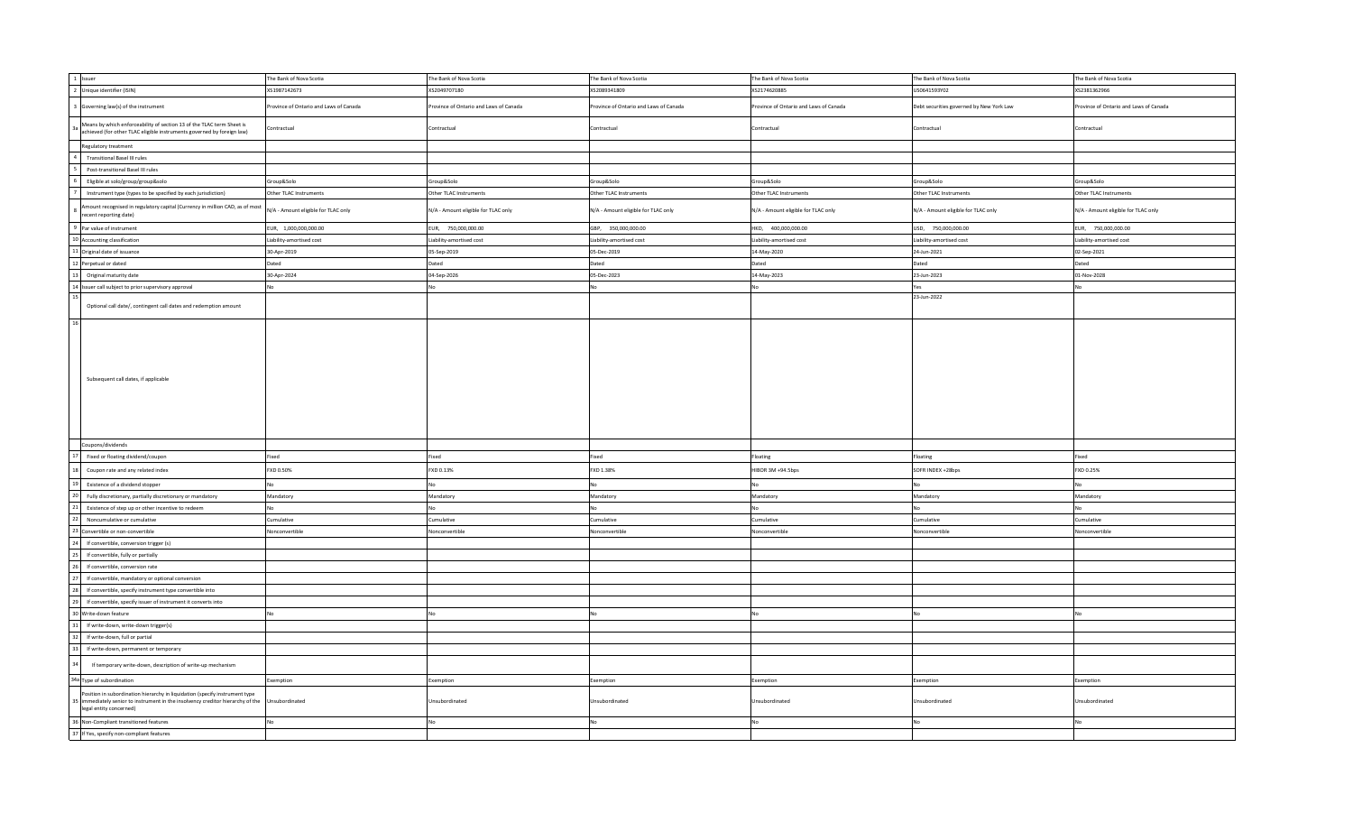| 1 | Issuer | The Bank of Nova Scotia | The Bank of Nova Scotia | The Bank of Nova Scotia | The Bank of Nova Scotia | The Bank of Nova Scotia | The Bank of Nova Scotia |
|---|---|---|---|---|---|---|---|
| 2 | Unique identifier (ISIN) | XS1987142673 | XS2049707180 | XS2089341809 | XS2174620885 | US0641593Y02 | XS2381362966 |
| 3 | Governing law(s) of the instrument | Province of Ontario and Laws of Canada | Province of Ontario and Laws of Canada | Province of Ontario and Laws of Canada | Province of Ontario and Laws of Canada | Debt securities governed by New York Law | Province of Ontario and Laws of Canada |
| 3a | Means by which enforceability of section 13 of the TLAC term Sheet is achieved (for other TLAC eligible instruments governed by foreign law) | Contractual | Contractual | Contractual | Contractual | Contractual | Contractual |
| | Regulatory treatment | | | | | | |
| 4 | Transitional Basel III rules | | | | | | |
| 5 | Post-transitional Basel III rules | | | | | | |
| 6 | Eligible at solo/group/group&solo | Group&Solo | Group&Solo | Group&Solo | Group&Solo | Group&Solo | Group&Solo |
| 7 | Instrument type (types to be specified by each jurisdiction) | Other TLAC Instruments | Other TLAC Instruments | Other TLAC Instruments | Other TLAC Instruments | Other TLAC Instruments | Other TLAC Instruments |
| 8 | Amount recognised in regulatory capital (Currency in million CAD, as of most recent reporting date) | N/A - Amount eligible for TLAC only | N/A - Amount eligible for TLAC only | N/A - Amount eligible for TLAC only | N/A - Amount eligible for TLAC only | N/A - Amount eligible for TLAC only | N/A - Amount eligible for TLAC only |
| 9 | Par value of instrument | EUR, 1,000,000,000.00 | EUR, 750,000,000.00 | GBP, 350,000,000.00 | HKD, 400,000,000.00 | USD, 750,000,000.00 | EUR, 750,000,000.00 |
| 10 | Accounting classification | Liability-amortised cost | Liability-amortised cost | Liability-amortised cost | Liability-amortised cost | Liability-amortised cost | Liability-amortised cost |
| 11 | Original date of issuance | 30-Apr-2019 | 05-Sep-2019 | 05-Dec-2019 | 14-May-2020 | 24-Jun-2021 | 02-Sep-2021 |
| 12 | Perpetual or dated | Dated | Dated | Dated | Dated | Dated | Dated |
| 13 | Original maturity date | 30-Apr-2024 | 04-Sep-2026 | 05-Dec-2023 | 14-May-2023 | 23-Jun-2023 | 01-Nov-2028 |
| 14 | Issuer call subject to prior supervisory approval | No | No | No | No | Yes | No |
| 15 | Optional call date/, contingent call dates and redemption amount | | | | | 23-Jun-2022 | |
| 16 | Subsequent call dates, if applicable | | | | | | |
| | Coupons/dividends | | | | | | |
| 17 | Fixed or floating dividend/coupon | Fixed | Fixed | Fixed | Floating | Floating | Fixed |
| 18 | Coupon rate and any related index | FXD 0.50% | FXD 0.13% | FXD 1.38% | HIBOR 3M +94.5bps | SOFR INDEX +28bps | FXD 0.25% |
| 19 | Existence of a dividend stopper | No | No | No | No | No | No |
| 20 | Fully discretionary, partially discretionary or mandatory | Mandatory | Mandatory | Mandatory | Mandatory | Mandatory | Mandatory |
| 21 | Existence of step up or other incentive to redeem | No | No | No | No | No | No |
| 22 | Noncumulative or cumulative | Cumulative | Cumulative | Cumulative | Cumulative | Cumulative | Cumulative |
| 23 | Convertible or non-convertible | Nonconvertible | Nonconvertible | Nonconvertible | Nonconvertible | Nonconvertible | Nonconvertible |
| 24 | If convertible, conversion trigger (s) | | | | | | |
| 25 | If convertible, fully or partially | | | | | | |
| 26 | If convertible, conversion rate | | | | | | |
| 27 | If convertible, mandatory or optional conversion | | | | | | |
| 28 | If convertible, specify instrument type convertible into | | | | | | |
| 29 | If convertible, specify issuer of instrument it converts into | | | | | | |
| 30 | Write-down feature | No | No | No | No | No | No |
| 31 | If write-down, write-down trigger(s) | | | | | | |
| 32 | If write-down, full or partial | | | | | | |
| 33 | If write-down, permanent or temporary | | | | | | |
| 34 | If temporary write-down, description of write-up mechanism | | | | | | |
| 34a | Type of subordination | Exemption | Exemption | Exemption | Exemption | Exemption | Exemption |
| 35 | Position in subordination hierarchy in liquidation (specify instrument type immediately senior to instrument in the insolvency creditor hierarchy of the legal entity concerned) | Unsubordinated | Unsubordinated | Unsubordinated | Unsubordinated | Unsubordinated | Unsubordinated |
| 36 | Non-Compliant transitioned features | No | No | No | No | No | No |
| 37 | If Yes, specify non-compliant features | | | | | | |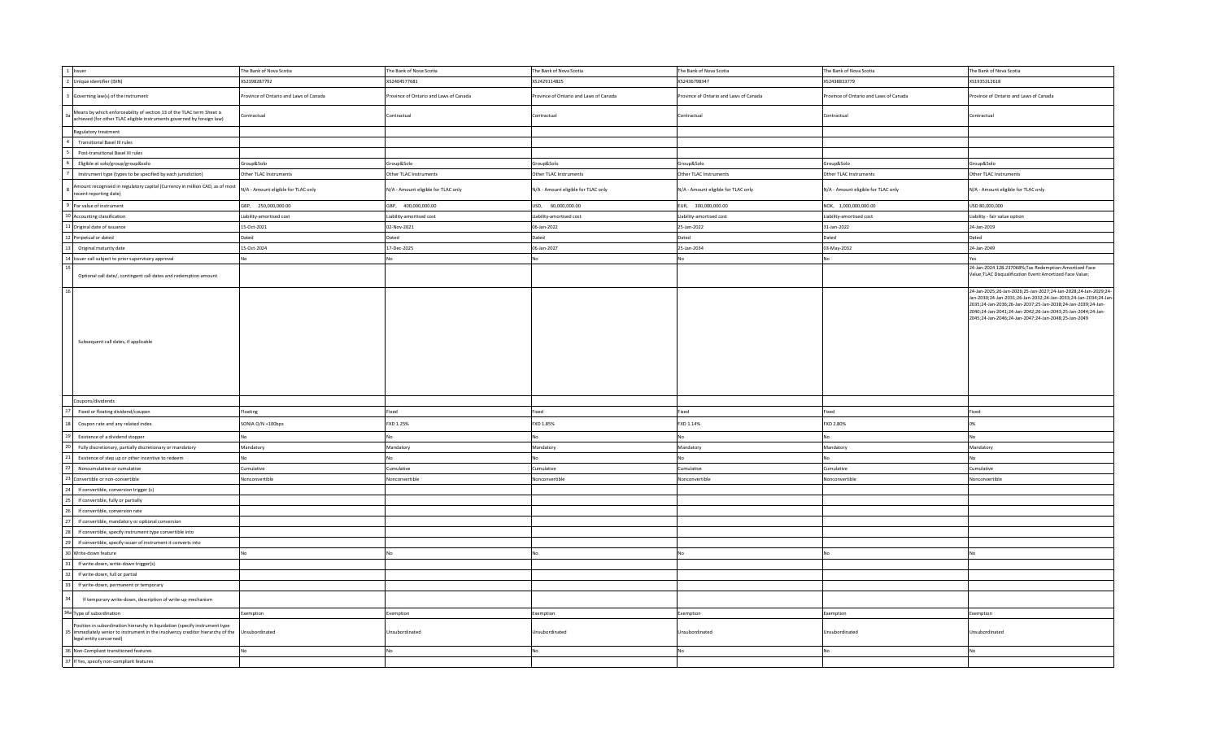| | | | | | | | |
|---|---|---|---|---|---|---|---|
| 1 | Issuer | The Bank of Nova Scotia | The Bank of Nova Scotia | The Bank of Nova Scotia | The Bank of Nova Scotia | The Bank of Nova Scotia | The Bank of Nova Scotia |
| 2 | Unique identifier (ISIN) | XS2398287792 | XS2404577681 | XS2429114825 | XS2436798347 | XS2436833779 | XS1935312618 |
| 3 | Governing law(s) of the instrument | Province of Ontario and Laws of Canada | Province of Ontario and Laws of Canada | Province of Ontario and Laws of Canada | Province of Ontario and Laws of Canada | Province of Ontario and Laws of Canada | Province of Ontario and Laws of Canada |
| 3a | Means by which enforceability of section 13 of the TLAC term Sheet is achieved (for other TLAC eligible instruments governed by foreign law) | Contractual | Contractual | Contractual | Contractual | Contractual | Contractual |
| | Regulatory treatment | | | | | | |
| 4 | Transitional Basel III rules | | | | | | |
| 5 | Post-transitional Basel III rules | | | | | | |
| 6 | Eligible at solo/group/group&solo | Group&Solo | Group&Solo | Group&Solo | Group&Solo | Group&Solo | Group&Solo |
| 7 | Instrument type (types to be specified by each jurisdiction) | Other TLAC Instruments | Other TLAC Instruments | Other TLAC Instruments | Other TLAC Instruments | Other TLAC Instruments | Other TLAC Instruments |
| 8 | Amount recognised in regulatory capital (Currency in million CAD, as of most recent reporting date) | N/A - Amount eligible for TLAC only | N/A - Amount eligible for TLAC only | N/A - Amount eligible for TLAC only | N/A - Amount eligible for TLAC only | N/A - Amount eligible for TLAC only | N/A - Amount eligible for TLAC only |
| 9 | Par value of instrument | GBP, 250,000,000.00 | GBP, 400,000,000.00 | USD, 60,000,000.00 | EUR, 300,000,000.00 | NOK, 1,000,000,000.00 | USD 80,000,000 |
| 10 | Accounting classification | Liability-amortised cost | Liability-amortised cost | Liability-amortised cost | Liability-amortised cost | Liability-amortised cost | Liability - fair value option |
| 11 | Original date of issuance | 15-Oct-2021 | 02-Nov-2021 | 06-Jan-2022 | 25-Jan-2022 | 31-Jan-2022 | 24-Jan-2019 |
| 12 | Perpetual or dated | Dated | Dated | Dated | Dated | Dated | Dated |
| 13 | Original maturity date | 15-Oct-2024 | 17-Dec-2025 | 06-Jan-2027 | 25-Jan-2034 | 03-May-2032 | 24-Jan-2049 |
| 14 | Issuer call subject to prior supervisory approval | No | No | No | No | No | Yes |
| 15 | Optional call date/, contingent call dates and redemption amount | | | | | | 24-Jan-2024 128.237068%;Tax Redemption:Amortized Face Value;TLAC Disqualification Event:Amortized Face Value; |
| 16 | Subsequent call dates, if applicable | | | | | | 24-Jan-2025;26-Jan-2026;25-Jan-2027;24-Jan-2028;24-Jan-2029;24-Jan-2030;24-Jan-2031;26-Jan-2032;24-Jan-2033;24-Jan-2034;24-Jan-2035;24-Jan-2036;26-Jan-2037;25-Jan-2038;24-Jan-2039;24-Jan-2040;24-Jan-2041;24-Jan-2042;26-Jan-2043;25-Jan-2044;24-Jan-2045;24-Jan-2046;24-Jan-2047;24-Jan-2048;25-Jan-2049 |
| | Coupons/dividends | | | | | | |
| 17 | Fixed or floating dividend/coupon | Floating | Fixed | Fixed | Fixed | Fixed | Fixed |
| 18 | Coupon rate and any related index | SONIA O/N +100bps | FXD 1.25% | FXD 1.85% | FXD 1.14% | FXD 2.80% | 0% |
| 19 | Existence of a dividend stopper | No | No | No | No | No | No |
| 20 | Fully discretionary, partially discretionary or mandatory | Mandatory | Mandatory | Mandatory | Mandatory | Mandatory | Mandatory |
| 21 | Existence of step up or other incentive to redeem | No | No | No | No | No | No |
| 22 | Noncumulative or cumulative | Cumulative | Cumulative | Cumulative | Cumulative | Cumulative | Cumulative |
| 23 | Convertible or non-convertible | Nonconvertible | Nonconvertible | Nonconvertible | Nonconvertible | Nonconvertible | Nonconvertible |
| 24 | If convertible, conversion trigger (s) | | | | | | |
| 25 | If convertible, fully or partially | | | | | | |
| 26 | If convertible, conversion rate | | | | | | |
| 27 | If convertible, mandatory or optional conversion | | | | | | |
| 28 | If convertible, specify instrument type convertible into | | | | | | |
| 29 | If convertible, specify issuer of instrument it converts into | | | | | | |
| 30 | Write-down feature | No | No | No | No | No | No |
| 31 | If write-down, write-down trigger(s) | | | | | | |
| 32 | If write-down, full or partial | | | | | | |
| 33 | If write-down, permanent or temporary | | | | | | |
| 34 | If temporary write-down, description of write-up mechanism | | | | | | |
| 34a | Type of subordination | Exemption | Exemption | Exemption | Exemption | Exemption | Exemption |
| 35 | Position in subordination hierarchy in liquidation (specify instrument type immediately senior to instrument in the insolvency creditor hierarchy of the legal entity concerned) | Unsubordinated | Unsubordinated | Unsubordinated | Unsubordinated | Unsubordinated | Unsubordinated |
| 36 | Non-Compliant transitioned features | No | No | No | No | No | No |
| 37 | If Yes, specify non-compliant features | | | | | | |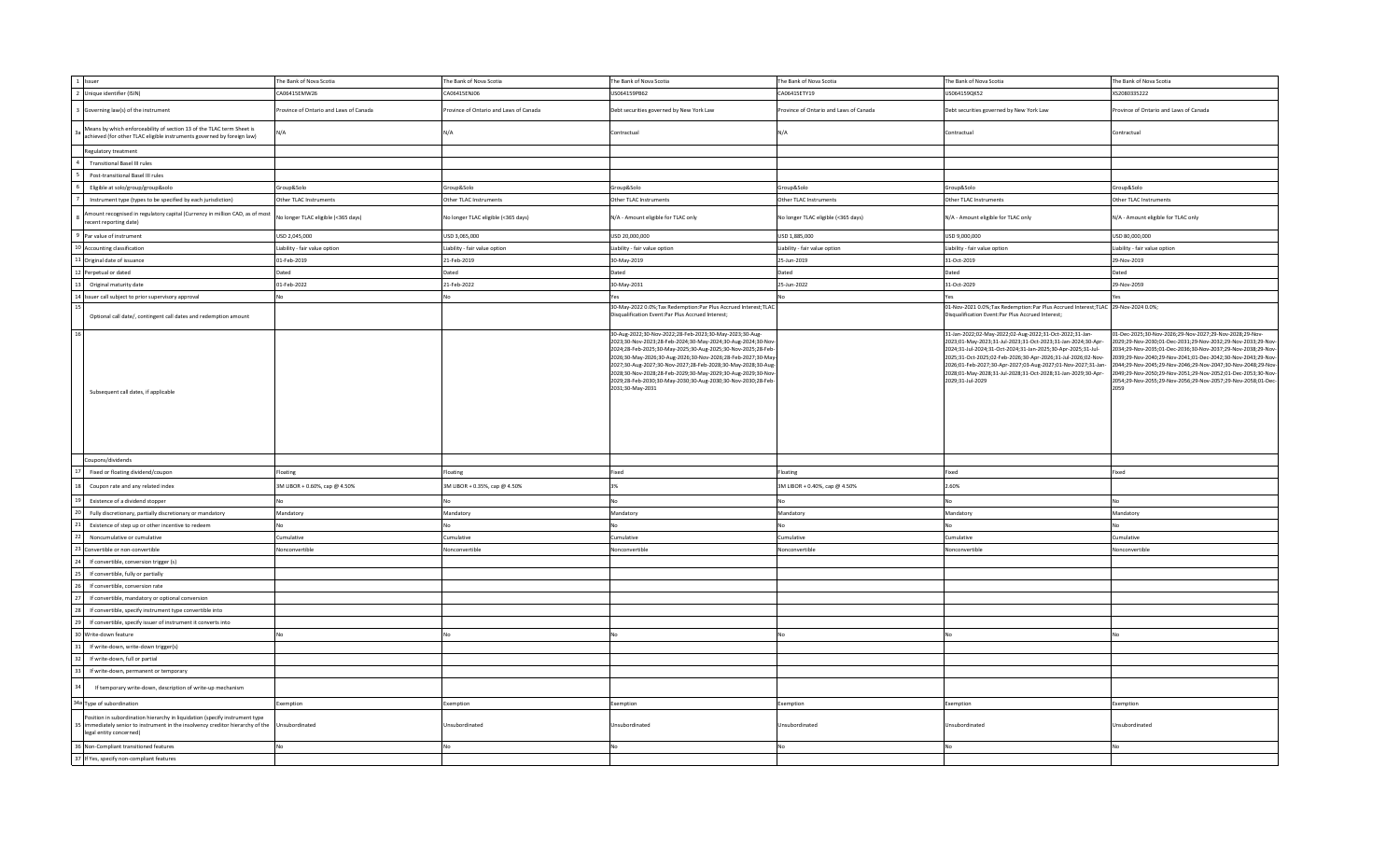| | | | | | | | |
|---|---|---|---|---|---|---|---|
| 1 | Issuer | The Bank of Nova Scotia | The Bank of Nova Scotia | The Bank of Nova Scotia | The Bank of Nova Scotia | The Bank of Nova Scotia | The Bank of Nova Scotia |
| 2 | Unique identifier (ISIN) | CA06415EMW26 | CA06415ENJ06 | US064159PB62 | CA06415ETY19 | US064159QK52 | XS2080335222 |
| 3 | Governing law(s) of the instrument | Province of Ontario and Laws of Canada | Province of Ontario and Laws of Canada | Debt securities governed by New York Law | Province of Ontario and Laws of Canada | Debt securities governed by New York Law | Province of Ontario and Laws of Canada |
| 3a | Means by which enforceability of section 13 of the TLAC term Sheet is achieved (for other TLAC eligible instruments governed by foreign law) | N/A | N/A | Contractual | N/A | Contractual | Contractual |
| | Regulatory treatment | | | | | | |
| 4 | Transitional Basel III rules | | | | | | |
| 5 | Post-transitional Basel III rules | | | | | | |
| 6 | Eligible at solo/group/group&solo | Group&Solo | Group&Solo | Group&Solo | Group&Solo | Group&Solo | Group&Solo |
| 7 | Instrument type (types to be specified by each jurisdiction) | Other TLAC Instruments | Other TLAC Instruments | Other TLAC Instruments | Other TLAC Instruments | Other TLAC Instruments | Other TLAC Instruments |
| 8 | Amount recognised in regulatory capital (Currency in million CAD, as of most recent reporting date) | No longer TLAC eligible (<365 days) | No longer TLAC eligible (<365 days) | N/A - Amount eligible for TLAC only | No longer TLAC eligible (<365 days) | N/A - Amount eligible for TLAC only | N/A - Amount eligible for TLAC only |
| 9 | Par value of instrument | USD 2,045,000 | USD 3,065,000 | USD 20,000,000 | USD 1,885,000 | USD 9,000,000 | USD 80,000,000 |
| 10 | Accounting classification | Liability - fair value option | Liability - fair value option | Liability - fair value option | Liability - fair value option | Liability - fair value option | Liability - fair value option |
| 11 | Original date of issuance | 01-Feb-2019 | 21-Feb-2019 | 30-May-2019 | 25-Jun-2019 | 31-Oct-2019 | 29-Nov-2019 |
| 12 | Perpetual or dated | Dated | Dated | Dated | Dated | Dated | Dated |
| 13 | Original maturity date | 01-Feb-2022 | 21-Feb-2022 | 30-May-2031 | 25-Jun-2022 | 31-Oct-2029 | 29-Nov-2059 |
| 14 | Issuer call subject to prior supervisory approval | No | No | Yes | No | Yes | Yes |
| 15 | Optional call date/, contingent call dates and redemption amount | | | 30-May-2022 0.0%;Tax Redemption:Par Plus Accrued Interest;TLAC Disqualification Event:Par Plus Accrued Interest; | | 01-Nov-2021 0.0%;Tax Redemption:Par Plus Accrued Interest;TLAC Disqualification Event:Par Plus Accrued Interest; | 29-Nov-2024 0.0%; |
| 16 | Subsequent call dates, if applicable | | | 30-Aug-2022;30-Nov-2022;28-Feb-2023;30-May-2023;30-Aug-2023;30-Nov-2023;28-Feb-2024;30-May-2024;30-Aug-2024;30-Nov-2024;28-Feb-2025;30-May-2025;30-Aug-2025;30-Nov-2025;28-Feb-2026;30-May-2026;30-Aug-2026;30-Nov-2026;28-Feb-2027;30-May-2027;30-Aug-2027;30-Nov-2027;28-Feb-2028;30-May-2028;30-Aug-2028;30-Nov-2028;28-Feb-2029;30-May-2029;30-Aug-2029;30-Nov-2029;28-Feb-2030;30-May-2030;30-Aug-2030;30-Nov-2030;28-Feb-2031;30-May-2031 | | 31-Jan-2022;02-May-2022;02-Aug-2022;31-Oct-2022;31-Jan-2023;01-May-2023;31-Jul-2023;31-Oct-2023;31-Jan-2024;30-Apr-2024;31-Jul-2024;31-Oct-2024;31-Jan-2025;30-Apr-2025;31-Jul-2025;31-Oct-2025;02-Feb-2026;30-Apr-2026;31-Jul-2026;02-Nov-2026;01-Feb-2027;30-Apr-2027;03-Aug-2027;01-Nov-2027;31-Jan-2028;01-May-2028;31-Jul-2028;31-Oct-2028;31-Jan-2029;30-Apr-2029;31-Jul-2029 | 01-Dec-2025;30-Nov-2026;29-Nov-2027;29-Nov-2028;29-Nov-2029;29-Nov-2030;01-Dec-2031;29-Nov-2032;29-Nov-2033;29-Nov-2034;29-Nov-2035;01-Dec-2036;30-Nov-2037;29-Nov-2038;29-Nov-2039;29-Nov-2040;29-Nov-2041;01-Dec-2042;30-Nov-2043;29-Nov-2044;29-Nov-2045;29-Nov-2046;29-Nov-2047;30-Nov-2048;29-Nov-2049;29-Nov-2050;29-Nov-2051;29-Nov-2052;01-Dec-2053;30-Nov-2054;29-Nov-2055;29-Nov-2056;29-Nov-2057;29-Nov-2058;01-Dec-2059 |
| | Coupons/dividends | | | | | | |
| 17 | Fixed or floating dividend/coupon | Floating | Floating | Fixed | Floating | Fixed | Fixed |
| 18 | Coupon rate and any related index | 3M LIBOR + 0.60%, cap @ 4.50% | 3M LIBOR + 0.35%, cap @ 4.50% | 3% | 3M LIBOR + 0.40%, cap @ 4.50% | 2.60% | |
| 19 | Existence of a dividend stopper | No | No | No | No | No | No |
| 20 | Fully discretionary, partially discretionary or mandatory | Mandatory | Mandatory | Mandatory | Mandatory | Mandatory | Mandatory |
| 21 | Existence of step up or other incentive to redeem | No | No | No | No | No | No |
| 22 | Noncumulative or cumulative | Cumulative | Cumulative | Cumulative | Cumulative | Cumulative | Cumulative |
| 23 | Convertible or non-convertible | Nonconvertible | Nonconvertible | Nonconvertible | Nonconvertible | Nonconvertible | Nonconvertible |
| 24 | If convertible, conversion trigger (s) | | | | | | |
| 25 | If convertible, fully or partially | | | | | | |
| 26 | If convertible, conversion rate | | | | | | |
| 27 | If convertible, mandatory or optional conversion | | | | | | |
| 28 | If convertible, specify instrument type convertible into | | | | | | |
| 29 | If convertible, specify issuer of instrument it converts into | | | | | | |
| 30 | Write-down feature | No | No | No | No | No | No |
| 31 | If write-down, write-down trigger(s) | | | | | | |
| 32 | If write-down, full or partial | | | | | | |
| 33 | If write-down, permanent or temporary | | | | | | |
| 34 | If temporary write-down, description of write-up mechanism | | | | | | |
| 34a | Type of subordination | Exemption | Exemption | Exemption | Exemption | Exemption | Exemption |
| 35 | Position in subordination hierarchy in liquidation (specify instrument type immediately senior to instrument in the insolvency creditor hierarchy of the legal entity concerned) | Unsubordinated | Unsubordinated | Unsubordinated | Unsubordinated | Unsubordinated | Unsubordinated |
| 36 | Non-Compliant transitioned features | No | No | No | No | No | No |
| 37 | If Yes, specify non-compliant features | | | | | | |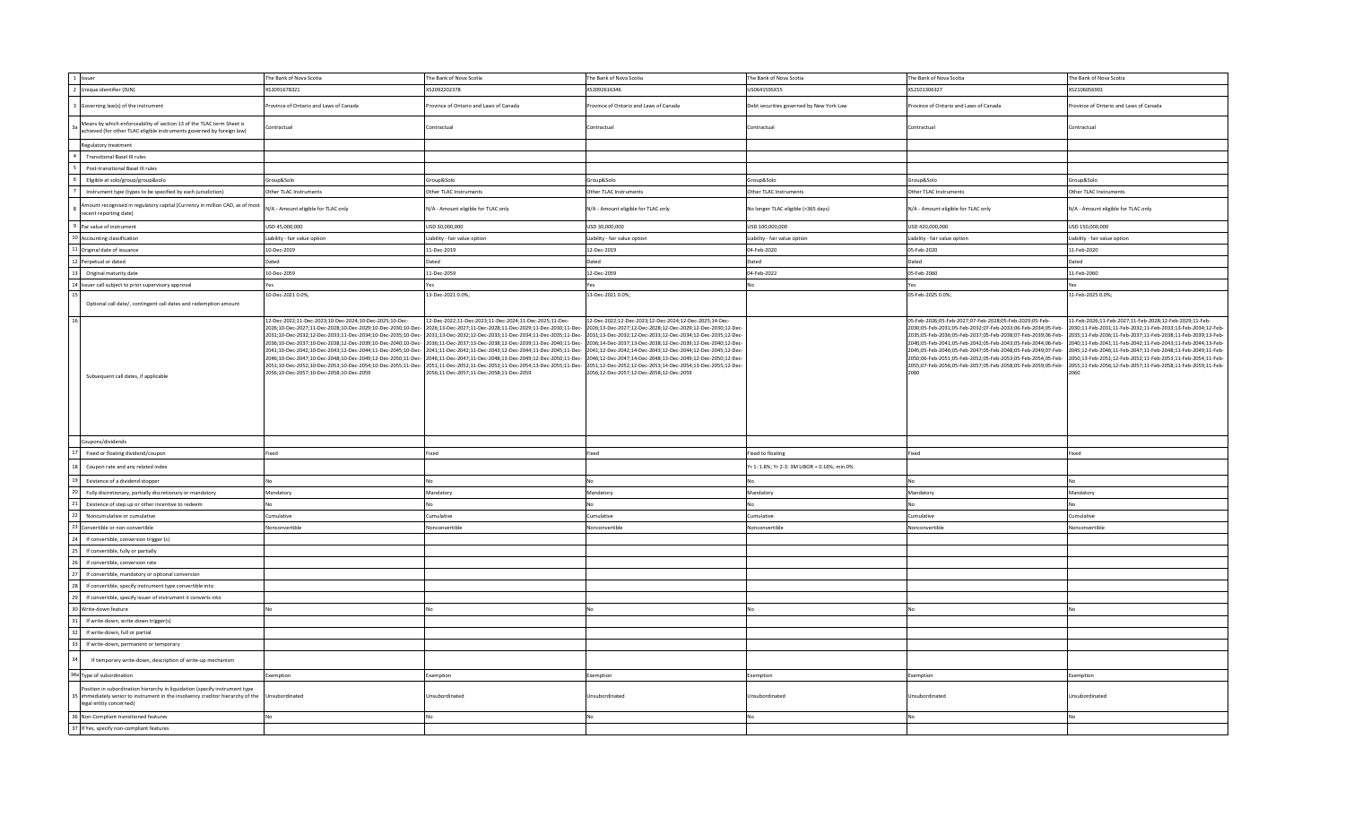| | | | | | | | |
|---|---|---|---|---|---|---|---|
| 1 | Issuer | The Bank of Nova Scotia | The Bank of Nova Scotia | The Bank of Nova Scotia | The Bank of Nova Scotia | The Bank of Nova Scotia | The Bank of Nova Scotia |
| 2 | Unique identifier (ISIN) | XS2091678321 | XS2092202378 | XS2092616346 | US06415955X55 | XS2101306327 | XS2106056901 |
| 3 | Governing law(s) of the instrument | Province of Ontario and Laws of Canada | Province of Ontario and Laws of Canada | Province of Ontario and Laws of Canada | Debt securities governed by New York Law | Province of Ontario and Laws of Canada | Province of Ontario and Laws of Canada |
| 3a | Means by which enforceability of section 13 of the TLAC term Sheet is achieved (for other TLAC eligible instruments governed by foreign law) | Contractual | Contractual | Contractual | Contractual | Contractual | Contractual |
| | Regulatory treatment | | | | | | |
| 4 | Transitional Basel III rules | | | | | | |
| 5 | Post-transitional Basel III rules | | | | | | |
| 6 | Eligible at solo/group/group&solo | Group&Solo | Group&Solo | Group&Solo | Group&Solo | Group&Solo | Group&Solo |
| 7 | Instrument type (types to be specified by each jurisdiction) | Other TLAC Instruments | Other TLAC Instruments | Other TLAC Instruments | Other TLAC Instruments | Other TLAC Instruments | Other TLAC Instruments |
| 8 | Amount recognised in regulatory capital (Currency in million CAD, as of most recent reporting date) | N/A - Amount eligible for TLAC only | N/A - Amount eligible for TLAC only | N/A - Amount eligible for TLAC only | No longer TLAC eligible (<365 days) | N/A - Amount eligible for TLAC only | N/A - Amount eligible for TLAC only |
| 9 | Par value of instrument | USD 45,000,000 | USD 30,000,000 | USD 30,000,000 | USD 100,000,000 | USD 420,000,000 | USD 150,000,000 |
| 10 | Accounting classification | Liability - fair value option | Liability - fair value option | Liability - fair value option | Liability - fair value option | Liability - fair value option | Liability - fair value option |
| 11 | Original date of issuance | 10-Dec-2019 | 11-Dec-2019 | 12-Dec-2019 | 04-Feb-2020 | 05-Feb-2020 | 11-Feb-2020 |
| 12 | Perpetual or dated | Dated | Dated | Dated | Dated | Dated | Dated |
| 13 | Original maturity date | 10-Dec-2059 | 11-Dec-2059 | 12-Dec-2059 | 04-Feb-2022 | 05-Feb-2060 | 11-Feb-2060 |
| 14 | Issuer call subject to prior supervisory approval | Yes | Yes | Yes | No | Yes | Yes |
| 15 | Optional call date/, contingent call dates and redemption amount | 10-Dec-2021 0.0%; | 13-Dec-2021 0.0%; | 13-Dec-2021 0.0%; | | 05-Feb-2025 0.0%; | 11-Feb-2025 0.0%; |
| 16 | Subsequent call dates, if applicable | 12-Dec-2022;11-Dec-2023;10-Dec-2024;10-Dec-2025;10-Dec-2026;10-Dec-2027;11-Dec-2028;10-Dec-2029;10-Dec-2030;10-Dec-2031;10-Dec-2032;12-Dec-2033;11-Dec-2034;10-Dec-2035;10-Dec-2036;10-Dec-2037;10-Dec-2038;12-Dec-2039;10-Dec-2040;10-Dec-2041;10-Dec-2042;10-Dec-2043;12-Dec-2044;11-Dec-2045;10-Dec-2046;10-Dec-2047;10-Dec-2048;10-Dec-2049;12-Dec-2050;11-Dec-2051;10-Dec-2052;10-Dec-2053;10-Dec-2054;10-Dec-2055;11-Dec-2056;10-Dec-2057;10-Dec-2058;10-Dec-2059 | 12-Dec-2022;11-Dec-2023;11-Dec-2024;11-Dec-2025;11-Dec-2026;13-Dec-2027;11-Dec-2028;11-Dec-2029;11-Dec-2030;11-Dec-2031;13-Dec-2032;12-Dec-2033;11-Dec-2034;11-Dec-2035;11-Dec-2036;11-Dec-2037;13-Dec-2038;12-Dec-2039;11-Dec-2040;11-Dec-2041;11-Dec-2042;11-Dec-2043;12-Dec-2044;11-Dec-2045;11-Dec-2046;11-Dec-2047;11-Dec-2048;13-Dec-2049;12-Dec-2050;11-Dec-2051;11-Dec-2052;11-Dec-2053;11-Dec-2054;13-Dec-2055;11-Dec-2056;11-Dec-2057;11-Dec-2058;11-Dec-2059 | 12-Dec-2022;12-Dec-2023;12-Dec-2024;12-Dec-2025;14-Dec-2026;13-Dec-2027;12-Dec-2028;12-Dec-2029;12-Dec-2030;12-Dec-2031;13-Dec-2032;12-Dec-2033;12-Dec-2034;12-Dec-2035;12-Dec-2036;14-Dec-2037;13-Dec-2038;12-Dec-2039;12-Dec-2040;12-Dec-2041;12-Dec-2042;14-Dec-2043;12-Dec-2044;12-Dec-2045;12-Dec-2046;12-Dec-2047;14-Dec-2048;13-Dec-2049;12-Dec-2050;12-Dec-2051;12-Dec-2052;12-Dec-2053;14-Dec-2054;13-Dec-2055;12-Dec-2056;12-Dec-2057;12-Dec-2058;12-Dec-2059 | | 05-Feb-2026;05-Feb-2027;07-Feb-2028;05-Feb-2029;05-Feb-2030;05-Feb-2031;05-Feb-2032;07-Feb-2033;06-Feb-2034;05-Feb-2035;05-Feb-2036;05-Feb-2037;05-Feb-2038;07-Feb-2039;06-Feb-2040;05-Feb-2041;05-Feb-2042;05-Feb-2043;05-Feb-2044;06-Feb-2045;05-Feb-2046;05-Feb-2047;05-Feb-2048;05-Feb-2049;07-Feb-2050;06-Feb-2051;05-Feb-2052;05-Feb-2053;05-Feb-2054;05-Feb-2055;07-Feb-2056;05-Feb-2057;05-Feb-2058;05-Feb-2059;05-Feb-2060 | 11-Feb-2026;11-Feb-2027;11-Feb-2028;12-Feb-2029;11-Feb-2030;11-Feb-2031;11-Feb-2032;11-Feb-2033;13-Feb-2034;12-Feb-2035;11-Feb-2036;11-Feb-2037;11-Feb-2038;11-Feb-2039;13-Feb-2040;11-Feb-2041;11-Feb-2042;11-Feb-2043;11-Feb-2044;13-Feb-2045;12-Feb-2046;11-Feb-2047;11-Feb-2048;11-Feb-2049;11-Feb-2050;13-Feb-2051;12-Feb-2052;11-Feb-2053;11-Feb-2054;11-Feb-2055;11-Feb-2056;12-Feb-2057;11-Feb-2058;11-Feb-2059;11-Feb-2060 |
| | Coupons/dividends | | | | | | |
| 17 | Fixed or floating dividend/coupon | Fixed | Fixed | Fixed | Fixed to floating | Fixed | Fixed |
| 18 | Coupon rate and any related index | | | | Yr 1: 1.8%; Yr 2-3: 3M LIBOR + 0.16%; min.0% | | |
| 19 | Existence of a dividend stopper | No | No | No | No | No | No |
| 20 | Fully discretionary, partially discretionary or mandatory | Mandatory | Mandatory | Mandatory | Mandatory | Mandatory | Mandatory |
| 21 | Existence of step up or other incentive to redeem | No | No | No | No | No | No |
| 22 | Noncumulative or cumulative | Cumulative | Cumulative | Cumulative | Cumulative | Cumulative | Cumulative |
| 23 | Convertible or non-convertible | Nonconvertible | Nonconvertible | Nonconvertible | Nonconvertible | Nonconvertible | Nonconvertible |
| 24 | If convertible, conversion trigger (s) | | | | | | |
| 25 | If convertible, fully or partially | | | | | | |
| 26 | If convertible, conversion rate | | | | | | |
| 27 | If convertible, mandatory or optional conversion | | | | | | |
| 28 | If convertible, specify instrument type convertible into | | | | | | |
| 29 | If convertible, specify issuer of instrument it converts into | | | | | | |
| 30 | Write-down feature | No | No | No | No | No | No |
| 31 | If write-down, write-down trigger(s) | | | | | | |
| 32 | If write-down, full or partial | | | | | | |
| 33 | If write-down, permanent or temporary | | | | | | |
| 34 | If temporary write-down, description of write-up mechanism | | | | | | |
| 34a | Type of subordination | Exemption | Exemption | Exemption | Exemption | Exemption | Exemption |
| 35 | Position in subordination hierarchy in liquidation (specify instrument type immediately senior to instrument in the insolvency creditor hierarchy of the legal entity concerned) | Unsubordinated | Unsubordinated | Unsubordinated | Unsubordinated | Unsubordinated | Unsubordinated |
| 36 | Non-Compliant transitioned features | No | No | No | No | No | No |
| 37 | If Yes, specify non-compliant features | | | | | | |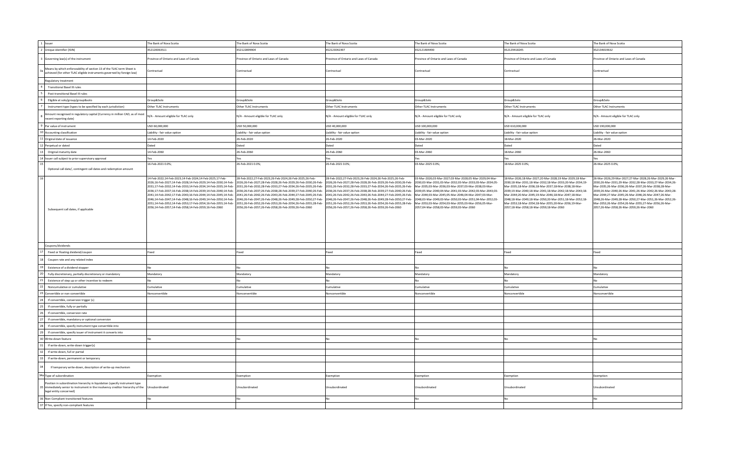| 1 | Issuer | The Bank of Nova Scotia | The Bank of Nova Scotia | The Bank of Nova Scotia | The Bank of Nova Scotia | The Bank of Nova Scotia | The Bank of Nova Scotia |
|---|---|---|---|---|---|---|---|
| 2 | Unique identifier (ISIN) | XS2120063511 | XS2122899904 | XS2123042397 | XS2121404490 | XS2129418245 | XS2134019632 |
| 3 | Governing law(s) of the instrument | Province of Ontario and Laws of Canada | Province of Ontario and Laws of Canada | Province of Ontario and Laws of Canada | Province of Ontario and Laws of Canada | Province of Ontario and Laws of Canada | Province of Ontario and Laws of Canada |
| 3a | Means by which enforceability of section 13 of the TLAC term Sheet is achieved (for other TLAC eligible instruments governed by foreign law) | Contractual | Contractual | Contractual | Contractual | Contractual | Contractual |
| | Regulatory treatment | | | | | | |
| 4 | Transitional Basel III rules | | | | | | |
| 5 | Post-transitional Basel III rules | | | | | | |
| 6 | Eligible at solo/group/group&solo | Group&Solo | Group&Solo | Group&Solo | Group&Solo | Group&Solo | Group&Solo |
| 7 | Instrument type (types to be specified by each jurisdiction) | Other TLAC Instruments | Other TLAC Instruments | Other TLAC Instruments | Other TLAC Instruments | Other TLAC Instruments | Other TLAC Instruments |
| 8 | Amount recognised in regulatory capital (Currency in million CAD, as of most recent reporting date) | N/A - Amount eligible for TLAC only | N/A - Amount eligible for TLAC only | N/A - Amount eligible for TLAC only | N/A - Amount eligible for TLAC only | N/A - Amount eligible for TLAC only | N/A - Amount eligible for TLAC only |
| 9 | Par value of instrument | USD 60,000,000 | USD 50,000,000 | USD 40,000,000 | USD 100,000,000 | USD 610,000,000 | USD 190,000,000 |
| 10 | Accounting classification | Liability - fair value option | Liability - fair value option | Liability - fair value option | Liability - fair value option | Liability - fair value option | Liability - fair value option |
| 11 | Original date of issuance | 14-Feb-2020 | 26-Feb-2020 | 26-Feb-2020 | 03-Mar-2020 | 18-Mar-2020 | 26-Mar-2020 |
| 12 | Perpetual or dated | Dated | Dated | Dated | Dated | Dated | Dated |
| 13 | Original maturity date | 14-Feb-2060 | 26-Feb-2060 | 26-Feb-2060 | 03-Mar-2060 | 18-Mar-2060 | 26-Mar-2060 |
| 14 | Issuer call subject to prior supervisory approval | Yes | Yes | Yes | Yes | Yes | Yes |
| 15 | Optional call date/, contingent call dates and redemption amount | 16-Feb-2021 0.0%; | 26-Feb-2021 0.0%; | 26-Feb-2021 0.0%; | 03-Mar-2025 0.0%; | 18-Mar-2025 0.0%; | 26-Mar-2025 0.0%; |
| 16 | Subsequent call dates, if applicable | 14-Feb-2022;14-Feb-2023;14-Feb-2024;14-Feb-2025;17-Feb-2026;16-Feb-2027;14-Feb-2028;14-Feb-2029;14-Feb-2030;14-Feb-2031;17-Feb-2032;14-Feb-2033;14-Feb-2034;14-Feb-2035;14-Feb-2036;17-Feb-2037;16-Feb-2038;14-Feb-2039;14-Feb-2040;14-Feb-2041;14-Feb-2042;17-Feb-2043;16-Feb-2044;14-Feb-2045;14-Feb-2046;14-Feb-2047;14-Feb-2048;16-Feb-2049;14-Feb-2050;14-Feb-2051;14-Feb-2052;14-Feb-2053;17-Feb-2054;16-Feb-2055;14-Feb-2056;14-Feb-2057;14-Feb-2058;14-Feb-2059;16-Feb-2060 | 28-Feb-2022;27-Feb-2023;26-Feb-2024;26-Feb-2025;26-Feb-2026;26-Feb-2027;28-Feb-2028;26-Feb-2029;26-Feb-2030;26-Feb-2031;26-Feb-2032;28-Feb-2033;27-Feb-2034;26-Feb-2035;26-Feb-2036;26-Feb-2037;26-Feb-2038;28-Feb-2039;27-Feb-2040;26-Feb-2041;26-Feb-2042;26-Feb-2043;26-Feb-2044;27-Feb-2045;26-Feb-2046;26-Feb-2047;26-Feb-2048;26-Feb-2049;28-Feb-2050;27-Feb-2051;26-Feb-2052;26-Feb-2053;26-Feb-2054;26-Feb-2055;28-Feb-2056;26-Feb-2057;26-Feb-2058;26-Feb-2059;26-Feb-2060 | 28-Feb-2022;27-Feb-2023;26-Feb-2024;26-Feb-2025;26-Feb-2026;26-Feb-2027;28-Feb-2028;26-Feb-2029;26-Feb-2030;26-Feb-2031;26-Feb-2032;28-Feb-2033;27-Feb-2034;26-Feb-2035;26-Feb-2036;26-Feb-2037;26-Feb-2038;28-Feb-2039;27-Feb-2040;26-Feb-2041;26-Feb-2042;26-Feb-2043;26-Feb-2044;27-Feb-2045;26-Feb-2046;26-Feb-2047;26-Feb-2048;26-Feb-2049;28-Feb-2050;27-Feb-2051;26-Feb-2052;26-Feb-2053;26-Feb-2054;26-Feb-2055;28-Feb-2056;26-Feb-2057;26-Feb-2058;26-Feb-2059;26-Feb-2060 | 03-Mar-2026;03-Mar-2027;03-Mar-2028;05-Mar-2029;04-Mar-2030;03-Mar-2031;03-Mar-2032;03-Mar-2033;03-Mar-2034;05-Mar-2035;03-Mar-2036;03-Mar-2037;03-Mar-2038;03-Mar-2039;05-Mar-2040;04-Mar-2041;03-Mar-2042;03-Mar-2043;03-Mar-2044;03-Mar-2045;05-Mar-2046;04-Mar-2047;03-Mar-2048;03-Mar-2049;03-Mar-2050;03-Mar-2051;04-Mar-2052;03-Mar-2053;03-Mar-2054;03-Mar-2055;03-Mar-2056;05-Mar-2057;04-Mar-2058;03-Mar-2059;03-Mar-2060 | 18-Mar-2026;18-Mar-2027;20-Mar-2028;19-Mar-2029;18-Mar-2030;18-Mar-2031;18-Mar-2032;18-Mar-2033;20-Mar-2034;19-Mar-2035;18-Mar-2036;18-Mar-2037;18-Mar-2038;18-Mar-2039;19-Mar-2040;18-Mar-2041;18-Mar-2042;18-Mar-2043;18-Mar-2044;20-Mar-2045;19-Mar-2046;18-Mar-2047;18-Mar-2048;18-Mar-2049;18-Mar-2050;20-Mar-2051;18-Mar-2052;18-Mar-2053;18-Mar-2054;18-Mar-2055;20-Mar-2056;19-Mar-2057;18-Mar-2058;18-Mar-2059;18-Mar-2060 | 26-Mar-2026;29-Mar-2027;27-Mar-2028;26-Mar-2029;26-Mar-2030;26-Mar-2031;29-Mar-2032;28-Mar-2033;27-Mar-2034;26-Mar-2035;26-Mar-2036;26-Mar-2037;26-Mar-2038;28-Mar-2039;26-Mar-2040;26-Mar-2041;26-Mar-2042;26-Mar-2043;28-Mar-2044;27-Mar-2045;26-Mar-2046;26-Mar-2047;26-Mar-2048;26-Mar-2049;28-Mar-2050;27-Mar-2051;26-Mar-2052;26-Mar-2053;26-Mar-2054;26-Mar-2055;27-Mar-2056;26-Mar-2057;26-Mar-2058;26-Mar-2059;26-Mar-2060 |
| | Coupons/dividends | | | | | | |
| 17 | Fixed or floating dividend/coupon | Fixed | Fixed | Fixed | Fixed | Fixed | Fixed |
| 18 | Coupon rate and any related index | | | | | | |
| 19 | Existence of a dividend stopper | No | No | No | No | No | No |
| 20 | Fully discretionary, partially discretionary or mandatory | Mandatory | Mandatory | Mandatory | Mandatory | Mandatory | Mandatory |
| 21 | Existence of step up or other incentive to redeem | No | No | No | No | No | No |
| 22 | Noncumulative or cumulative | Cumulative | Cumulative | Cumulative | Cumulative | Cumulative | Cumulative |
| 23 | Convertible or non-convertible | Nonconvertible | Nonconvertible | Nonconvertible | Nonconvertible | Nonconvertible | Nonconvertible |
| 24 | If convertible, conversion trigger (s) | | | | | | |
| 25 | If convertible, fully or partially | | | | | | |
| 26 | If convertible, conversion rate | | | | | | |
| 27 | If convertible, mandatory or optional conversion | | | | | | |
| 28 | If convertible, specify instrument type convertible into | | | | | | |
| 29 | If convertible, specify issuer of instrument it converts into | | | | | | |
| 30 | Write-down feature | No | No | No | No | No | No |
| 31 | If write-down, write-down trigger(s) | | | | | | |
| 32 | If write-down, full or partial | | | | | | |
| 33 | If write-down, permanent or temporary | | | | | | |
| 34 | If temporary write-down, description of write-up mechanism | | | | | | |
| 34a | Type of subordination | Exemption | Exemption | Exemption | Exemption | Exemption | Exemption |
| 35 | Position in subordination hierarchy in liquidation (specify instrument type immediately senior to instrument in the insolvency creditor hierarchy of the legal entity concerned) | Unsubordinated | Unsubordinated | Unsubordinated | Unsubordinated | Unsubordinated | Unsubordinated |
| 36 | Non-Compliant transitioned features | No | No | No | No | No | No |
| 37 | If Yes, specify non-compliant features | | | | | | |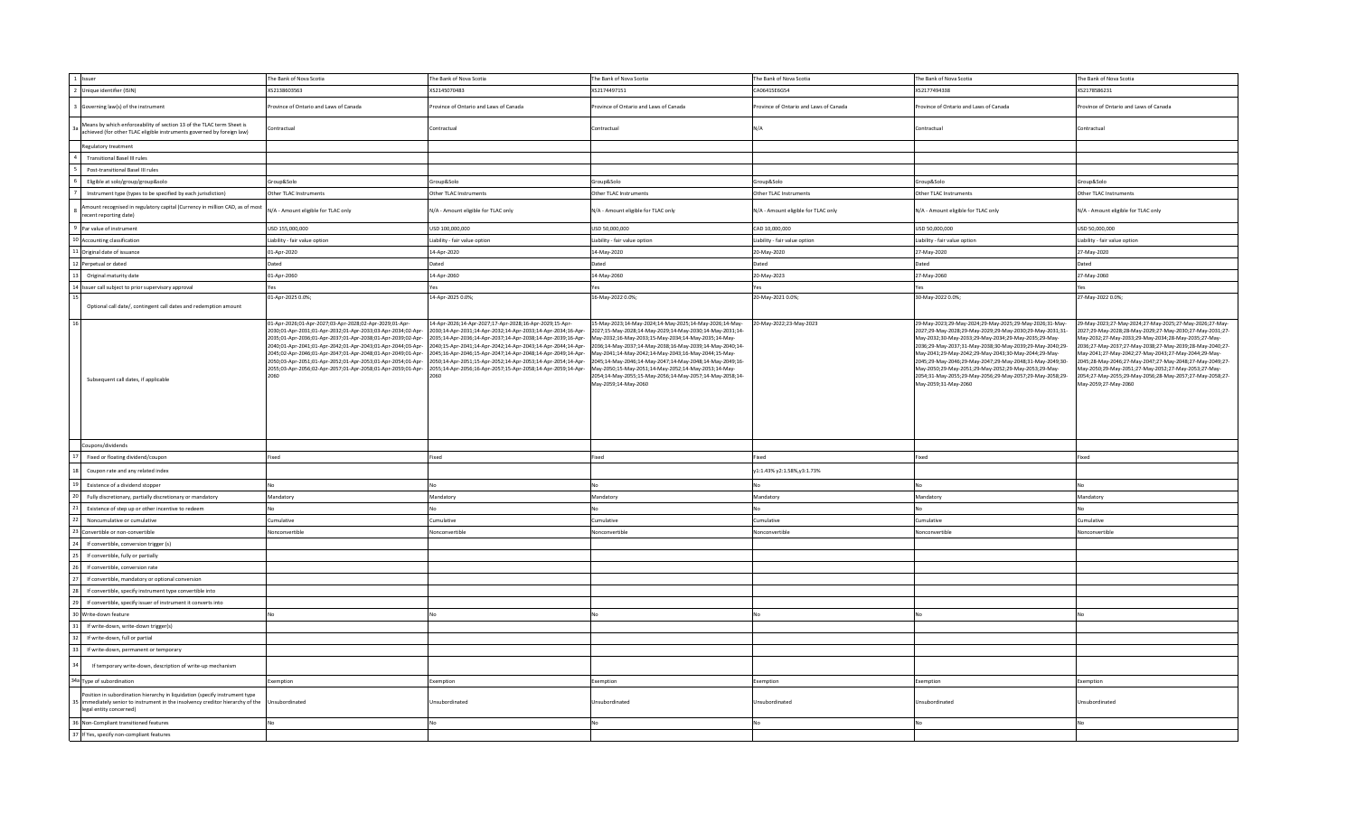| | | | | | | | |
|---|---|---|---|---|---|---|---|
| 1 | Issuer | The Bank of Nova Scotia | The Bank of Nova Scotia | The Bank of Nova Scotia | The Bank of Nova Scotia | The Bank of Nova Scotia | The Bank of Nova Scotia |
| 2 | Unique identifier (ISIN) | XS2138603563 | XS2145070483 | XS2174497151 | CA06415E6G54 | XS2177494338 | XS2178586231 |
| 3 | Governing law(s) of the instrument | Province of Ontario and Laws of Canada | Province of Ontario and Laws of Canada | Province of Ontario and Laws of Canada | Province of Ontario and Laws of Canada | Province of Ontario and Laws of Canada | Province of Ontario and Laws of Canada |
| 3a | Means by which enforceability of section 13 of the TLAC term Sheet is achieved (for other TLAC eligible instruments governed by foreign law) | Contractual | Contractual | Contractual | N/A | Contractual | Contractual |
| | Regulatory treatment | | | | | | |
| 4 | Transitional Basel III rules | | | | | | |
| 5 | Post-transitional Basel III rules | | | | | | |
| 6 | Eligible at solo/group/group&solo | Group&Solo | Group&Solo | Group&Solo | Group&Solo | Group&Solo | Group&Solo |
| 7 | Instrument type (types to be specified by each jurisdiction) | Other TLAC Instruments | Other TLAC Instruments | Other TLAC Instruments | Other TLAC Instruments | Other TLAC Instruments | Other TLAC Instruments |
| 8 | Amount recognised in regulatory capital (Currency in million CAD, as of most recent reporting date) | N/A - Amount eligible for TLAC only | N/A - Amount eligible for TLAC only | N/A - Amount eligible for TLAC only | N/A - Amount eligible for TLAC only | N/A - Amount eligible for TLAC only | N/A - Amount eligible for TLAC only |
| 9 | Par value of instrument | USD 155,000,000 | USD 100,000,000 | USD 50,000,000 | CAD 10,000,000 | USD 50,000,000 | USD 50,000,000 |
| 10 | Accounting classification | Liability - fair value option | Liability - fair value option | Liability - fair value option | Liability - fair value option | Liability - fair value option | Liability - fair value option |
| 11 | Original date of issuance | 01-Apr-2020 | 14-Apr-2020 | 14-May-2020 | 20-May-2020 | 27-May-2020 | 27-May-2020 |
| 12 | Perpetual or dated | Dated | Dated | Dated | Dated | Dated | Dated |
| 13 | Original maturity date | 01-Apr-2060 | 14-Apr-2060 | 14-May-2060 | 20-May-2023 | 27-May-2060 | 27-May-2060 |
| 14 | Issuer call subject to prior supervisory approval | Yes | Yes | Yes | Yes | Yes | Yes |
| 15 | Optional call date/, contingent call dates and redemption amount | 01-Apr-2025 0.0%; | 14-Apr-2025 0.0%; | 16-May-2022 0.0%; | 20-May-2021 0.0%; | 30-May-2022 0.0%; | 27-May-2022 0.0%; |
| 16 | Subsequent call dates, if applicable | 01-Apr-2026;01-Apr-2027;03-Apr-2028;02-Apr-2029;01-Apr-2030;01-Apr-2031;01-Apr-2032;01-Apr-2033;03-Apr-2034;02-Apr-2035;01-Apr-2036;01-Apr-2037;01-Apr-2038;01-Apr-2039;02-Apr-2040;01-Apr-2041;01-Apr-2042;01-Apr-2043;01-Apr-2044;03-Apr-2045;02-Apr-2046;01-Apr-2047;01-Apr-2048;01-Apr-2049;01-Apr-2050;03-Apr-2051;01-Apr-2052;01-Apr-2053;01-Apr-2054;01-Apr-2055;03-Apr-2056;02-Apr-2057;01-Apr-2058;01-Apr-2059;01-Apr-2060 | 14-Apr-2026;14-Apr-2027;17-Apr-2028;16-Apr-2029;15-Apr-2030;14-Apr-2031;14-Apr-2032;14-Apr-2033;14-Apr-2034;16-Apr-2035;14-Apr-2036;14-Apr-2037;14-Apr-2038;14-Apr-2039;16-Apr-2040;15-Apr-2041;14-Apr-2042;14-Apr-2043;14-Apr-2044;14-Apr-2045;16-Apr-2046;15-Apr-2047;14-Apr-2048;14-Apr-2049;14-Apr-2050;14-Apr-2051;15-Apr-2052;14-Apr-2053;14-Apr-2054;14-Apr-2055;14-Apr-2056;16-Apr-2057;15-Apr-2058;14-Apr-2059;14-Apr-2060 | 15-May-2023;14-May-2024;14-May-2025;14-May-2026;14-May-2027;15-May-2028;14-May-2029;14-May-2030;14-May-2031;14-May-2032;16-May-2033;15-May-2034;14-May-2035;14-May-2036;14-May-2037;14-May-2038;16-May-2039;14-May-2040;14-May-2041;14-May-2042;14-May-2043;16-May-2044;15-May-2045;14-May-2046;14-May-2047;14-May-2048;14-May-2049;16-May-2050;15-May-2051;14-May-2052;14-May-2053;14-May-2054;14-May-2055;15-May-2056;14-May-2057;14-May-2058;14-May-2059;14-May-2060 | 20-May-2022;23-May-2023 | 29-May-2023;29-May-2024;29-May-2025;29-May-2026;31-May-2027;29-May-2028;29-May-2029;29-May-2030;29-May-2031;31-May-2032;30-May-2033;29-May-2034;29-May-2035;29-May-2036;29-May-2037;31-May-2038;30-May-2039;29-May-2040;29-May-2041;29-May-2042;29-May-2043;30-May-2044;29-May-2045;29-May-2046;29-May-2047;29-May-2048;31-May-2049;30-May-2050;29-May-2051;29-May-2052;29-May-2053;29-May-2054;31-May-2055;29-May-2056;29-May-2057;29-May-2058;29-May-2059;31-May-2060 | 29-May-2023;27-May-2024;27-May-2025;27-May-2026;27-May-2027;29-May-2028;28-May-2029;27-May-2030;27-May-2031;27-May-2032;27-May-2033;29-May-2034;28-May-2035;27-May-2036;27-May-2037;27-May-2038;28-May-2039;28-May-2040;27-May-2041;27-May-2042;27-May-2043;27-May-2044;29-May-2045;28-May-2046;27-May-2047;27-May-2048;27-May-2049;27-May-2050;29-May-2051;27-May-2052;27-May-2053;27-May-2054;27-May-2055;29-May-2056;28-May-2057;27-May-2058;27-May-2059;27-May-2060 |
| | Coupons/dividends | | | | | | |
| 17 | Fixed or floating dividend/coupon | Fixed | Fixed | Fixed | Fixed | Fixed | Fixed |
| 18 | Coupon rate and any related index | | | | y1:1.43% y2:1.58%,y3:1.73% | | |
| 19 | Existence of a dividend stopper | No | No | No | No | No | No |
| 20 | Fully discretionary, partially discretionary or mandatory | Mandatory | Mandatory | Mandatory | Mandatory | Mandatory | Mandatory |
| 21 | Existence of step up or other incentive to redeem | No | No | No | No | No | No |
| 22 | Noncumulative or cumulative | Cumulative | Cumulative | Cumulative | Cumulative | Cumulative | Cumulative |
| 23 | Convertible or non-convertible | Nonconvertible | Nonconvertible | Nonconvertible | Nonconvertible | Nonconvertible | Nonconvertible |
| 24 | If convertible, conversion trigger (s) | | | | | | |
| 25 | If convertible, fully or partially | | | | | | |
| 26 | If convertible, conversion rate | | | | | | |
| 27 | If convertible, mandatory or optional conversion | | | | | | |
| 28 | If convertible, specify instrument type convertible into | | | | | | |
| 29 | If convertible, specify issuer of instrument it converts into | | | | | | |
| 30 | Write-down feature | No | No | No | No | No | No |
| 31 | If write-down, write-down trigger(s) | | | | | | |
| 32 | If write-down, full or partial | | | | | | |
| 33 | If write-down, permanent or temporary | | | | | | |
| 34 | If temporary write-down, description of write-up mechanism | | | | | | |
| 34a | Type of subordination | Exemption | Exemption | Exemption | Exemption | Exemption | Exemption |
| 35 | Position in subordination hierarchy in liquidation (specify instrument type immediately senior to instrument in the insolvency creditor hierarchy of the legal entity concerned) | Unsubordinated | Unsubordinated | Unsubordinated | Unsubordinated | Unsubordinated | Unsubordinated |
| 36 | Non-Compliant transitioned features | No | No | No | No | No | No |
| 37 | If Yes, specify non-compliant features | | | | | | |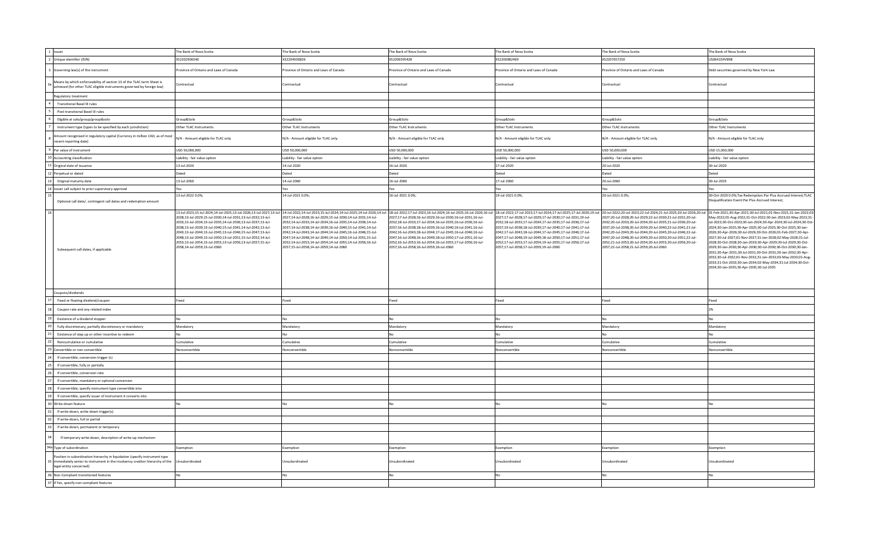| | | | | | | | |
|---|---|---|---|---|---|---|---|
| 1 | Issuer | The Bank of Nova Scotia | The Bank of Nova Scotia | The Bank of Nova Scotia | The Bank of Nova Scotia | The Bank of Nova Scotia | The Bank of Nova Scotia |
| 2 | Unique identifier (ISIN) | XS2202906546 | XS2204500826 | XS2206595428 | XS2206982469 | XS2207657250 | US06415VB898 |
| 3 | Governing law(s) of the instrument | Province of Ontario and Laws of Canada | Province of Ontario and Laws of Canada | Province of Ontario and Laws of Canada | Province of Ontario and Laws of Canada | Province of Ontario and Laws of Canada | Debt securities governed by New York Law |
| 3a | Means by which enforceability of section 13 of the TLAC term Sheet is achieved (for other TLAC eligible instruments governed by foreign law) | Contractual | Contractual | Contractual | Contractual | Contractual | Contractual |
| | Regulatory treatment | | | | | | |
| 4 | Transitional Basel III rules | | | | | | |
| 5 | Post-transitional Basel III rules | | | | | | |
| 6 | Eligible at solo/group/group&solo | Group&Solo | Group&Solo | Group&Solo | Group&Solo | Group&Solo | Group&Solo |
| 7 | Instrument type (types to be specified by each jurisdiction) | Other TLAC Instruments | Other TLAC Instruments | Other TLAC Instruments | Other TLAC Instruments | Other TLAC Instruments | Other TLAC Instruments |
| 8 | Amount recognised in regulatory capital (Currency in million CAD, as of most recent reporting date) | N/A - Amount eligible for TLAC only | N/A - Amount eligible for TLAC only | N/A - Amount eligible for TLAC only | N/A - Amount eligible for TLAC only | N/A - Amount eligible for TLAC only | N/A - Amount eligible for TLAC only |
| 9 | Par value of instrument | USD 50,000,000 | USD 50,000,000 | USD 50,000,000 | USD 50,000,000 | USD 50,000,000 | USD 15,000,000 |
| 10 | Accounting classification | Liability - fair value option | Liability - fair value option | Liability - fair value option | Liability - fair value option | Liability - fair value option | Liability - fair value option |
| 11 | Original date of issuance | 13-Jul-2020 | 14-Jul-2020 | 16-Jul-2020 | 17-Jul-2020 | 20-Jul-2020 | 30-Jul-2020 |
| 12 | Perpetual or dated | Dated | Dated | Dated | Dated | Dated | Dated |
| 13 | Original maturity date | 13-Jul-2060 | 14-Jul-2060 | 16-Jul-2060 | 17-Jul-2060 | 20-Jul-2060 | 30-Jul-2035 |
| 14 | Issuer call subject to prior supervisory approval | Yes | Yes | Yes | Yes | Yes | Yes |
| 15 | Optional call date/, contingent call dates and redemption amount | 13-Jul-2022 0.0%; | 14-Jul-2021 0.0%; | 16-Jul-2021 0.0%; | 19-Jul-2021 0.0%; | 20-Jul-2021 0.0%; | 30-Oct-2020 0.0%;Tax Redemption:Par Plus Accrued Interest;TLAC Disqualification Event:Par Plus Accrued Interest; |
| 16 | Subsequent call dates, if applicable | 13-Jul-2023;15-Jul-2024;14-Jul-2025;13-Jul-2026;13-Jul-2027;13-Jul-2028;13-Jul-2029;15-Jul-2030;14-Jul-2031;13-Jul-2032;13-Jul-2033;13-Jul-2034;13-Jul-2035;14-Jul-2036;13-Jul-2037;13-Jul-2038;13-Jul-2039;13-Jul-2040;15-Jul-2041;14-Jul-2042;13-Jul-2043;13-Jul-2044;13-Jul-2045;13-Jul-2046;15-Jul-2047;13-Jul-2048;13-Jul-2049;13-Jul-2050;13-Jul-2051;15-Jul-2052;14-Jul-2053;13-Jul-2054;13-Jul-2055;13-Jul-2056;13-Jul-2057;15-Jul-2058;14-Jul-2059;13-Jul-2060 | 14-Jul-2022;14-Jul-2023;15-Jul-2024;14-Jul-2025;14-Jul-2026;14-Jul-2027;14-Jul-2028;16-Jul-2029;15-Jul-2030;14-Jul-2031;14-Jul-2032;14-Jul-2033;14-Jul-2034;16-Jul-2035;14-Jul-2036;14-Jul-2037;14-Jul-2038;14-Jul-2039;16-Jul-2040;15-Jul-2041;14-Jul-2042;14-Jul-2043;14-Jul-2044;14-Jul-2045;16-Jul-2046;15-Jul-2047;14-Jul-2048;14-Jul-2049;14-Jul-2050;14-Jul-2051;15-Jul-2052;14-Jul-2053;14-Jul-2054;14-Jul-2055;14-Jul-2056;16-Jul-2057;15-Jul-2058;14-Jul-2059;14-Jul-2060 | 18-Jul-2022;17-Jul-2023;16-Jul-2024;16-Jul-2025;16-Jul-2026;16-Jul-2027;17-Jul-2028;16-Jul-2029;16-Jul-2030;16-Jul-2031;16-Jul-2032;18-Jul-2033;17-Jul-2034;16-Jul-2035;16-Jul-2036;16-Jul-2037;16-Jul-2038;18-Jul-2039;16-Jul-2040;16-Jul-2041;16-Jul-2042;16-Jul-2043;18-Jul-2044;17-Jul-2045;16-Jul-2046;16-Jul-2047;16-Jul-2048;16-Jul-2049;18-Jul-2050;17-Jul-2051;16-Jul-2052;16-Jul-2053;16-Jul-2054;16-Jul-2055;17-Jul-2056;16-Jul-2057;16-Jul-2058;16-Jul-2059;16-Jul-2060 | 18-Jul-2022;17-Jul-2023;17-Jul-2024;17-Jul-2025;17-Jul-2026;19-Jul-2027;17-Jul-2028;17-Jul-2029;17-Jul-2030;17-Jul-2031;19-Jul-2032;18-Jul-2033;17-Jul-2034;17-Jul-2035;17-Jul-2036;17-Jul-2037;19-Jul-2038;18-Jul-2039;17-Jul-2040;17-Jul-2041;17-Jul-2042;17-Jul-2043;18-Jul-2044;17-Jul-2045;17-Jul-2046;17-Jul-2047;17-Jul-2048;19-Jul-2049;18-Jul-2050;17-Jul-2051;17-Jul-2052;17-Jul-2053;17-Jul-2054;19-Jul-2055;17-Jul-2056;17-Jul-2057;17-Jul-2058;17-Jul-2059;19-Jul-2060 | 20-Jul-2022;20-Jul-2023;22-Jul-2024;21-Jul-2025;20-Jul-2026;20-Jul-2027;20-Jul-2028;20-Jul-2029;22-Jul-2030;21-Jul-2031;20-Jul-2032;20-Jul-2033;20-Jul-2034;20-Jul-2035;21-Jul-2036;20-Jul-2037;20-Jul-2038;20-Jul-2039;20-Jul-2040;22-Jul-2041;21-Jul-2042;20-Jul-2043;20-Jul-2044;20-Jul-2045;20-Jul-2046;22-Jul-2047;20-Jul-2048;20-Jul-2049;20-Jul-2050;20-Jul-2051;22-Jul-2052;21-Jul-2053;20-Jul-2054;20-Jul-2055;20-Jul-2056;20-Jul-2057;22-Jul-2058;21-Jul-2059;20-Jul-2060 | 01-Feb-2021;30-Apr-2021;30-Jul-2021;01-Nov-2021;31-Jan-2022;03-May-2022;01-Aug-2022;31-Oct-2022;30-Jan-2023;02-May-2023;31-Jul-2023;30-Oct-2023;30-Jan-2024;30-Apr-2024;30-Jul-2024;30-Oct-2024;30-Jan-2025;30-Apr-2025;30-Jul-2025;30-Oct-2025;30-Jan-2026;30-Apr-2026;30-Jul-2026;30-Oct-2026;01-Feb-2027;30-Apr-2027;30-Jul-2027;01-Nov-2027;31-Jan-2028;02-May-2028;31-Jul-2028;30-Oct-2028;30-Jan-2029;30-Apr-2029;30-Jul-2029;30-Oct-2029;30-Jan-2030;30-Apr-2030;30-Jul-2030;30-Oct-2030;30-Jan-2031;30-Apr-2031;30-Jul-2031;30-Oct-2031;30-Jan-2032;30-Apr-2032;30-Jul-2032;01-Nov-2032;31-Jan-2033;03-May-2033;01-Aug-2033;31-Oct-2033;30-Jan-2034;02-May-2034;31-Jul-2034;30-Oct-2034;30-Jan-2035;30-Apr-2035;30-Jul-2035 |
| | Coupons/dividends | | | | | | |
| 17 | Fixed or floating dividend/coupon | Fixed | Fixed | Fixed | Fixed | Fixed | Fixed |
| 18 | Coupon rate and any related index | | | | | | 2% |
| 19 | Existence of a dividend stopper | No | No | No | No | No | No |
| 20 | Fully discretionary, partially discretionary or mandatory | Mandatory | Mandatory | Mandatory | Mandatory | Mandatory | Mandatory |
| 21 | Existence of step up or other incentive to redeem | No | No | No | No | No | No |
| 22 | Noncumulative or cumulative | Cumulative | Cumulative | Cumulative | Cumulative | Cumulative | Cumulative |
| 23 | Convertible or non-convertible | Nonconvertible | Nonconvertible | Nonconvertible | Nonconvertible | Nonconvertible | Nonconvertible |
| 24 | If convertible, conversion trigger (s) | | | | | | |
| 25 | If convertible, fully or partially | | | | | | |
| 26 | If convertible, conversion rate | | | | | | |
| 27 | If convertible, mandatory or optional conversion | | | | | | |
| 28 | If convertible, specify instrument type convertible into | | | | | | |
| 29 | If convertible, specify issuer of instrument it converts into | | | | | | |
| 30 | Write-down feature | No | No | No | No | No | No |
| 31 | If write-down, write-down trigger(s) | | | | | | |
| 32 | If write-down, full or partial | | | | | | |
| 33 | If write-down, permanent or temporary | | | | | | |
| 34 | If temporary write-down, description of write-up mechanism | | | | | | |
| 34a | Type of subordination | Exemption | Exemption | Exemption | Exemption | Exemption | Exemption |
| 35 | Position in subordination hierarchy in liquidation (specify instrument type immediately senior to instrument in the insolvency creditor hierarchy of the legal entity concerned) | Unsubordinated | Unsubordinated | Unsubordinated | Unsubordinated | Unsubordinated | Unsubordinated |
| 36 | Non-Compliant transitioned features | No | No | No | No | No | No |
| 37 | If Yes, specify non-compliant features | | | | | | |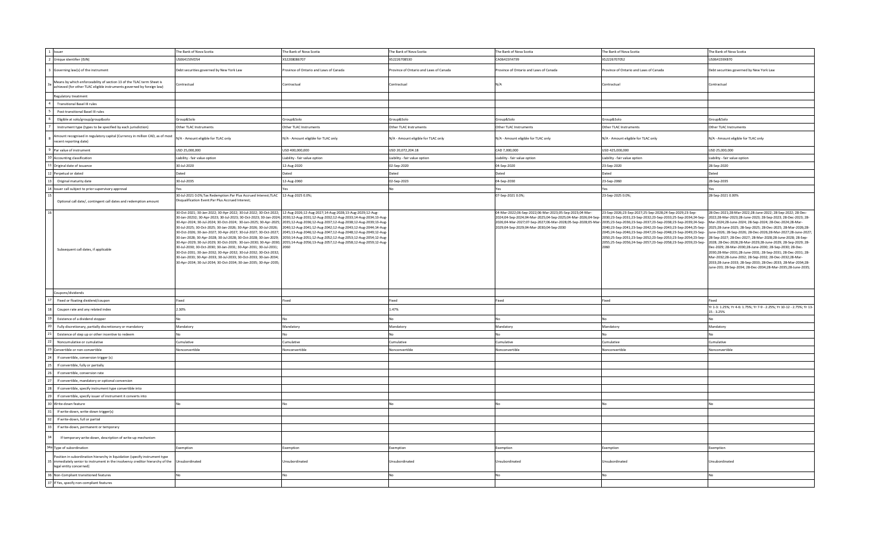| 1 | Issuer | The Bank of Nova Scotia | The Bank of Nova Scotia | The Bank of Nova Scotia | The Bank of Nova Scotia | The Bank of Nova Scotia | The Bank of Nova Scotia |
|---|---|---|---|---|---|---|---|
| 2 | Unique identifier (ISIN) | US06415SVD54 | XS2208086707 | XS2226708530 | CA06415FAT99 | XS2226707052 | US06415SXB70 |
| 3 | Governing law(s) of the instrument | Debt securities governed by New York Law | Province of Ontario and Laws of Canada | Province of Ontario and Laws of Canada | Province of Ontario and Laws of Canada | Province of Ontario and Laws of Canada | Debt securities governed by New York Law |
| 3a | Means by which enforceability of section 13 of the TLAC term Sheet is achieved (for other TLAC eligible instruments governed by foreign law) | Contractual | Contractual | Contractual | N/A | Contractual | Contractual |
| | Regulatory treatment | | | | | | |
| 4 | Transitional Basel III rules | | | | | | |
| 5 | Post-transitional Basel III rules | | | | | | |
| 6 | Eligible at solo/group/group&solo | Group&Solo | Group&Solo | Group&Solo | Group&Solo | Group&Solo | Group&Solo |
| 7 | Instrument type (types to be specified by each jurisdiction) | Other TLAC Instruments | Other TLAC Instruments | Other TLAC Instruments | Other TLAC Instruments | Other TLAC Instruments | Other TLAC Instruments |
| 8 | Amount recognised in regulatory capital (Currency in million CAD, as of most recent reporting date) | N/A - Amount eligible for TLAC only | N/A - Amount eligible for TLAC only | N/A - Amount eligible for TLAC only | N/A - Amount eligible for TLAC only | N/A - Amount eligible for TLAC only | N/A - Amount eligible for TLAC only |
| 9 | Par value of instrument | USD 25,000,000 | USD 400,000,000 | USD 20,072,204.18 | CAD 7,000,000 | USD 425,000,000 | USD 25,000,000 |
| 10 | Accounting classification | Liability - fair value option | Liability - fair value option | Liability - fair value option | Liability - fair value option | Liability - fair value option | Liability - fair value option |
| 11 | Original date of issuance | 30-Jul-2020 | 12-Aug-2020 | 02-Sep-2020 | 04-Sep-2020 | 23-Sep-2020 | 28-Sep-2020 |
| 12 | Perpetual or dated | Dated | Dated | Dated | Dated | Dated | Dated |
| 13 | Original maturity date | 30-Jul-2035 | 12-Aug-2060 | 02-Sep-2025 | 04-Sep-2030 | 23-Sep-2060 | 28-Sep-2035 |
| 14 | Issuer call subject to prior supervisory approval | Yes | Yes | No | Yes | Yes | Yes |
| 15 | Optional call date/, contingent call dates and redemption amount | 30-Jul-2021 0.0%;Tax Redemption:Par Plus Accrued Interest;TLAC Disqualification Event:Par Plus Accrued Interest; | 12-Aug-2025 0.0%; | | 07-Sep-2021 0.0%; | 23-Sep-2025 0.0%; | 28-Sep-2021 0.00% |
| 16 | Subsequent call dates, if applicable | 30-Oct-2021; 30-Jan-2022; 30-Apr-2022; 30-Jul-2022; 30-Oct-2022; 30-Jan-20232; 30-Apr-2023; 30-Jul-2023; 30-Oct-2023; 30-Jan-2024; 30-Apr-2024; 30-Jul-2024; 30-Oct-2024; 30-Jan-2025; 30-Apr-2025; 30-Jul-2025; 30-Oct-2025; 30-Jan-2026; 30-Apr-2026; 30-Jul-2026; 30-Oct-2026; 30-Jan-2027; 30-Apr-2027; 30-Jul-2027; 30-Oct-2027; 30-Jan-2028; 30-Apr-2028; 30-Jul-2028; 30-Oct-2028; 30-Jan-2029; 30-Apr-2029; 30-Jul-2029; 30-Oct-2029; 30-Jan-2030; 30-Apr-2030; 30-Jul-2030; 30-Oct-2030; 30-Jan-2031; 30-Apr-2031; 30-Jul-2031; 30-Oct-2031; 30-Jan-2032; 30-Apr-2032; 30-Jul-2032; 30-Oct-2032; 30-Jan-2033; 30-Apr-2033; 30-Jul-2033; 30-Oct-2033; 30-Jan-2034; 30-Apr-2034; 30-Jul-2034; 30-Oct-2034; 30-Jan-2035; 30-Apr-2035; | 12-Aug-2026;12-Aug-2027;14-Aug-2028;13-Aug-2029;12-Aug-2030;12-Aug-2031;12-Aug-2032;12-Aug-2033;14-Aug-2034;13-Aug-2035;12-Aug-2036;12-Aug-2037;12-Aug-2038;12-Aug-2039;13-Aug-2040;12-Aug-2041;12-Aug-2042;12-Aug-2043;12-Aug-2044;14-Aug-2045;13-Aug-2046;12-Aug-2047;12-Aug-2048;12-Aug-2049;12-Aug-2050;14-Aug-2051;12-Aug-2052;12-Aug-2053;12-Aug-2054;12-Aug-2055;14-Aug-2056;13-Aug-2057;12-Aug-2058;12-Aug-2059;12-Aug-2060 | | 04-Mar-2022;06-Sep-2022;06-Mar-2023;05-Sep-2023;04-Mar-2024;04-Sep-2024;04-Mar-2025;04-Sep-2025;04-Mar-2026;04-Sep-2026;04-Mar-2027;07-Sep-2027;06-Mar-2028;05-Sep-2028;05-Mar-2029;04-Sep-2029;04-Mar-2030;04-Sep-2030 | 23-Sep-2026;23-Sep-2027;25-Sep-2028;24-Sep-2029;23-Sep-2030;23-Sep-2031;23-Sep-2032;23-Sep-2033;25-Sep-2034;24-Sep-2035;23-Sep-2036;23-Sep-2037;23-Sep-2038;23-Sep-2039;24-Sep-2040;23-Sep-2041;23-Sep-2042;23-Sep-2043;23-Sep-2044;25-Sep-2045;24-Sep-2046;23-Sep-2047;23-Sep-2048;23-Sep-2049;23-Sep-2050;25-Sep-2051;23-Sep-2052;23-Sep-2053;23-Sep-2054;23-Sep-2055;25-Sep-2056;24-Sep-2057;23-Sep-2058;23-Sep-2059;23-Sep-2060 | 28-Dec-2021;28-Mar-2022;28-June-2022; 28-Sep-2022; 28-Dec-2022;28-Mar-2023;28-June-2023; 28-Sep-2023; 28-Dec-2023; 28-Mar-2024;28-June-2024; 28-Sep-2024; 28-Dec-2024;28-Mar-2025;28-June-2025; 28-Sep-2025; 28-Dec-2025; 28-Mar-2026;28-June-2026; 28-Sep-2026; 28-Dec-2026;28-Mar-2027;28-June-2027; 28-Sep-2027; 28-Dec-2027; 28-Mar-2028;28-June-2028; 28-Sep-2028; 28-Dec-2028;28-Mar-2029;28-June-2029; 28-Sep-2029; 28-Dec-2029; 28-Mar-2030;28-June-2030; 28-Sep-2030; 28-Dec-2030;28-Mar-2031;28-June-2031; 28-Sep-2031; 28-Dec-2031; 28-Mar-2032;28-June-2032; 28-Sep-2032; 28-Dec-2032;28-Mar-2033;28-June-2033; 28-Sep-2033; 28-Dec-2033; 28-Mar-2034;28-June-2034; 28-Sep-2034; 28-Dec-2034;28-Mar-2035;28-June-2035; |
| | Coupons/dividends | | | | | | |
| 17 | Fixed or floating dividend/coupon | Fixed | Fixed | Fixed | Fixed | Fixed | Fixed |
| 18 | Coupon rate and any related index | 2.30% | | 1.47% | | | Yr 1-3: 1.25%; Yr 4-6: 1.75%; Yr 7-9 - 2.25%; Yr 10-12 - 2.75%; Yr 13-15 - 3.25% |
| 19 | Existence of a dividend stopper | No | No | No | No | No | No |
| 20 | Fully discretionary, partially discretionary or mandatory | Mandatory | Mandatory | Mandatory | Mandatory | Mandatory | Mandatory |
| 21 | Existence of step up or other incentive to redeem | No | No | No | No | No | No |
| 22 | Noncumulative or cumulative | Cumulative | Cumulative | Cumulative | Cumulative | Cumulative | Cumulative |
| 23 | Convertible or non-convertible | Nonconvertible | Nonconvertible | Nonconvertible | Nonconvertible | Nonconvertible | Nonconvertible |
| 24 | If convertible, conversion trigger (s) | | | | | | |
| 25 | If convertible, fully or partially | | | | | | |
| 26 | If convertible, conversion rate | | | | | | |
| 27 | If convertible, mandatory or optional conversion | | | | | | |
| 28 | If convertible, specify instrument type convertible into | | | | | | |
| 29 | If convertible, specify issuer of instrument it converts into | | | | | | |
| 30 | Write-down feature | No | No | No | No | No | No |
| 31 | If write-down, write-down trigger(s) | | | | | | |
| 32 | If write-down, full or partial | | | | | | |
| 33 | If write-down, permanent or temporary | | | | | | |
| 34 | If temporary write-down, description of write-up mechanism | | | | | | |
| 34a | Type of subordination | Exemption | Exemption | Exemption | Exemption | Exemption | Exemption |
| 35 | Position in subordination hierarchy in liquidation (specify instrument type immediately senior to instrument in the insolvency creditor hierarchy of the legal entity concerned) | Unsubordinated | Unsubordinated | Unsubordinated | Unsubordinated | Unsubordinated | Unsubordinated |
| 36 | Non-Compliant transitioned features | No | No | No | No | No | No |
| 37 | If Yes, specify non-compliant features | | | | | | |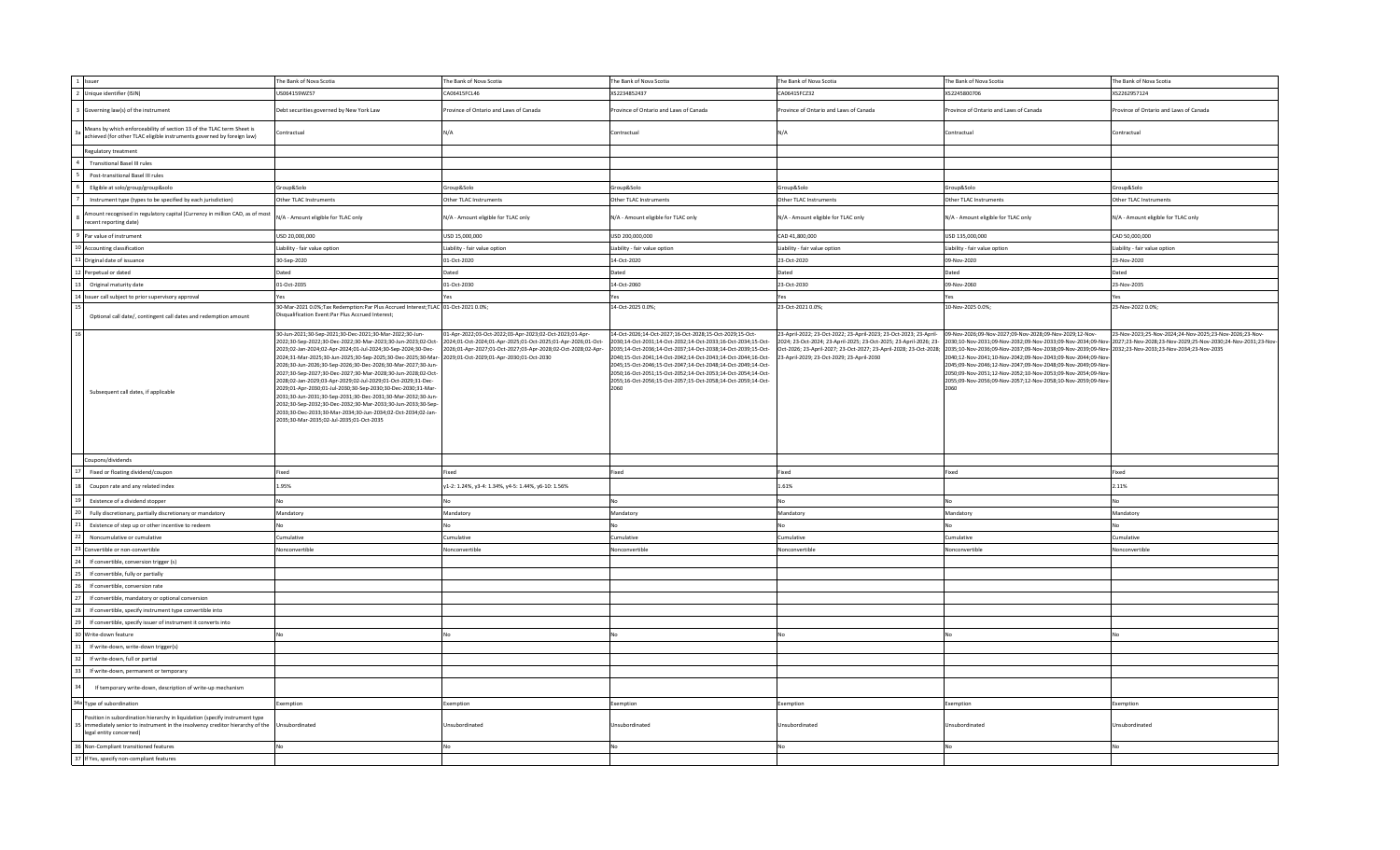| | | | | | | | |
|---|---|---|---|---|---|---|---|
| 1 | Issuer | The Bank of Nova Scotia | The Bank of Nova Scotia | The Bank of Nova Scotia | The Bank of Nova Scotia | The Bank of Nova Scotia | The Bank of Nova Scotia |
| 2 | Unique identifier (ISIN) | US064159WZ57 | CA06415FCL46 | XS2234852437 | CA06415FCZ32 | XS2245800706 | XS2262957124 |
| 3 | Governing law(s) of the instrument | Debt securities governed by New York Law | Province of Ontario and Laws of Canada | Province of Ontario and Laws of Canada | Province of Ontario and Laws of Canada | Province of Ontario and Laws of Canada | Province of Ontario and Laws of Canada |
| 3a | Means by which enforceability of section 13 of the TLAC term Sheet is achieved (for other TLAC eligible instruments governed by foreign law) | Contractual | N/A | Contractual | N/A | Contractual | Contractual |
| | Regulatory treatment | | | | | | |
| 4 | Transitional Basel III rules | | | | | | |
| 5 | Post-transitional Basel III rules | | | | | | |
| 6 | Eligible at solo/group/group&solo | Group&Solo | Group&Solo | Group&Solo | Group&Solo | Group&Solo | Group&Solo |
| 7 | Instrument type (types to be specified by each jurisdiction) | Other TLAC Instruments | Other TLAC Instruments | Other TLAC Instruments | Other TLAC Instruments | Other TLAC Instruments | Other TLAC Instruments |
| 8 | Amount recognised in regulatory capital (Currency in million CAD, as of most recent reporting date) | N/A - Amount eligible for TLAC only | N/A - Amount eligible for TLAC only | N/A - Amount eligible for TLAC only | N/A - Amount eligible for TLAC only | N/A - Amount eligible for TLAC only | N/A - Amount eligible for TLAC only |
| 9 | Par value of instrument | USD 20,000,000 | USD 15,000,000 | USD 200,000,000 | CAD 41,800,000 | USD 135,000,000 | CAD 50,000,000 |
| 10 | Accounting classification | Liability - fair value option | Liability - fair value option | Liability - fair value option | Liability - fair value option | Liability - fair value option | Liability - fair value option |
| 11 | Original date of issuance | 30-Sep-2020 | 01-Oct-2020 | 14-Oct-2020 | 23-Oct-2020 | 09-Nov-2020 | 23-Nov-2020 |
| 12 | Perpetual or dated | Dated | Dated | Dated | Dated | Dated | Dated |
| 13 | Original maturity date | 01-Oct-2035 | 01-Oct-2030 | 14-Oct-2060 | 23-Oct-2030 | 09-Nov-2060 | 23-Nov-2035 |
| 14 | Issuer call subject to prior supervisory approval | Yes | Yes | Yes | Yes | Yes | Yes |
| 15 | Optional call date/, contingent call dates and redemption amount | 30-Mar-2021 0.0%;Tax Redemption:Par Plus Accrued Interest;TLAC Disqualification Event:Par Plus Accrued Interest; | 01-Oct-2021 0.0%; | 14-Oct-2025 0.0%; | 23-Oct-2021 0.0%; | 10-Nov-2025 0.0%; | 25-Nov-2022 0.0%; |
| 16 | Subsequent call dates, if applicable | 30-Jun-2021;30-Sep-2021;30-Dec-2021;30-Mar-2022;30-Jun-2022;30-Sep-2022;30-Dec-2022;30-Mar-2023;30-Jun-2023;02-Oct-2023;02-Jan-2024;02-Apr-2024;01-Jul-2024;30-Sep-2024;30-Dec-2024;31-Mar-2025;30-Jun-2025;30-Sep-2025;30-Dec-2025;30-Mar-2026;30-Jun-2026;30-Sep-2026;30-Dec-2026;30-Mar-2027;30-Jun-2027;30-Sep-2027;30-Dec-2027;30-Mar-2028;30-Jun-2028;02-Oct-2028;02-Jan-2029;03-Apr-2029;02-Jul-2029;01-Oct-2029;31-Dec-2029;01-Apr-2030;01-Jul-2030;30-Sep-2030;30-Dec-2030;31-Mar-2031;30-Jun-2031;30-Sep-2031;30-Dec-2031;30-Mar-2032;30-Jun-2032;30-Sep-2032;30-Dec-2032;30-Mar-2033;30-Jun-2033;30-Sep-2033;30-Dec-2033;30-Mar-2034;30-Jun-2034;02-Oct-2034;02-Jan-2035;30-Mar-2035;02-Jul-2035;01-Oct-2035 | 01-Apr-2022;03-Oct-2022;03-Apr-2023;02-Oct-2023;01-Apr-2024;01-Oct-2024;01-Apr-2025;01-Oct-2025;01-Apr-2026;01-Oct-2026;01-Apr-2027;01-Oct-2027;03-Apr-2028;02-Oct-2028;02-Apr-2029;01-Oct-2029;01-Apr-2030;01-Oct-2030 | 14-Oct-2026;14-Oct-2027;16-Oct-2028;15-Oct-2029;15-Oct-2030;14-Oct-2031;14-Oct-2032;14-Oct-2033;16-Oct-2034;15-Oct-2035;14-Oct-2036;14-Oct-2037;14-Oct-2038;14-Oct-2039;15-Oct-2040;15-Oct-2041;14-Oct-2042;14-Oct-2043;14-Oct-2044;16-Oct-2045;15-Oct-2046;15-Oct-2047;14-Oct-2048;14-Oct-2049;14-Oct-2050;16-Oct-2051;15-Oct-2052;14-Oct-2053;14-Oct-2054;14-Oct-2055;16-Oct-2056;15-Oct-2057;15-Oct-2058;14-Oct-2059;14-Oct-2060 | 23-April-2022; 23-Oct-2022; 23-April-2023; 23-Oct-2023; 23-April-2024; 23-Oct-2024; 23-April-2025; 23-Oct-2025; 23-April-2026; 23-Oct-2026; 23-April-2027; 23-Oct-2027; 23-April-2028; 23-Oct-2028; 23-April-2029; 23-Oct-2029; 23-April-2030 | 09-Nov-2026;09-Nov-2027;09-Nov-2028;09-Nov-2029;12-Nov-2030;10-Nov-2031;09-Nov-2032;09-Nov-2033;09-Nov-2034;09-Nov-2035;10-Nov-2036;09-Nov-2037;09-Nov-2038;09-Nov-2039;09-Nov-2040;12-Nov-2041;10-Nov-2042;09-Nov-2043;09-Nov-2044;09-Nov-2045;09-Nov-2046;12-Nov-2047;09-Nov-2048;09-Nov-2049;09-Nov-2050;09-Nov-2051;12-Nov-2052;10-Nov-2053;09-Nov-2054;09-Nov-2055;09-Nov-2056;09-Nov-2057;12-Nov-2058;10-Nov-2059;09-Nov-2060 | 23-Nov-2023;25-Nov-2024;24-Nov-2025;23-Nov-2026;23-Nov-2027;23-Nov-2028;23-Nov-2029;25-Nov-2030;24-Nov-2031;23-Nov-2032;23-Nov-2033;23-Nov-2034;23-Nov-2035 |
| | Coupons/dividends | | | | | | |
| 17 | Fixed or floating dividend/coupon | Fixed | Fixed | Fixed | Fixed | Fixed | Fixed |
| 18 | Coupon rate and any related index | 1.95% | y1-2: 1.24%, y3-4: 1.34%, y4-5: 1.44%, y6-10: 1.56% | | 1.63% | | 2.11% |
| 19 | Existence of a dividend stopper | No | No | No | No | No | No |
| 20 | Fully discretionary, partially discretionary or mandatory | Mandatory | Mandatory | Mandatory | Mandatory | Mandatory | Mandatory |
| 21 | Existence of step up or other incentive to redeem | No | No | No | No | No | No |
| 22 | Noncumulative or cumulative | Cumulative | Cumulative | Cumulative | Cumulative | Cumulative | Cumulative |
| 23 | Convertible or non-convertible | Nonconvertible | Nonconvertible | Nonconvertible | Nonconvertible | Nonconvertible | Nonconvertible |
| 24 | If convertible, conversion trigger (s) | | | | | | |
| 25 | If convertible, fully or partially | | | | | | |
| 26 | If convertible, conversion rate | | | | | | |
| 27 | If convertible, mandatory or optional conversion | | | | | | |
| 28 | If convertible, specify instrument type convertible into | | | | | | |
| 29 | If convertible, specify issuer of instrument it converts into | | | | | | |
| 30 | Write-down feature | No | No | No | No | No | No |
| 31 | If write-down, write-down trigger(s) | | | | | | |
| 32 | If write-down, full or partial | | | | | | |
| 33 | If write-down, permanent or temporary | | | | | | |
| 34 | If temporary write-down, description of write-up mechanism | | | | | | |
| 34a | Type of subordination | Exemption | Exemption | Exemption | Exemption | Exemption | Exemption |
| 35 | Position in subordination hierarchy in liquidation (specify instrument type immediately senior to instrument in the insolvency creditor hierarchy of the legal entity concerned) | Unsubordinated | Unsubordinated | Unsubordinated | Unsubordinated | Unsubordinated | Unsubordinated |
| 36 | Non-Compliant transitioned features | No | No | No | No | No | No |
| 37 | If Yes, specify non-compliant features | | | | | | |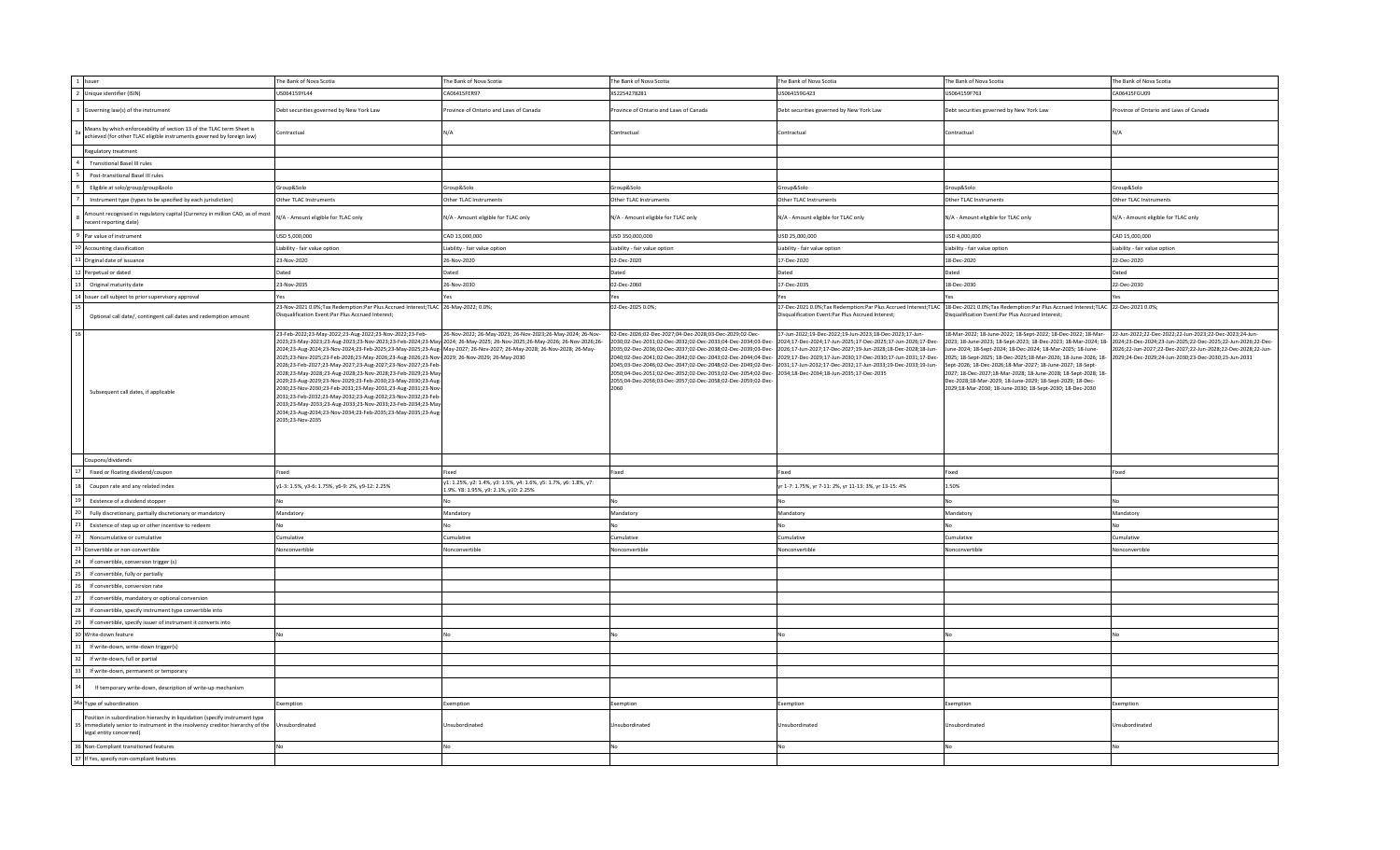| | | | | | | | |
|---|---|---|---|---|---|---|---|
| 1 | Issuer | The Bank of Nova Scotia | The Bank of Nova Scotia | The Bank of Nova Scotia | The Bank of Nova Scotia | The Bank of Nova Scotia | The Bank of Nova Scotia |
| 2 | Unique identifier (ISIN) | US064159YL44 | CA06415FER97 | XS2254278281 | US06415G4G23 | US06415GF763 | CA06415FGU09 |
| 3 | Governing law(s) of the instrument | Debt securities governed by New York Law | Province of Ontario and Laws of Canada | Province of Ontario and Laws of Canada | Debt securities governed by New York Law | Debt securities governed by New York Law | Province of Ontario and Laws of Canada |
| 3a | Means by which enforceability of section 13 of the TLAC term Sheet is achieved (for other TLAC eligible instruments governed by foreign law) | Contractual | N/A | Contractual | Contractual | Contractual | N/A |
| | Regulatory treatment | | | | | | |
| 4 | Transitional Basel III rules | | | | | | |
| 5 | Post-transitional Basel III rules | | | | | | |
| 6 | Eligible at solo/group/group&solo | Group&Solo | Group&Solo | Group&Solo | Group&Solo | Group&Solo | Group&Solo |
| 7 | Instrument type (types to be specified by each jurisdiction) | Other TLAC Instruments | Other TLAC Instruments | Other TLAC Instruments | Other TLAC Instruments | Other TLAC Instruments | Other TLAC Instruments |
| 8 | Amount recognised in regulatory capital (Currency in million CAD, as of most recent reporting date) | N/A - Amount eligible for TLAC only | N/A - Amount eligible for TLAC only | N/A - Amount eligible for TLAC only | N/A - Amount eligible for TLAC only | N/A - Amount eligible for TLAC only | N/A - Amount eligible for TLAC only |
| 9 | Par value of instrument | USD 5,000,000 | CAD 13,000,000 | USD 350,000,000 | USD 25,000,000 | USD 4,000,000 | CAD 15,000,000 |
| 10 | Accounting classification | Liability - fair value option | Liability - fair value option | Liability - fair value option | Liability - fair value option | Liability - fair value option | Liability - fair value option |
| 11 | Original date of issuance | 23-Nov-2020 | 26-Nov-2020 | 02-Dec-2020 | 17-Dec-2020 | 18-Dec-2020 | 22-Dec-2020 |
| 12 | Perpetual or dated | Dated | Dated | Dated | Dated | Dated | Dated |
| 13 | Original maturity date | 23-Nov-2035 | 26-Nov-2030 | 02-Dec-2060 | 17-Dec-2035 | 18-Dec-2030 | 22-Dec-2030 |
| 14 | Issuer call subject to prior supervisory approval | Yes | Yes | Yes | Yes | Yes | Yes |
| 15 | Optional call date/, contingent call dates and redemption amount | 23-Nov-2021 0.0%;Tax Redemption:Par Plus Accrued Interest;TLAC Disqualification Event:Par Plus Accrued Interest; | 26-May-2022; 0.0%; | 02-Dec-2025 0.0%; | 17-Dec-2021 0.0%;Tax Redemption:Par Plus Accrued Interest;TLAC Disqualification Event:Par Plus Accrued Interest; | 18-Dec-2021 0.0%;Tax Redemption:Par Plus Accrued Interest;TLAC Disqualification Event:Par Plus Accrued Interest; | 22-Dec-2021 0.0%; |
| 16 | Subsequent call dates, if applicable | 23-Feb-2022;23-May-2022;23-Aug-2022;23-Nov-2022;23-Feb-2023;23-May-2023;23-Aug-2023;23-Nov-2023;23-Feb-2024;23-May-2024;23-Aug-2024;23-Nov-2024;23-Feb-2025;23-May-2025;23-Aug-2025;23-Nov-2025;23-Feb-2026;23-May-2026;23-Aug-2026;23-Nov-2026;23-Feb-2027;23-May-2027;23-Aug-2027;23-Nov-2027;23-Feb-2028;23-May-2028;23-Aug-2028;23-Nov-2028;23-Feb-2029;23-May-2029;23-Aug-2029;23-Nov-2029;23-Feb-2030;23-May-2030;23-Aug-2030;23-Nov-2030;23-Feb-2031;23-May-2031;23-Aug-2031;23-Nov-2031;23-Feb-2032;23-May-2032;23-Aug-2032;23-Nov-2032;23-Feb-2033;23-May-2033;23-Aug-2033;23-Nov-2033;23-Feb-2034;23-May-2034;23-Aug-2034;23-Nov-2034;23-Feb-2035;23-May-2035;23-Aug-2035;23-Nov-2035 | 26-Nov-2022; 26-May-2023; 26-Nov-2023;26-May-2024; 26-Nov-2024; 26-May-2025; 26-Nov-2025;26-May-2026; 26-Nov-2026;26-May-2027; 26-Nov-2027; 26-May-2028; 26-Nov-2028; 26-May-2029; 26-Nov-2029; 26-May-2030 | 02-Dec-2026;02-Dec-2027;04-Dec-2028;03-Dec-2029;02-Dec-2030;02-Dec-2031;02-Dec-2032;02-Dec-2033;04-Dec-2034;03-Dec-2035;02-Dec-2036;02-Dec-2037;02-Dec-2038;02-Dec-2039;03-Dec-2040;02-Dec-2041;02-Dec-2042;02-Dec-2043;02-Dec-2044;04-Dec-2045;03-Dec-2046;02-Dec-2047;02-Dec-2048;02-Dec-2049;02-Dec-2050;04-Dec-2051;02-Dec-2052;02-Dec-2053;02-Dec-2054;02-Dec-2055;04-Dec-2056;03-Dec-2057;02-Dec-2058;02-Dec-2059;02-Dec-2060 | 17-Jun-2022;19-Dec-2022;19-Jun-2023;18-Dec-2023;17-Jun-2024;17-Dec-2024;17-Jun-2025;17-Dec-2025;17-Jun-2026;17-Dec-2026;17-Jun-2027;17-Dec-2027;19-Jun-2028;18-Dec-2028;18-Jun-2029;17-Dec-2029;17-Jun-2030;17-Dec-2030;17-Jun-2031;17-Dec-2031;17-Jun-2032;17-Dec-2032;17-Jun-2033;19-Dec-2033;19-Jun-2034;18-Dec-2034;18-Jun-2035;17-Dec-2035 | 18-Mar-2022; 18-June-2022; 18-Sept-2022; 18-Dec-2022; 18-Mar-2023; 18-June-2023; 18-Sept-2023; 18-Dec-2023; 18-Mar-2024; 18-June-2024; 18-Sept-2024; 18-Dec-2024; 18-Mar-2025; 18-June-2025; 18-Sept-2025; 18-Dec-2025;18-Mar-2026; 18-June-2026; 18-Sept-2026; 18-Dec-2026;18-Mar-2027; 18-June-2027; 18-Sept-2027; 18-Dec-2027;18-Mar-2028; 18-June-2028; 18-Sept-2028; 18-Dec-2028;18-Mar-2029; 18-June-2029; 18-Sept-2029; 18-Dec-2029;18-Mar-2030; 18-June-2030; 18-Sept-2030; 18-Dec-2030 | 22-Jun-2022;22-Dec-2022;22-Jun-2023;22-Dec-2023;24-Jun-2024;23-Dec-2024;23-Jun-2025;22-Dec-2025;22-Jun-2026;22-Dec-2026;22-Jun-2027;22-Dec-2027;22-Jun-2028;22-Dec-2028;22-Jun-2029;24-Dec-2029;24-Jun-2030;23-Dec-2030;23-Jun-2031 |
| | Coupons/dividends | | | | | | |
| 17 | Fixed or floating dividend/coupon | Fixed | Fixed | Fixed | Fixed | Fixed | Fixed |
| 18 | Coupon rate and any related index | y1-3: 1.5%, y3-6: 1.75%, y6-9: 2%, y9-12: 2.25% | y1: 1.25%, y2: 1.4%, y3: 1.5%, y4: 1.6%, y5: 1.7%, y6: 1.8%, y7: 1.9%, Y8: 1.95%, y9: 2.1%, y10: 2.25% | | yr 1-7: 1.75%, yr 7-11: 2%, yr 11-13: 3%, yr 13-15: 4% | 1.50% | |
| 19 | Existence of a dividend stopper | No | No | No | No | No | No |
| 20 | Fully discretionary, partially discretionary or mandatory | Mandatory | Mandatory | Mandatory | Mandatory | Mandatory | Mandatory |
| 21 | Existence of step up or other incentive to redeem | No | No | No | No | No | No |
| 22 | Noncumulative or cumulative | Cumulative | Cumulative | Cumulative | Cumulative | Cumulative | Cumulative |
| 23 | Convertible or non-convertible | Nonconvertible | Nonconvertible | Nonconvertible | Nonconvertible | Nonconvertible | Nonconvertible |
| 24 | If convertible, conversion trigger (s) | | | | | | |
| 25 | If convertible, fully or partially | | | | | | |
| 26 | If convertible, conversion rate | | | | | | |
| 27 | If convertible, mandatory or optional conversion | | | | | | |
| 28 | If convertible, specify instrument type convertible into | | | | | | |
| 29 | If convertible, specify issuer of instrument it converts into | | | | | | |
| 30 | Write-down feature | No | No | No | No | No | No |
| 31 | If write-down, write-down trigger(s) | | | | | | |
| 32 | If write-down, full or partial | | | | | | |
| 33 | If write-down, permanent or temporary | | | | | | |
| 34 | If temporary write-down, description of write-up mechanism | | | | | | |
| 34a | Type of subordination | Exemption | Exemption | Exemption | Exemption | Exemption | Exemption |
| 35 | Position in subordination hierarchy in liquidation (specify instrument type immediately senior to instrument in the insolvency creditor hierarchy of the legal entity concerned) | Unsubordinated | Unsubordinated | Unsubordinated | Unsubordinated | Unsubordinated | Unsubordinated |
| 36 | Non-Compliant transitioned features | No | No | No | No | No | No |
| 37 | If Yes, specify non-compliant features | | | | | | |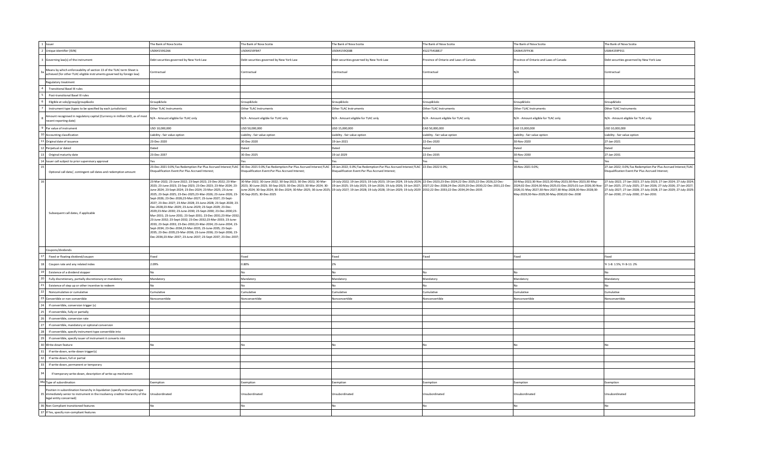| | | | | | | | |
|---|---|---|---|---|---|---|---|
| 1 | Issuer | The Bank of Nova Scotia | The Bank of Nova Scotia | The Bank of Nova Scotia | The Bank of Nova Scotia | The Bank of Nova Scotia | The Bank of Nova Scotia |
| 2 | Unique identifier (ISIN) | US06415G266 | US06415PF847 | US06415QQS88 | XS2275418817 | CA06415FFK36 | US06415P911 |
| 3 | Governing law(s) of the instrument | Debt securities governed by New York Law | Debt securities governed by New York Law | Debt securities governed by New York Law | Province of Ontario and Laws of Canada | Province of Ontario and Laws of Canada | Debt securities governed by New York Law |
| 3a | Means by which enforceability of section 13 of the TLAC term Sheet is achieved (for other TLAC eligible instruments governed by foreign law) | Contractual | Contractual | Contractual | Contractual | N/A | Contractual |
| | Regulatory treatment | | | | | | |
| 4 | Transitional Basel III rules | | | | | | |
| 5 | Post-transitional Basel III rules | | | | | | |
| 6 | Eligible at solo/group/group&solo | Group&Solo | Group&Solo | Group&Solo | Group&Solo | Group&Solo | Group&Solo |
| 7 | Instrument type (types to be specified by each jurisdiction) | Other TLAC Instruments | Other TLAC Instruments | Other TLAC Instruments | Other TLAC Instruments | Other TLAC Instruments | Other TLAC Instruments |
| 8 | Amount recognised in regulatory capital (Currency in million CAD, as of most recent reporting date) | N/A - Amount eligible for TLAC only | N/A - Amount eligible for TLAC only | N/A - Amount eligible for TLAC only | N/A - Amount eligible for TLAC only | N/A - Amount eligible for TLAC only | N/A - Amount eligible for TLAC only |
| 9 | Par value of instrument | USD 10,000,000 | USD 50,000,000 | USD 15,000,000 | CAD 50,000,000 | CAD 15,000,000 | USD 10,000,000 |
| 10 | Accounting classification | Liability - fair value option | Liability - fair value option | Liability - fair value option | Liability - fair value option | Liability - fair value option | Liability - fair value option |
| 11 | Original date of issuance | 23-Dec-2020 | 30-Dec-2020 | 19-Jan-2021 | 22-Dec-2020 | 30-Nov-2020 | 27-Jan-2021 |
| 12 | Perpetual or dated | Dated | Dated | Dated | Dated | Dated | Dated |
| 13 | Original maturity date | 23-Dec-2037 | 30-Dec-2025 | 19-Jul-2029 | 22-Dec-2035 | 30-Nov-2030 | 27-Jan-2031 |
| 14 | Issuer call subject to prior supervisory approval | Yes | Yes | Yes | Yes | Yes | Yes |
| 15 | Optional call date/, contingent call dates and redemption amount | 23-Dec-2021 0.0%;Tax Redemption:Par Plus Accrued Interest;TLAC Disqualification Event:Par Plus Accrued Interest; | 30-Dec-2021 0.0%;Tax Redemption:Par Plus Accrued Interest;TLAC Disqualification Event:Par Plus Accrued Interest; | 19-Jan-2022; 0.0%;Tax Redemption:Par Plus Accrued Interest;TLAC Disqualification Event:Par Plus Accrued Interest; | 22-Dec-2022 0.0%; | 30-Nov-2021 0.0%; | 27-Jan-2022; 0.0%;Tax Redemption:Par Plus Accrued Interest;TLAC Disqualification Event:Par Plus Accrued Interest; |
| 16 | Subsequent call dates, if applicable | 23-Mar-2022; 23-June-2022; 23-Sept-2022; 23-Dec-2022; 23-Mar-2023; 23-June-2023; 23-Sept-2023; 23-Dec-2023; 23-Mar-2024; 23-June-2024; 23-Sept-2024; 23-Dec-2024; 23-Mar-2025; 23-June-2025; 23-Sept-2025; 23-Dec-2025;23-Mar-2026; 23-June-2026; 23-Sept-2026; 23-Dec-2026;23-Mar-2027; 23-June-2027; 23-Sept-2027; 23-Dec-2027; 23-Mar-2028; 23-June-2028; 23-Sept-2028; 23-Dec-2028;23-Mar-2029; 23-June-2029; 23-Sept-2029; 23-Dec-2029;23-Mar-2030; 23-June-2030; 23-Sept-2030; 23-Dec-2030;23-Mar-2031; 23-June-2031; 23-Sept-2031; 23-Dec-2031;23-Mar-2032; 23-June-2032; 23-Sept-2032; 23-Dec-2032;23-Mar-2033; 23-June-2033; 23-Sept-2033; 23-Dec-2033;23-Mar-2034; 23-June-2034; 23-Sept-2034; 23-Dec-2034;23-Mar-2035; 23-June-2035; 23-Sept-2035; 23-Dec-2035;23-Mar-2036; 23-June-2036; 23-Sept-2036; 23-Dec-2036;23-Mar-2037; 23-June-2037; 23-Sept-2037; 23-Dec-2037; | 30-Mar-2022; 30-June-2022; 30-Sep-2022; 30-Dec-2022; 30-Mar-2023; 30-June-2023; 30-Sep-2023; 30-Dec-2023; 30-Mar-2024; 30-June-2024; 30-Sep-2024; 30-Dec-2024; 30-Mar-2025; 30-June-2025; 30-Sep-2025; 30-Dec-2025 | 19-July-2022; 19-Jan-2023; 19-July-2023; 19-Jan-2024; 19-July-2024; 19-Jan-2025; 19-July-2025; 19-Jan-2026; 19-July-2026; 19-Jan-2027; 19-July-2027; 19-Jan-2028; 19-July-2028; 19-Jan-2029; 19-July-2029 | 22-Dec-2023;23-Dec-2024;22-Dec-2025;22-Dec-2026;22-Dec-2027;22-Dec-2028;24-Dec-2029;23-Dec-2030;22-Dec-2031;22-Dec-2032;22-Dec-2033;22-Dec-2034;24-Dec-2035 | 30-May-2022;30-Nov-2022;30-May-2023;30-Nov-2023;30-May-2024;02-Dec-2024;30-May-2025;01-Dec-2025;01-Jun-2026;30-Nov-2026;31-May-2027;30-Nov-2027;30-May-2028;30-Nov-2028;30-May-2029;30-Nov-2029;30-May-2030;02-Dec-2030 | 27-July-2022; 27-Jan-2023; 27-July-2023; 27-Jan-2024; 27-July-2024; 27-Jan-2025; 27-July-2025; 27-Jan-2026; 27-July-2026; 27-Jan-2027; 27-July-2027; 27-Jan-2028; 27-July-2028; 27-Jan-2029; 27-July-2029; 27-Jan-2030; 27-July-2030; 27-Jan-2031 |
| | Coupons/dividends | | | | | | |
| 17 | Fixed or floating dividend/coupon | Fixed | Fixed | Fixed | Fixed | Fixed | Fixed |
| 18 | Coupon rate and any related index | 2.09% | 0.80% | 2% | | | Yr 1-8: 1.5%; Yr 8-11: 2% |
| 19 | Existence of a dividend stopper | No | No | No | No | No | No |
| 20 | Fully discretionary, partially discretionary or mandatory | Mandatory | Mandatory | Mandatory | Mandatory | Mandatory | Mandatory |
| 21 | Existence of step up or other incentive to redeem | No | No | No | No | No | No |
| 22 | Noncumulative or cumulative | Cumulative | Cumulative | Cumulative | Cumulative | Cumulative | Cumulative |
| 23 | Convertible or non-convertible | Nonconvertible | Nonconvertible | Nonconvertible | Nonconvertible | Nonconvertible | Nonconvertible |
| 24 | If convertible, conversion trigger (s) | | | | | | |
| 25 | If convertible, fully or partially | | | | | | |
| 26 | If convertible, conversion rate | | | | | | |
| 27 | If convertible, mandatory or optional conversion | | | | | | |
| 28 | If convertible, specify instrument type convertible into | | | | | | |
| 29 | If convertible, specify issuer of instrument it converts into | | | | | | |
| 30 | Write-down feature | No | No | No | No | No | No |
| 31 | If write-down, write-down trigger(s) | | | | | | |
| 32 | If write-down, full or partial | | | | | | |
| 33 | If write-down, permanent or temporary | | | | | | |
| 34 | If temporary write-down, description of write-up mechanism | | | | | | |
| 34a | Type of subordination | Exemption | Exemption | Exemption | Exemption | Exemption | Exemption |
| 35 | Position in subordination hierarchy in liquidation (specify instrument type immediately senior to instrument in the insolvency creditor hierarchy of the legal entity concerned) | Unsubordinated | Unsubordinated | Unsubordinated | Unsubordinated | Unsubordinated | Unsubordinated |
| 36 | Non-Compliant transitioned features | No | No | No | No | No | No |
| 37 | If Yes, specify non-compliant features | | | | | | |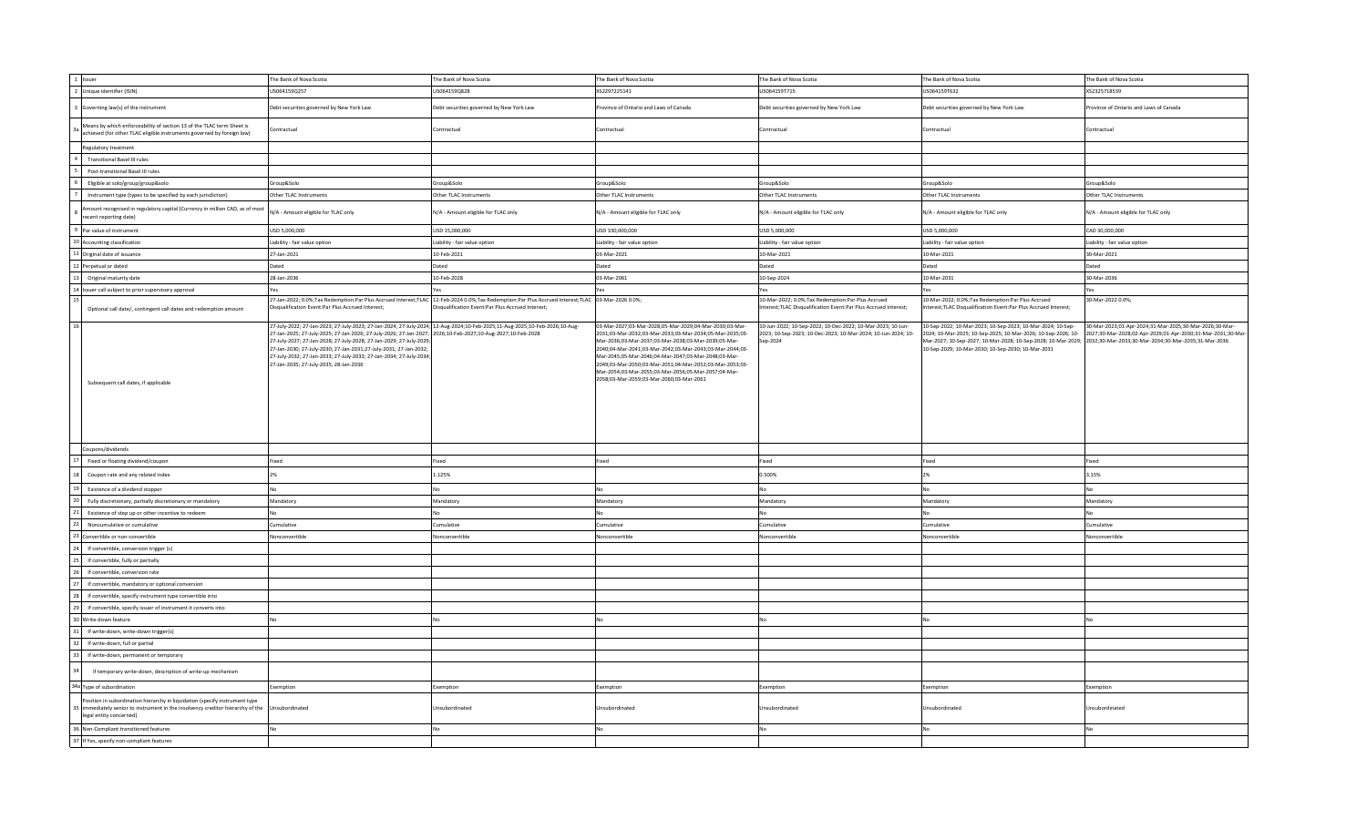| | | | | | | | |
|---|---|---|---|---|---|---|---|
| 1 | Issuer | The Bank of Nova Scotia | The Bank of Nova Scotia | The Bank of Nova Scotia | The Bank of Nova Scotia | The Bank of Nova Scotia | The Bank of Nova Scotia |
| 2 | Unique identifier (ISIN) | US064159Q257 | US064159Q828 | XS2297225141 | US064159T715 | US064159T632 | XS2325718539 |
| 3 | Governing law(s) of the instrument | Debt securities governed by New York Law | Debt securities governed by New York Law | Province of Ontario and Laws of Canada | Debt securities governed by New York Law | Debt securities governed by New York Law | Province of Ontario and Laws of Canada |
| 3a | Means by which enforceability of section 13 of the TLAC term Sheet is achieved (for other TLAC eligible instruments governed by foreign law) | Contractual | Contractual | Contractual | Contractual | Contractual | Contractual |
| | Regulatory treatment | | | | | | |
| 4 | Transitional Basel III rules | | | | | | |
| 5 | Post-transitional Basel III rules | | | | | | |
| 6 | Eligible at solo/group/group&solo | Group&Solo | Group&Solo | Group&Solo | Group&Solo | Group&Solo | Group&Solo |
| 7 | Instrument type (types to be specified by each jurisdiction) | Other TLAC Instruments | Other TLAC Instruments | Other TLAC Instruments | Other TLAC Instruments | Other TLAC Instruments | Other TLAC Instruments |
| 8 | Amount recognised in regulatory capital (Currency in million CAD, as of most recent reporting date) | N/A - Amount eligible for TLAC only | N/A - Amount eligible for TLAC only | N/A - Amount eligible for TLAC only | N/A - Amount eligible for TLAC only | N/A - Amount eligible for TLAC only | N/A - Amount eligible for TLAC only |
| 9 | Par value of instrument | USD 5,000,000 | USD 15,000,000 | USD 330,000,000 | USD 5,000,000 | USD 5,000,000 | CAD 30,000,000 |
| 10 | Accounting classification | Liability - fair value option | Liability - fair value option | Liability - fair value option | Liability - fair value option | Liability - fair value option | Liability - fair value option |
| 11 | Original date of issuance | 27-Jan-2021 | 10-Feb-2021 | 03-Mar-2021 | 10-Mar-2021 | 10-Mar-2021 | 30-Mar-2021 |
| 12 | Perpetual or dated | Dated | Dated | Dated | Dated | Dated | Dated |
| 13 | Original maturity date | 28-Jan-2036 | 10-Feb-2028 | 03-Mar-2061 | 10-Sep-2024 | 10-Mar-2031 | 30-Mar-2036 |
| 14 | Issuer call subject to prior supervisory approval | Yes | Yes | Yes | Yes | Yes | Yes |
| 15 | Optional call date/, contingent call dates and redemption amount | 27-Jan-2022; 0.0%;Tax Redemption:Par Plus Accrued Interest;TLAC Disqualification Event:Par Plus Accrued Interest; | 12-Feb-2024 0.0%;Tax Redemption:Par Plus Accrued Interest;TLAC Disqualification Event:Par Plus Accrued Interest; | 03-Mar-2026 0.0%; | 10-Mar-2022; 0.0%;Tax Redemption:Par Plus Accrued Interest;TLAC Disqualification Event:Par Plus Accrued Interest; | 10-Mar-2022; 0.0%;Tax Redemption:Par Plus Accrued Interest;TLAC Disqualification Event:Par Plus Accrued Interest; | 30-Mar-2022 0.0%; |
| 16 | Subsequent call dates, if applicable | 27-July-2022; 27-Jan-2023; 27-July-2023; 27-Jan-2024; 27-July-2024; 27-Jan-2025; 27-July-2025; 27-Jan-2026; 27-July-2026; 27-Jan-2027; 27-July-2027; 27-Jan-2028; 27-July-2028; 27-Jan-2029; 27-July-2029; 27-Jan-2030; 27-July-2030; 27-Jan-2031;27-July-2031; 27-Jan-2032; 27-July-2032; 27-Jan-2033; 27-July-2033; 27-Jan-2034; 27-July-2034; 27-Jan-2035; 27-July-2035; 28-Jan-2036 | 12-Aug-2024;10-Feb-2025;11-Aug-2025;10-Feb-2026;10-Aug-2026;10-Feb-2027;10-Aug-2027;10-Feb-2028 | 03-Mar-2027;03-Mar-2028;05-Mar-2029;04-Mar-2030;03-Mar-2031;03-Mar-2032;03-Mar-2033;03-Mar-2034;05-Mar-2035;03-Mar-2036;03-Mar-2037;03-Mar-2038;03-Mar-2039;05-Mar-2040;04-Mar-2041;03-Mar-2042;03-Mar-2043;03-Mar-2044;03-Mar-2045;05-Mar-2046;04-Mar-2047;03-Mar-2048;03-Mar-2049;03-Mar-2050;03-Mar-2051;04-Mar-2052;03-Mar-2053;03-Mar-2054;03-Mar-2055;03-Mar-2056;05-Mar-2057;04-Mar-2058;03-Mar-2059;03-Mar-2060;03-Mar-2061 | 10-Jun-2022; 10-Sep-2022; 10-Dec-2022; 10-Mar-2023; 10-Jun-2023; 10-Sep-2023; 10-Dec-2023; 10-Mar-2024; 10-Jun-2024; 10-Sep-2024 | 10-Sep-2022; 10-Mar-2023; 10-Sep-2023; 10-Mar-2024; 10-Sep-2024; 10-Mar-2025; 10-Sep-2025; 10-Mar-2026; 10-Sep-2026; 10-Mar-2027; 10-Sep-2027; 10-Mar-2028; 10-Sep-2028; 10-Mar-2029; 10-Sep-2029; 10-Mar-2030; 10-Sep-2030; 10-Mar-2031 | 30-Mar-2023;01-Apr-2024;31-Mar-2025;30-Mar-2026;30-Mar-2027;30-Mar-2028;02-Apr-2029;01-Apr-2030;31-Mar-2031;30-Mar-2032;30-Mar-2033;30-Mar-2034;30-Mar-2035;31-Mar-2036 |
| | Coupons/dividends | | | | | | |
| 17 | Fixed or floating dividend/coupon | Fixed | Fixed | Fixed | Fixed | Fixed | Fixed |
| 18 | Coupon rate and any related index | 2% | 1.125% | | 0.500% | 2% | 3.15% |
| 19 | Existence of a dividend stopper | No | No | No | No | No | No |
| 20 | Fully discretionary, partially discretionary or mandatory | Mandatory | Mandatory | Mandatory | Mandatory | Mandatory | Mandatory |
| 21 | Existence of step up or other incentive to redeem | No | No | No | No | No | No |
| 22 | Noncumulative or cumulative | Cumulative | Cumulative | Cumulative | Cumulative | Cumulative | Cumulative |
| 23 | Convertible or non-convertible | Nonconvertible | Nonconvertible | Nonconvertible | Nonconvertible | Nonconvertible | Nonconvertible |
| 24 | If convertible, conversion trigger (s) | | | | | | |
| 25 | If convertible, fully or partially | | | | | | |
| 26 | If convertible, conversion rate | | | | | | |
| 27 | If convertible, mandatory or optional conversion | | | | | | |
| 28 | If convertible, specify instrument type convertible into | | | | | | |
| 29 | If convertible, specify issuer of instrument it converts into | | | | | | |
| 30 | Write-down feature | No | No | No | No | No | No |
| 31 | If write-down, write-down trigger(s) | | | | | | |
| 32 | If write-down, full or partial | | | | | | |
| 33 | If write-down, permanent or temporary | | | | | | |
| 34 | If temporary write-down, description of write-up mechanism | | | | | | |
| 34a | Type of subordination | Exemption | Exemption | Exemption | Exemption | Exemption | Exemption |
| 35 | Position in subordination hierarchy in liquidation (specify instrument type immediately senior to instrument in the insolvency creditor hierarchy of the legal entity concerned) | Unsubordinated | Unsubordinated | Unsubordinated | Unsubordinated | Unsubordinated | Unsubordinated |
| 36 | Non-Compliant transitioned features | No | No | No | No | No | No |
| 37 | If Yes, specify non-compliant features | | | | | | |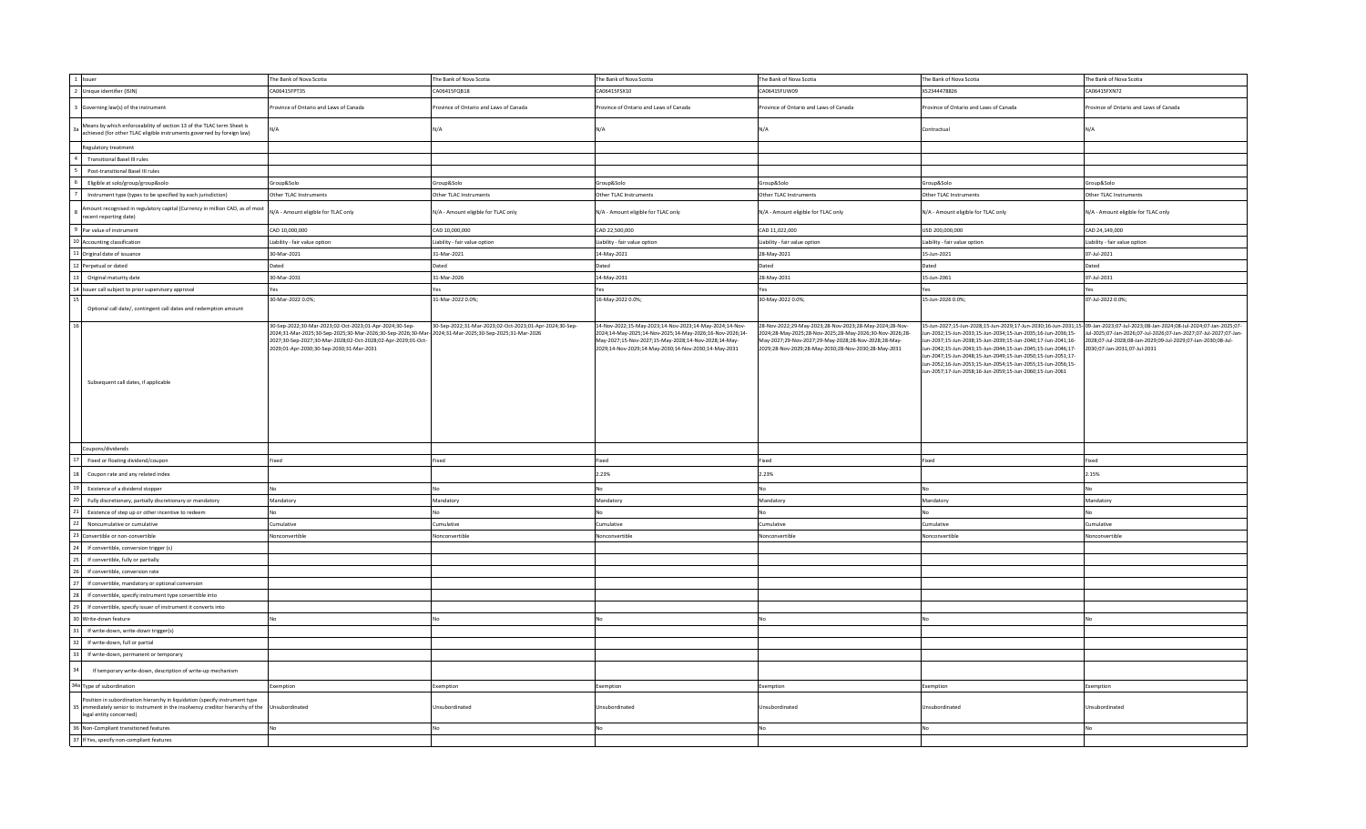| | | | | | | | |
|---|---|---|---|---|---|---|---|
| 1 | Issuer | The Bank of Nova Scotia | The Bank of Nova Scotia | The Bank of Nova Scotia | The Bank of Nova Scotia | The Bank of Nova Scotia | The Bank of Nova Scotia |
| 2 | Unique identifier (ISIN) | CA06415FPT35 | CA06415FQB18 | CA06415FSX10 | CA06415FUW09 | XS2344478826 | CA06415FXN72 |
| 3 | Governing law(s) of the instrument | Province of Ontario and Laws of Canada | Province of Ontario and Laws of Canada | Province of Ontario and Laws of Canada | Province of Ontario and Laws of Canada | Province of Ontario and Laws of Canada | Province of Ontario and Laws of Canada |
| 3a | Means by which enforceability of section 13 of the TLAC term Sheet is achieved (for other TLAC eligible instruments governed by foreign law) | N/A | N/A | N/A | N/A | Contractual | N/A |
| | Regulatory treatment | | | | | | |
| 4 | Transitional Basel III rules | | | | | | |
| 5 | Post-transitional Basel III rules | | | | | | |
| 6 | Eligible at solo/group/group&solo | Group&Solo | Group&Solo | Group&Solo | Group&Solo | Group&Solo | Group&Solo |
| 7 | Instrument type (types to be specified by each jurisdiction) | Other TLAC Instruments | Other TLAC Instruments | Other TLAC Instruments | Other TLAC Instruments | Other TLAC Instruments | Other TLAC Instruments |
| 8 | Amount recognised in regulatory capital (Currency in million CAD, as of most recent reporting date) | N/A - Amount eligible for TLAC only | N/A - Amount eligible for TLAC only | N/A - Amount eligible for TLAC only | N/A - Amount eligible for TLAC only | N/A - Amount eligible for TLAC only | N/A - Amount eligible for TLAC only |
| 9 | Par value of instrument | CAD 10,000,000 | CAD 10,000,000 | CAD 22,500,000 | CAD 11,022,000 | USD 200,000,000 | CAD 24,149,000 |
| 10 | Accounting classification | Liability - fair value option | Liability - fair value option | Liability - fair value option | Liability - fair value option | Liability - fair value option | Liability - fair value option |
| 11 | Original date of issuance | 30-Mar-2021 | 31-Mar-2021 | 14-May-2021 | 28-May-2021 | 15-Jun-2021 | 07-Jul-2021 |
| 12 | Perpetual or dated | Dated | Dated | Dated | Dated | Dated | Dated |
| 13 | Original maturity date | 30-Mar-2031 | 31-Mar-2026 | 14-May-2031 | 28-May-2031 | 15-Jun-2061 | 07-Jul-2031 |
| 14 | Issuer call subject to prior supervisory approval | Yes | Yes | Yes | Yes | Yes | Yes |
| 15 | Optional call date/, contingent call dates and redemption amount | 30-Mar-2022 0.0%; | 31-Mar-2022 0.0%; | 16-May-2022 0.0%; | 30-May-2022 0.0%; | 15-Jun-2026 0.0%; | 07-Jul-2022 0.0%; |
| 16 | Subsequent call dates, if applicable | 30-Sep-2022;30-Mar-2023;02-Oct-2023;01-Apr-2024;30-Sep-2024;31-Mar-2025;30-Sep-2025;30-Mar-2026;30-Sep-2026;30-Mar-2027;30-Sep-2027;30-Mar-2028;02-Oct-2028;02-Apr-2029;01-Oct-2029;01-Apr-2030;30-Sep-2030;31-Mar-2031 | 30-Sep-2022;31-Mar-2023;02-Oct-2023;01-Apr-2024;30-Sep-2024;31-Mar-2025;30-Sep-2025;31-Mar-2026 | 14-Nov-2022;15-May-2023;14-Nov-2023;14-May-2024;14-Nov-2024;14-May-2025;14-Nov-2025;14-May-2026;16-Nov-2026;14-May-2027;15-Nov-2027;15-May-2028;14-Nov-2028;14-May-2029;14-Nov-2029;14-May-2030;14-Nov-2030;14-May-2031 | 28-Nov-2022;29-May-2023;28-Nov-2023;28-May-2024;28-Nov-2024;28-May-2025;28-Nov-2025;28-May-2026;30-Nov-2026;28-May-2027;29-Nov-2027;29-May-2028;28-Nov-2028;28-May-2029;28-Nov-2029;28-May-2030;28-Nov-2030;28-May-2031 | 15-Jun-2027;15-Jun-2028;15-Jun-2029;17-Jun-2030;16-Jun-2031;15-Jun-2032;15-Jun-2033;15-Jun-2034;15-Jun-2035;16-Jun-2036;15-Jun-2037;15-Jun-2038;15-Jun-2039;15-Jun-2040;17-Jun-2041;16-Jun-2042;15-Jun-2043;15-Jun-2044;15-Jun-2045;15-Jun-2046;17-Jun-2047;15-Jun-2048;15-Jun-2049;15-Jun-2050;15-Jun-2051;17-Jun-2052;16-Jun-2053;15-Jun-2054;15-Jun-2055;15-Jun-2056;15-Jun-2057;17-Jun-2058;16-Jun-2059;15-Jun-2060;15-Jun-2061 | 09-Jan-2023;07-Jul-2023;08-Jan-2024;08-Jul-2024;07-Jan-2025;07-Jul-2025;07-Jan-2026;07-Jul-2026;07-Jan-2027;07-Jul-2027;07-Jan-2028;07-Jul-2028;08-Jan-2029;09-Jul-2029;07-Jan-2030;08-Jul-2030;07-Jan-2031;07-Jul-2031 |
| | Coupons/dividends | | | | | | |
| 17 | Fixed or floating dividend/coupon | Fixed | Fixed | Fixed | Fixed | Fixed | Fixed |
| 18 | Coupon rate and any related index | | | 2.23% | 2.23% | | 2.15% |
| 19 | Existence of a dividend stopper | No | No | No | No | No | No |
| 20 | Fully discretionary, partially discretionary or mandatory | Mandatory | Mandatory | Mandatory | Mandatory | Mandatory | Mandatory |
| 21 | Existence of step up or other incentive to redeem | No | No | No | No | No | No |
| 22 | Noncumulative or cumulative | Cumulative | Cumulative | Cumulative | Cumulative | Cumulative | Cumulative |
| 23 | Convertible or non-convertible | Nonconvertible | Nonconvertible | Nonconvertible | Nonconvertible | Nonconvertible | Nonconvertible |
| 24 | If convertible, conversion trigger (s) | | | | | | |
| 25 | If convertible, fully or partially | | | | | | |
| 26 | If convertible, conversion rate | | | | | | |
| 27 | If convertible, mandatory or optional conversion | | | | | | |
| 28 | If convertible, specify instrument type convertible into | | | | | | |
| 29 | If convertible, specify issuer of instrument it converts into | | | | | | |
| 30 | Write-down feature | No | No | No | No | No | No |
| 31 | If write-down, write-down trigger(s) | | | | | | |
| 32 | If write-down, full or partial | | | | | | |
| 33 | If write-down, permanent or temporary | | | | | | |
| 34 | If temporary write-down, description of write-up mechanism | | | | | | |
| 34a | Type of subordination | Exemption | Exemption | Exemption | Exemption | Exemption | Exemption |
| 35 | Position in subordination hierarchy in liquidation (specify instrument type immediately senior to instrument in the insolvency creditor hierarchy of the legal entity concerned) | Unsubordinated | Unsubordinated | Unsubordinated | Unsubordinated | Unsubordinated | Unsubordinated |
| 36 | Non-Compliant transitioned features | No | No | No | No | No | No |
| 37 | If Yes, specify non-compliant features | | | | | | |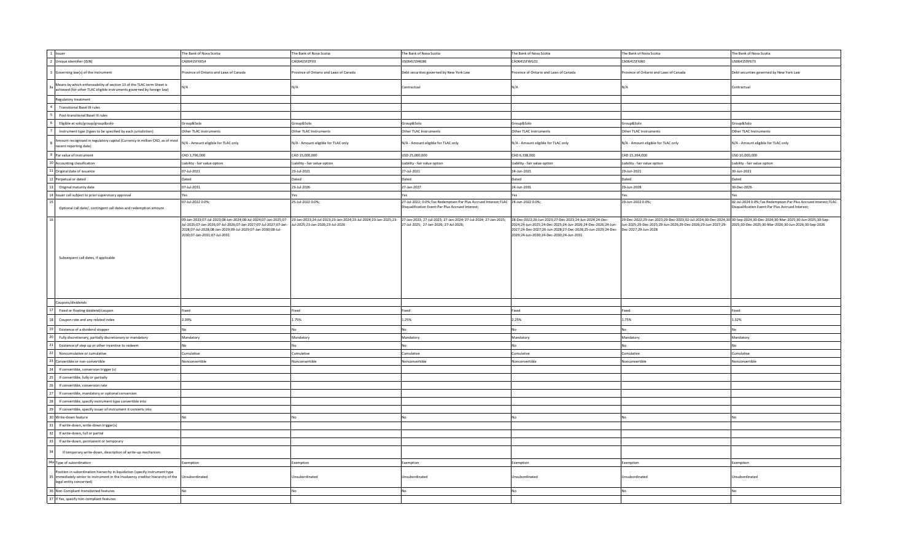| | | | | | | | |
|---|---|---|---|---|---|---|---|
| 1 | Issuer | The Bank of Nova Scotia | The Bank of Nova Scotia | The Bank of Nova Scotia | The Bank of Nova Scotia | The Bank of Nova Scotia | The Bank of Nova Scotia |
| 2 | Unique identifier (ISIN) | CA06415FXX54 | CA06415FZF03 | US0641594G86 | CA06415FWG31 | CA06415FXJ60 | US064159Y673 |
| 3 | Governing law(s) of the instrument | Province of Ontario and Laws of Canada | Province of Ontario and Laws of Canada | Debt securities governed by New York Law | Province of Ontario and Laws of Canada | Province of Ontario and Laws of Canada | Debt securities governed by New York Law |
| 3a | Means by which enforceability of section 13 of the TLAC term Sheet is achieved (for other TLAC eligible instruments governed by foreign law) | N/A | N/A | Contractual | N/A | N/A | Contractual |
| | Regulatory treatment | | | | | | |
| 4 | Transitional Basel III rules | | | | | | |
| 5 | Post-transitional Basel III rules | | | | | | |
| 6 | Eligible at solo/group/group&solo | Group&Solo | Group&Solo | Group&Solo | Group&Solo | Group&Solo | Group&Solo |
| 7 | Instrument type (types to be specified by each jurisdiction) | Other TLAC Instruments | Other TLAC Instruments | Other TLAC Instruments | Other TLAC Instruments | Other TLAC Instruments | Other TLAC Instruments |
| 8 | Amount recognised in regulatory capital (Currency in million CAD, as of most recent reporting date) | N/A - Amount eligible for TLAC only | N/A - Amount eligible for TLAC only | N/A - Amount eligible for TLAC only | N/A - Amount eligible for TLAC only | N/A - Amount eligible for TLAC only | N/A - Amount eligible for TLAC only |
| 9 | Par value of instrument | CAD 1,796,000 | CAD 15,000,000 | USD 25,000,000 | CAD 6,338,000 | CAD 15,394,000 | USD 10,000,000 |
| 10 | Accounting classification | Liability - fair value option | Liability - fair value option | Liability - fair value option | Liability - fair value option | Liability - fair value option | Liability - fair value option |
| 11 | Original date of issuance | 07-Jul-2021 | 23-Jul-2021 | 27-Jul-2021 | 24-Jun-2021 | 29-Jun-2021 | 30-Jun-2021 |
| 12 | Perpetual or dated | Dated | Dated | Dated | Dated | Dated | Dated |
| 13 | Original maturity date | 07-Jul-2031 | 23-Jul-2026 | 27-Jan-2027 | 24-Jun-2031 | 29-Jun-2028 | 30-Dec-2026 |
| 14 | Issuer call subject to prior supervisory approval | Yes | Yes | Yes | Yes | Yes | Yes |
| 15 | Optional call date/, contingent call dates and redemption amount | 07-Jul-2022 0.0%; | 25-Jul-2022 0.0%; | 27-Jul-2022; 0.0%;Tax Redemption:Par Plus Accrued Interest;TLAC Disqualification Event:Par Plus Accrued Interest; | 24-Jun-2022 0.0%; | 29-Jun-2022 0.0%; | 02-Jul-2024 0.0%;Tax Redemption:Par Plus Accrued Interest;TLAC Disqualification Event:Par Plus Accrued Interest; |
| 16 | Subsequent call dates, if applicable | 09-Jan-2023;07-Jul-2023;08-Jan-2024;08-Jul-2024;07-Jan-2025;07-Jul-2025;07-Jan-2026;07-Jul-2026;07-Jan-2027;07-Jul-2027;07-Jan-2028;07-Jul-2028;08-Jan-2029;09-Jul-2029;07-Jan-2030;08-Jul-2030;07-Jan-2031;07-Jul-2031 | 23-Jan-2023;24-Jul-2023;23-Jan-2024;23-Jul-2024;23-Jan-2025;23-Jul-2025;23-Jan-2026;23-Jul-2026 | 27-Jan-2023; 27-Jul-2023; 27-Jan-2024; 27-Jul-2024; 27-Jan-2025; 27-Jul-2025; 27-Jan-2026; 27-Jul-2026; | 28-Dec-2022;26-Jun-2023;27-Dec-2023;24-Jun-2024;24-Dec-2024;24-Jun-2025;24-Dec-2025;24-Jun-2026;24-Dec-2026;24-Jun-2027;24-Dec-2027;26-Jun-2028;27-Dec-2028;25-Jun-2029;24-Dec-2029;24-Jun-2030;24-Dec-2030;24-Jun-2031 | 29-Dec-2022;29-Jun-2023;29-Dec-2023;02-Jul-2024;30-Dec-2024;30-Jun-2025;29-Dec-2025;29-Jun-2026;29-Dec-2026;29-Jun-2027;29-Dec-2027;29-Jun-2028 | 30-Sep-2024;30-Dec-2024;30-Mar-2025;30-Jun-2025;30-Sep-2025;30-Dec-2025;30-Mar-2026;30-Jun-2026;30-Sep-2026 |
| | Coupons/dividends | | | | | | |
| 17 | Fixed or floating dividend/coupon | Fixed | Fixed | Fixed | Fixed | Fixed | Fixed |
| 18 | Coupon rate and any related index | 2.39% | 1.75% | 1.25% | 2.25% | 1.75% | 1.32% |
| 19 | Existence of a dividend stopper | No | No | No | No | No | No |
| 20 | Fully discretionary, partially discretionary or mandatory | Mandatory | Mandatory | Mandatory | Mandatory | Mandatory | Mandatory |
| 21 | Existence of step up or other incentive to redeem | No | No | No | No | No | No |
| 22 | Noncumulative or cumulative | Cumulative | Cumulative | Cumulative | Cumulative | Cumulative | Cumulative |
| 23 | Convertible or non-convertible | Nonconvertible | Nonconvertible | Nonconvertible | Nonconvertible | Nonconvertible | Nonconvertible |
| 24 | If convertible, conversion trigger (s) | | | | | | |
| 25 | If convertible, fully or partially | | | | | | |
| 26 | If convertible, conversion rate | | | | | | |
| 27 | If convertible, mandatory or optional conversion | | | | | | |
| 28 | If convertible, specify instrument type convertible into | | | | | | |
| 29 | If convertible, specify issuer of instrument it converts into | | | | | | |
| 30 | Write-down feature | No | No | No | No | No | No |
| 31 | If write-down, write-down trigger(s) | | | | | | |
| 32 | If write-down, full or partial | | | | | | |
| 33 | If write-down, permanent or temporary | | | | | | |
| 34 | If temporary write-down, description of write-up mechanism | | | | | | |
| 34a | Type of subordination | Exemption | Exemption | Exemption | Exemption | Exemption | Exemption |
| 35 | Position in subordination hierarchy in liquidation (specify instrument type immediately senior to instrument in the insolvency creditor hierarchy of the legal entity concerned) | Unsubordinated | Unsubordinated | Unsubordinated | Unsubordinated | Unsubordinated | Unsubordinated |
| 36 | Non-Compliant transitioned features | No | No | No | No | No | No |
| 37 | If Yes, specify non-compliant features | | | | | | |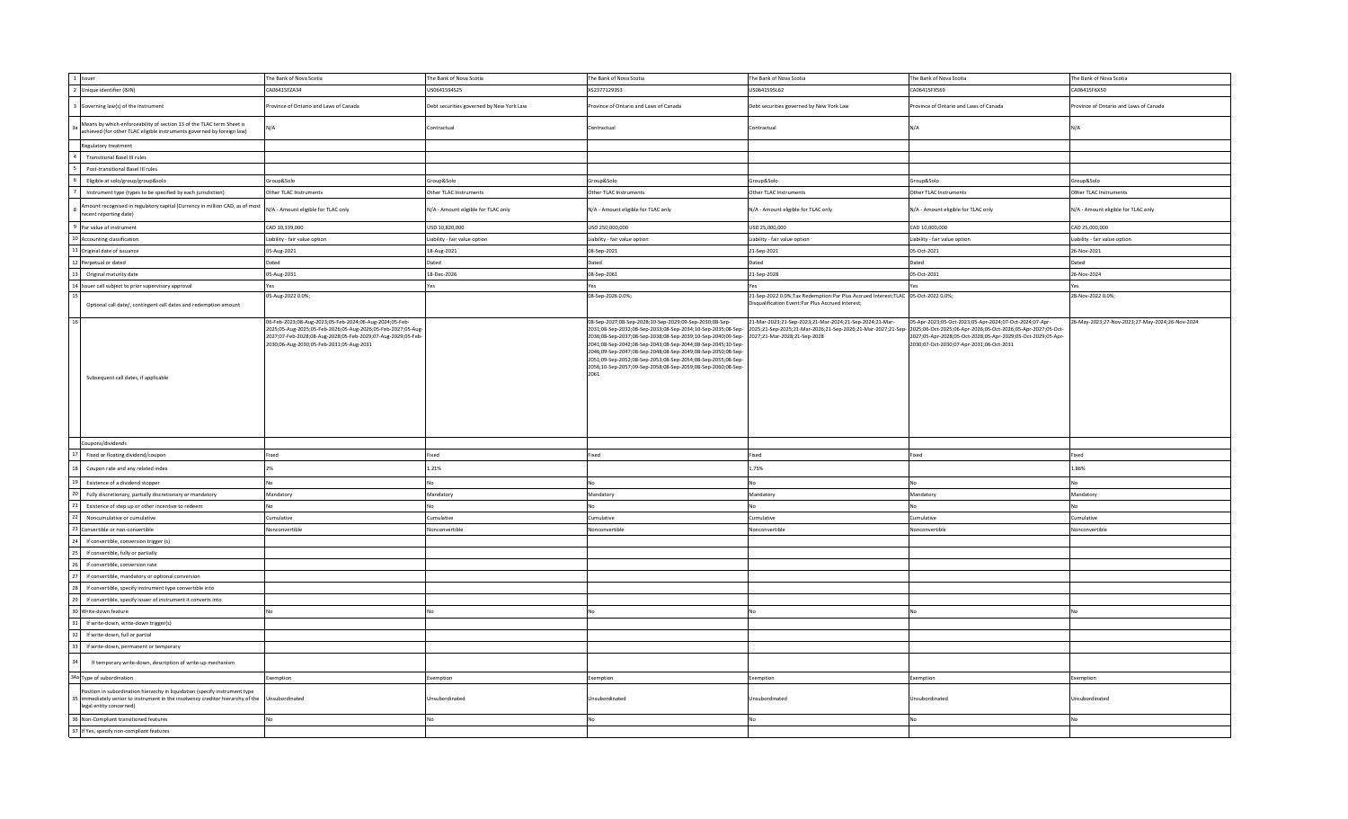| # | | | | | | | |
|---|---|---|---|---|---|---|---|
| 1 | Issuer | The Bank of Nova Scotia | The Bank of Nova Scotia | The Bank of Nova Scotia | The Bank of Nova Scotia | The Bank of Nova Scotia | The Bank of Nova Scotia |
| 2 | Unique identifier (ISIN) | CA06415FZA34 | US0641594S25 | XS2377129353 | US064159SL62 | CA06415FXS69 | CA06415F6X50 |
| 3 | Governing law(s) of the instrument | Province of Ontario and Laws of Canada | Debt securities governed by New York Law | Province of Ontario and Laws of Canada | Debt securities governed by New York Law | Province of Ontario and Laws of Canada | Province of Ontario and Laws of Canada |
| 3a | Means by which enforceability of section 13 of the TLAC term Sheet is achieved (for other TLAC eligible instruments governed by foreign law) | N/A | Contractual | Contractual | Contractual | N/A | N/A |
| | Regulatory treatment | | | | | | |
| 4 | Transitional Basel III rules | | | | | | |
| 5 | Post-transitional Basel III rules | | | | | | |
| 6 | Eligible at solo/group/group&solo | Group&Solo | Group&Solo | Group&Solo | Group&Solo | Group&Solo | Group&Solo |
| 7 | Instrument type (types to be specified by each jurisdiction) | Other TLAC Instruments | Other TLAC Instruments | Other TLAC Instruments | Other TLAC Instruments | Other TLAC Instruments | Other TLAC Instruments |
| 8 | Amount recognised in regulatory capital (Currency in million CAD, as of most recent reporting date) | N/A - Amount eligible for TLAC only | N/A - Amount eligible for TLAC only | N/A - Amount eligible for TLAC only | N/A - Amount eligible for TLAC only | N/A - Amount eligible for TLAC only | N/A - Amount eligible for TLAC only |
| 9 | Par value of instrument | CAD 10,339,000 | USD 10,820,000 | USD 250,000,000 | USD 25,000,000 | CAD 10,000,000 | CAD 25,000,000 |
| 10 | Accounting classification | Liability - fair value option | Liability - fair value option | Liability - fair value option | Liability - fair value option | Liability - fair value option | Liability - fair value option |
| 11 | Original date of issuance | 05-Aug-2021 | 18-Aug-2021 | 08-Sep-2021 | 21-Sep-2021 | 05-Oct-2021 | 26-Nov-2021 |
| 12 | Perpetual or dated | Dated | Dated | Dated | Dated | Dated | Dated |
| 13 | Original maturity date | 05-Aug-2031 | 18-Dec-2026 | 08-Sep-2061 | 21-Sep-2028 | 05-Oct-2031 | 26-Nov-2024 |
| 14 | Issuer call subject to prior supervisory approval | Yes | Yes | Yes | Yes | Yes | Yes |
| 15 | Optional call date/, contingent call dates and redemption amount | 05-Aug-2022 0.0%; | | 08-Sep-2026 0.0%; | 21-Sep-2022 0.0%;Tax Redemption:Par Plus Accrued Interest;TLAC Disqualification Event:Par Plus Accrued Interest; | 05-Oct-2022 0.0%; | 26-Nov-2022 0.0%; |
| 16 | Subsequent call dates, if applicable | 06-Feb-2023;08-Aug-2023;05-Feb-2024;06-Aug-2024;05-Feb-2025;05-Aug-2025;05-Feb-2026;05-Aug-2026;05-Feb-2027;05-Aug-2027;07-Feb-2028;08-Aug-2028;05-Feb-2029;07-Aug-2029;05-Feb-2030;06-Aug-2030;05-Feb-2031;05-Aug-2031 | | 08-Sep-2027;08-Sep-2028;10-Sep-2029;09-Sep-2030;08-Sep-2031;08-Sep-2032;08-Sep-2033;08-Sep-2034;10-Sep-2035;08-Sep-2036;08-Sep-2037;08-Sep-2038;08-Sep-2039;10-Sep-2040;09-Sep-2041;08-Sep-2042;08-Sep-2043;08-Sep-2044;08-Sep-2045;10-Sep-2046;09-Sep-2047;08-Sep-2048;08-Sep-2049;08-Sep-2050;08-Sep-2051;09-Sep-2052;08-Sep-2053;08-Sep-2054;08-Sep-2055;08-Sep-2056;10-Sep-2057;09-Sep-2058;08-Sep-2059;08-Sep-2060;08-Sep-2061 | 21-Mar-2023;21-Sep-2023;21-Mar-2024;21-Sep-2024;21-Mar-2025;21-Sep-2025;21-Mar-2026;21-Sep-2026;21-Mar-2027;21-Sep-2027;21-Mar-2028;21-Sep-2028 | 05-Apr-2023;05-Oct-2023;05-Apr-2024;07-Oct-2024;07-Apr-2025;06-Oct-2025;06-Apr-2026;05-Oct-2026;05-Apr-2027;05-Oct-2027;05-Apr-2028;05-Oct-2028;05-Apr-2029;05-Oct-2029;05-Apr-2030;07-Oct-2030;07-Apr-2031;06-Oct-2031 | 26-May-2023;27-Nov-2023;27-May-2024;26-Nov-2024 |
| | Coupons/dividends | | | | | | |
| 17 | Fixed or floating dividend/coupon | Fixed | Fixed | Fixed | Fixed | Fixed | Fixed |
| 18 | Coupon rate and any related index | 2% | 1.21% | | 1.75% | | 1.86% |
| 19 | Existence of a dividend stopper | No | No | No | No | No | No |
| 20 | Fully discretionary, partially discretionary or mandatory | Mandatory | Mandatory | Mandatory | Mandatory | Mandatory | Mandatory |
| 21 | Existence of step up or other incentive to redeem | No | No | No | No | No | No |
| 22 | Noncumulative or cumulative | Cumulative | Cumulative | Cumulative | Cumulative | Cumulative | Cumulative |
| 23 | Convertible or non-convertible | Nonconvertible | Nonconvertible | Nonconvertible | Nonconvertible | Nonconvertible | Nonconvertible |
| 24 | If convertible, conversion trigger (s) | | | | | | |
| 25 | If convertible, fully or partially | | | | | | |
| 26 | If convertible, conversion rate | | | | | | |
| 27 | If convertible, mandatory or optional conversion | | | | | | |
| 28 | If convertible, specify instrument type convertible into | | | | | | |
| 29 | If convertible, specify issuer of instrument it converts into | | | | | | |
| 30 | Write-down feature | No | No | No | No | No | No |
| 31 | If write-down, write-down trigger(s) | | | | | | |
| 32 | If write-down, full or partial | | | | | | |
| 33 | If write-down, permanent or temporary | | | | | | |
| 34 | If temporary write-down, description of write-up mechanism | | | | | | |
| 34a | Type of subordination | Exemption | Exemption | Exemption | Exemption | Exemption | Exemption |
| 35 | Position in subordination hierarchy in liquidation (specify instrument type immediately senior to instrument in the insolvency creditor hierarchy of the legal entity concerned) | Unsubordinated | Unsubordinated | Unsubordinated | Unsubordinated | Unsubordinated | Unsubordinated |
| 36 | Non-Compliant transitioned features | No | No | No | No | No | No |
| 37 | If Yes, specify non-compliant features | | | | | | |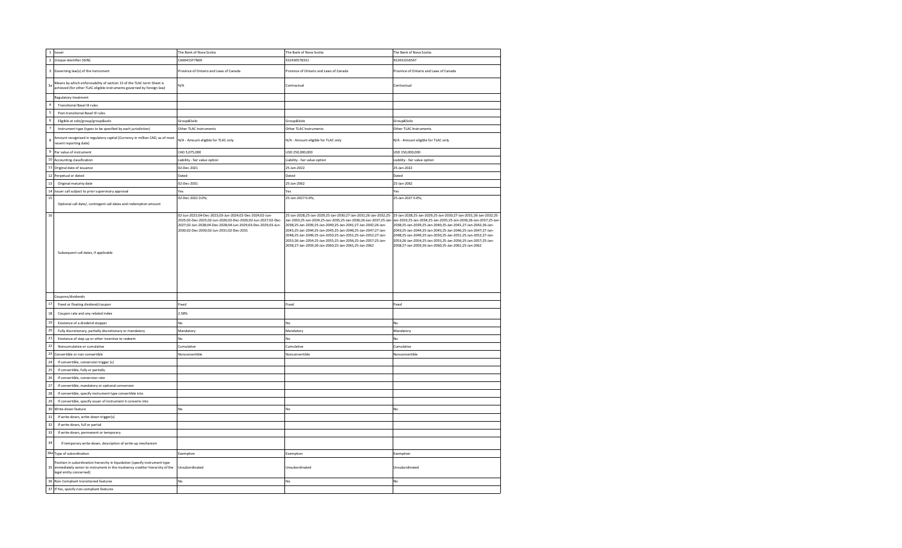| | | | | |
|---|---|---|---|---|
| 1 | Issuer | The Bank of Nova Scotia | The Bank of Nova Scotia | The Bank of Nova Scotia |
| 2 | Unique identifier (ISIN) | CA06415F7N69 | XS2430578331 | XS2431016547 |
| 3 | Governing law(s) of the instrument | Province of Ontario and Laws of Canada | Province of Ontario and Laws of Canada | Province of Ontario and Laws of Canada |
| 3a | Means by which enforceability of section 13 of the TLAC term Sheet is achieved (for other TLAC eligible instruments governed by foreign law) | N/A | Contractual | Contractual |
| | Regulatory treatment | | | |
| 4 | Transitional Basel III rules | | | |
| 5 | Post-transitional Basel III rules | | | |
| 6 | Eligible at solo/group/group&solo | Group&Solo | Group&Solo | Group&Solo |
| 7 | Instrument type (types to be specified by each jurisdiction) | Other TLAC Instruments | Other TLAC Instruments | Other TLAC Instruments |
| 8 | Amount recognised in regulatory capital (Currency in million CAD, as of most recent reporting date) | N/A - Amount eligible for TLAC only | N/A - Amount eligible for TLAC only | N/A - Amount eligible for TLAC only |
| 9 | Par value of instrument | CAD 5,075,000 | USD 250,000,000 | USD 150,000,000 |
| 10 | Accounting classification | Liability - fair value option | Liability - fair value option | Liability - fair value option |
| 11 | Original date of issuance | 02-Dec-2021 | 25-Jan-2022 | 25-Jan-2022 |
| 12 | Perpetual or dated | Dated | Dated | Dated |
| 13 | Original maturity date | 02-Dec-2031 | 25-Jan-2062 | 25-Jan-2062 |
| 14 | Issuer call subject to prior supervisory approval | Yes | Yes | Yes |
| 15 | Optional call date/, contingent call dates and redemption amount | 02-Dec-2022 0.0%; | 25-Jan-2027 0.0%; | 25-Jan-2027 0.0%; |
| 16 | Subsequent call dates, if applicable | 02-Jun-2023;04-Dec-2023;03-Jun-2024;02-Dec-2024;02-Jun-2025;02-Dec-2025;02-Jun-2026;02-Dec-2026;02-Jun-2027;02-Dec-2027;02-Jun-2028;04-Dec-2028;04-Jun-2029;03-Dec-2029;03-Jun-2030;02-Dec-2030;02-Jun-2031;02-Dec-2031 | 25-Jan-2028;25-Jan-2029;25-Jan-2030;27-Jan-2031;26-Jan-2032;25-Jan-2033;25-Jan-2034;25-Jan-2035;25-Jan-2036;26-Jan-2037;25-Jan-2038;25-Jan-2039;25-Jan-2040;25-Jan-2041;27-Jan-2042;26-Jan-2043;25-Jan-2044;25-Jan-2045;25-Jan-2046;25-Jan-2047;27-Jan-2048;25-Jan-2049;25-Jan-2050;25-Jan-2051;25-Jan-2052;27-Jan-2053;26-Jan-2054;25-Jan-2055;25-Jan-2056;25-Jan-2057;25-Jan-2058;27-Jan-2059;26-Jan-2060;25-Jan-2061;25-Jan-2062 | 25-Jan-2028;25-Jan-2029;25-Jan-2030;27-Jan-2031;26-Jan-2032;25-Jan-2033;25-Jan-2034;25-Jan-2035;25-Jan-2036;26-Jan-2037;25-Jan-2038;25-Jan-2039;25-Jan-2040;25-Jan-2041;27-Jan-2042;26-Jan-2043;25-Jan-2044;25-Jan-2045;25-Jan-2046;25-Jan-2047;27-Jan-2048;25-Jan-2049;25-Jan-2050;25-Jan-2051;25-Jan-2052;27-Jan-2053;26-Jan-2054;25-Jan-2055;25-Jan-2056;25-Jan-2057;25-Jan-2058;27-Jan-2059;26-Jan-2060;25-Jan-2061;25-Jan-2062 |
| | Coupons/dividends | | | |
| 17 | Fixed or floating dividend/coupon | Fixed | Fixed | Fixed |
| 18 | Coupon rate and any related index | 2.58% | | |
| 19 | Existence of a dividend stopper | No | No | No |
| 20 | Fully discretionary, partially discretionary or mandatory | Mandatory | Mandatory | Mandatory |
| 21 | Existence of step up or other incentive to redeem | No | No | No |
| 22 | Noncumulative or cumulative | Cumulative | Cumulative | Cumulative |
| 23 | Convertible or non-convertible | Nonconvertible | Nonconvertible | Nonconvertible |
| 24 | If convertible, conversion trigger (s) | | | |
| 25 | If convertible, fully or partially | | | |
| 26 | If convertible, conversion rate | | | |
| 27 | If convertible, mandatory or optional conversion | | | |
| 28 | If convertible, specify instrument type convertible into | | | |
| 29 | If convertible, specify issuer of instrument it converts into | | | |
| 30 | Write-down feature | No | No | No |
| 31 | If write-down, write-down trigger(s) | | | |
| 32 | If write-down, full or partial | | | |
| 33 | If write-down, permanent or temporary | | | |
| 34 | If temporary write-down, description of write-up mechanism | | | |
| 34a | Type of subordination | Exemption | Exemption | Exemption |
| 35 | Position in subordination hierarchy in liquidation (specify instrument type immediately senior to instrument in the insolvency creditor hierarchy of the legal entity concerned) | Unsubordinated | Unsubordinated | Unsubordinated |
| 36 | Non-Compliant transitioned features | No | No | No |
| 37 | If Yes, specify non-compliant features | | | |